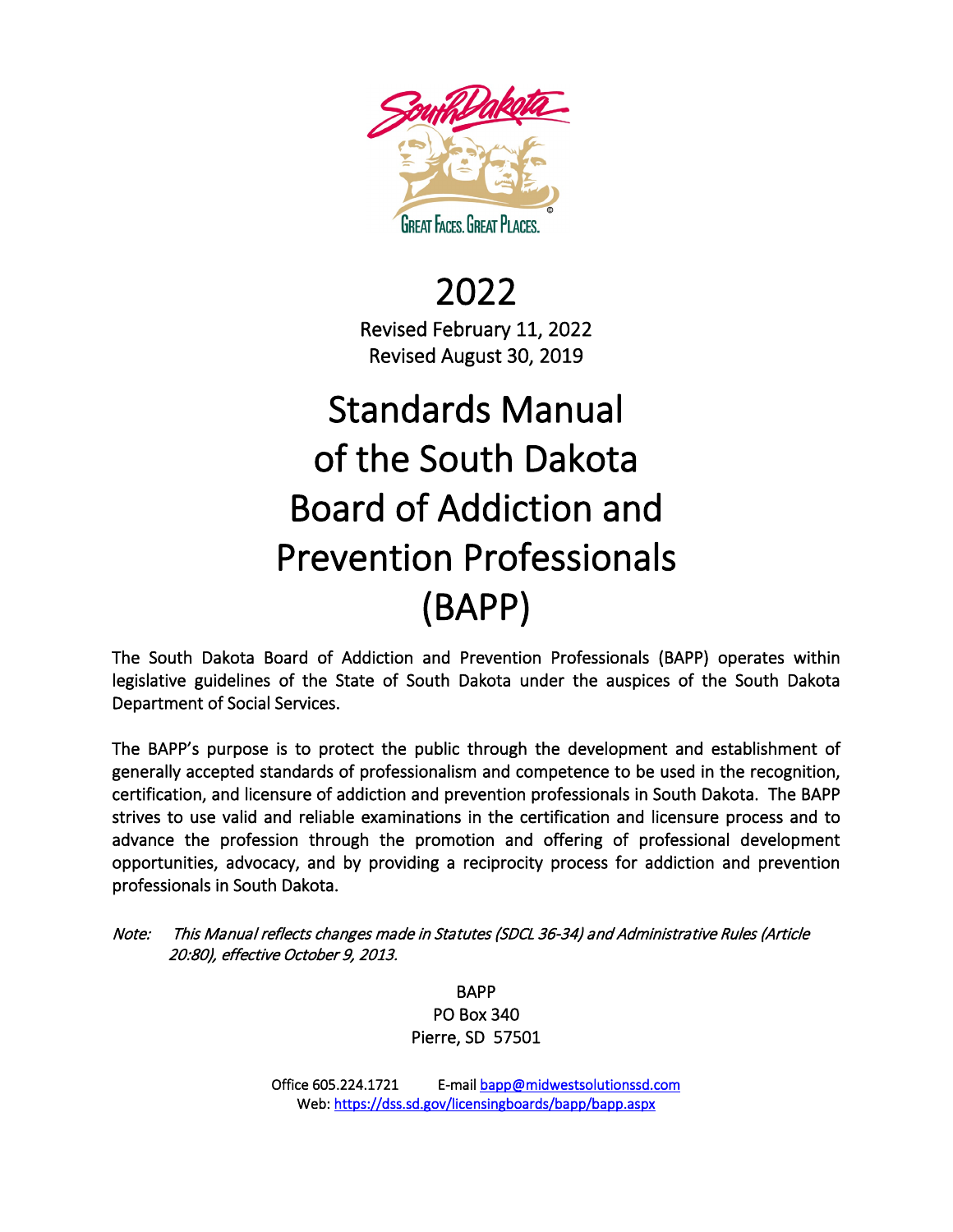2022

Revised February 11, 2022

Revised August 30, 2019

# Standards Manual of the South Dakota Board of Addiction and Prevention Professionals (BAPP)

The South Dakota Board of Addiction and Prevention Professionals (BAPP) operates within legislative guidelines of the State of South Dakota under the auspices of the South Dakota Department of Social Services.

The BAPP's purpose is to protect the public through the development and establishment of generally accepted standards of professionalism and competence to be used in the recognition, certification, and licensure of addiction and prevention professionals in South Dakota. The BAPP strives to use valid and reliable examinations in the certification and licensure process and to advance the profession through the promotion and offering of professional development opportunities, advocacy, and by providing a reciprocity process for addiction and prevention professionals in South Dakota.

*Note: This Manual reflects changes made in Statutes (SDCL 36-34) and Administrative Rules (Article 20:80), effective October 9, 2013.*

BAPP
PO Box 340
Pierre, SD 57501

Office 605.224.1721 E-mail [bapp@midwestsolutionssd.com](mailto:bapp@midwestsolutionssd.com)
Web: [https://dss.sd.gov/licensingboards/bapp/bapp.aspx](https://dss.sd.gov/licensingboards/bapp/bapp.aspx)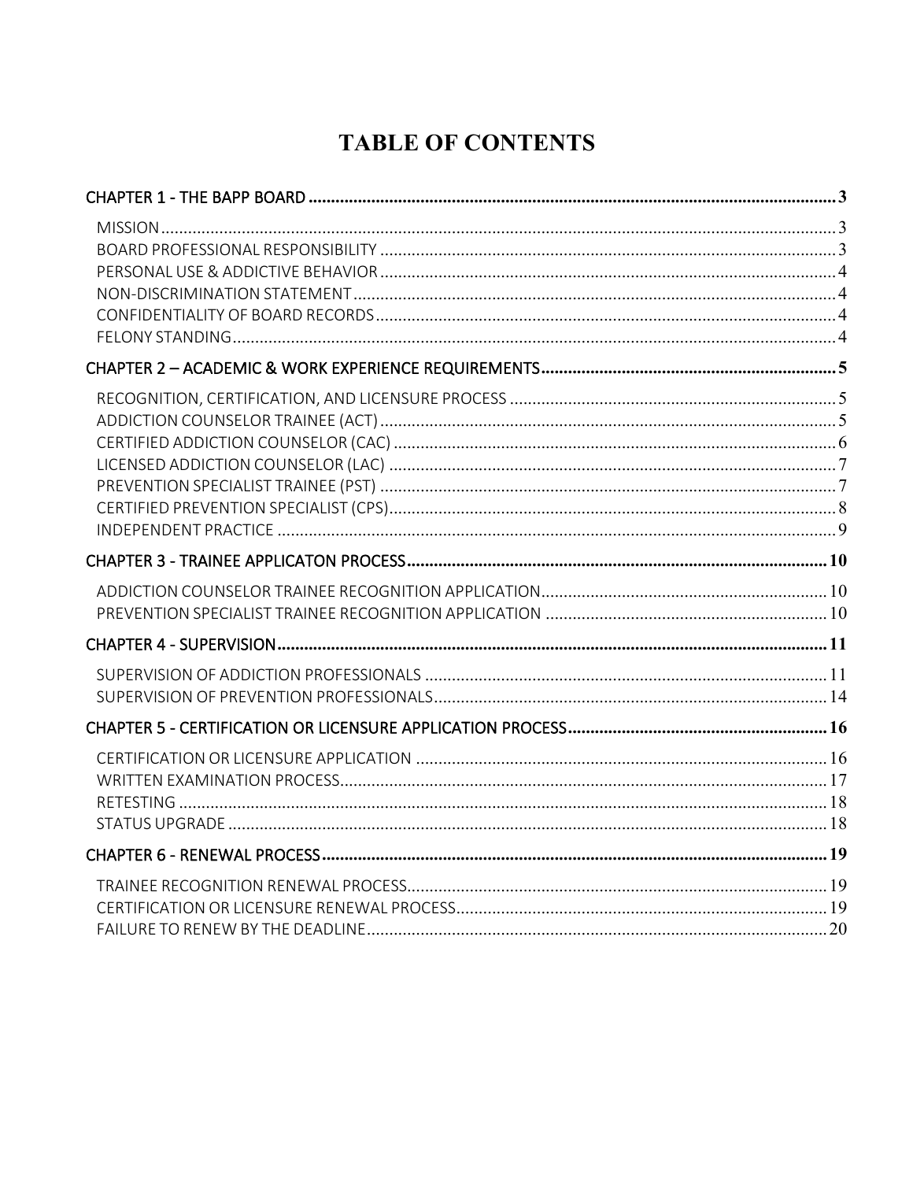# TABLE OF CONTENTS

CHAPTER 1 - THE BAPP BOARD ..... 3

- MISSION ..... 3
- BOARD PROFESSIONAL RESPONSIBILITY ..... 3
- PERSONAL USE & ADDICTIVE BEHAVIOR ..... 4
- NON-DISCRIMINATION STATEMENT ..... 4
- CONFIDENTIALITY OF BOARD RECORDS ..... 4
- FELONY STANDING ..... 4

CHAPTER 2 – ACADEMIC & WORK EXPERIENCE REQUIREMENTS ..... 5

- RECOGNITION, CERTIFICATION, AND LICENSURE PROCESS ..... 5
- ADDICTION COUNSELOR TRAINEE (ACT) ..... 5
- CERTIFIED ADDICTION COUNSELOR (CAC) ..... 6
- LICENSED ADDICTION COUNSELOR (LAC) ..... 7
- PREVENTION SPECIALIST TRAINEE (PST) ..... 7
- CERTIFIED PREVENTION SPECIALIST (CPS) ..... 8
- INDEPENDENT PRACTICE ..... 9

CHAPTER 3 - TRAINEE APPLICATON PROCESS ..... 10

- ADDICTION COUNSELOR TRAINEE RECOGNITION APPLICATION ..... 10
- PREVENTION SPECIALIST TRAINEE RECOGNITION APPLICATION ..... 10

CHAPTER 4 - SUPERVISION ..... 11

- SUPERVISION OF ADDICTION PROFESSIONALS ..... 11
- SUPERVISION OF PREVENTION PROFESSIONALS ..... 14

CHAPTER 5 - CERTIFICATION OR LICENSURE APPLICATION PROCESS ..... 16

- CERTIFICATION OR LICENSURE APPLICATION ..... 16
- WRITTEN EXAMINATION PROCESS ..... 17
- RETESTING ..... 18
- STATUS UPGRADE ..... 18

CHAPTER 6 - RENEWAL PROCESS ..... 19

- TRAINEE RECOGNITION RENEWAL PROCESS ..... 19
- CERTIFICATION OR LICENSURE RENEWAL PROCESS ..... 19
- FAILURE TO RENEW BY THE DEADLINE ..... 20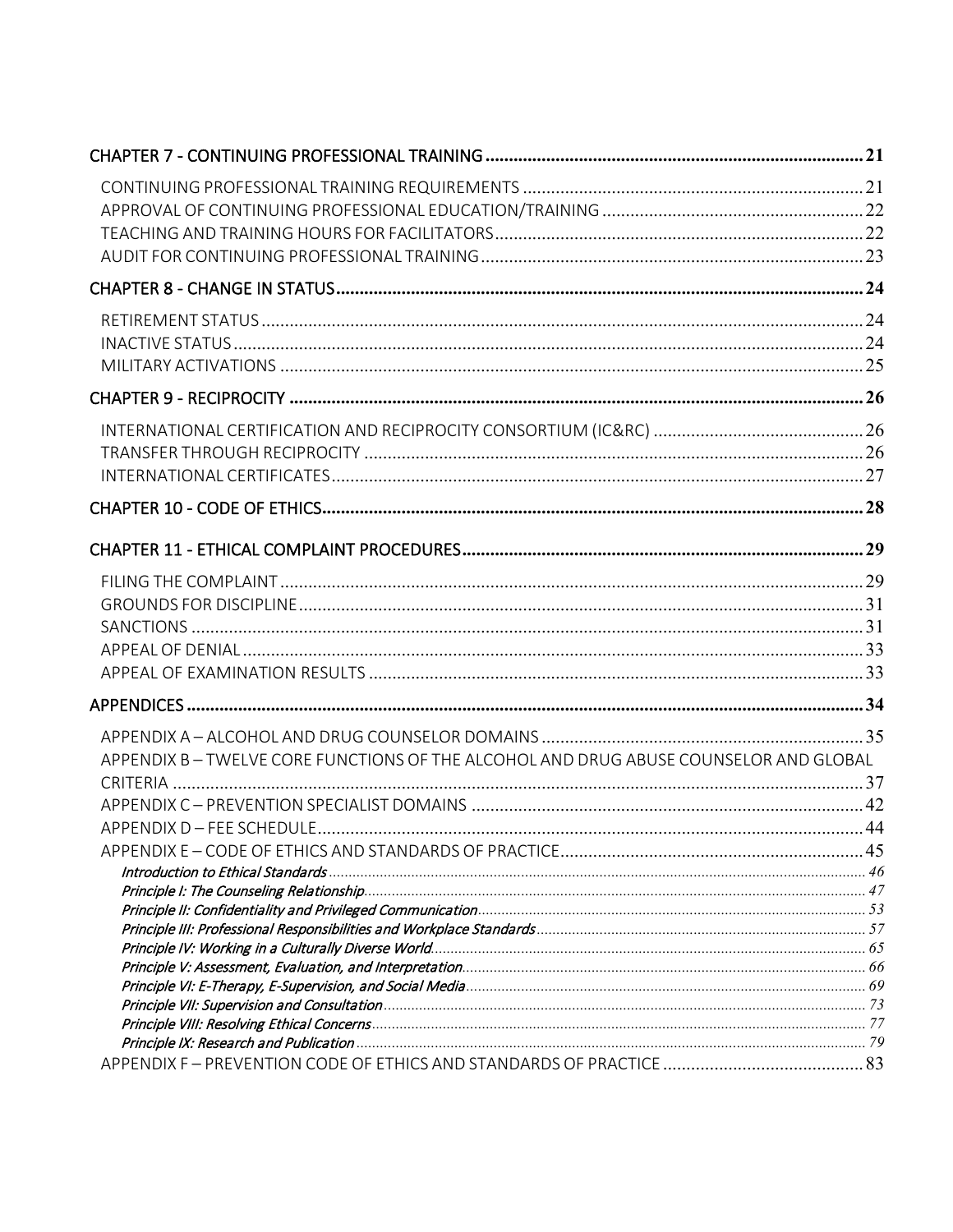CHAPTER 7 - CONTINUING PROFESSIONAL TRAINING ..... 21

- CONTINUING PROFESSIONAL TRAINING REQUIREMENTS ..... 21
- APPROVAL OF CONTINUING PROFESSIONAL EDUCATION/TRAINING ..... 22
- TEACHING AND TRAINING HOURS FOR FACILITATORS ..... 22
- AUDIT FOR CONTINUING PROFESSIONAL TRAINING ..... 23

CHAPTER 8 - CHANGE IN STATUS ..... 24

- RETIREMENT STATUS ..... 24
- INACTIVE STATUS ..... 24
- MILITARY ACTIVATIONS ..... 25

CHAPTER 9 - RECIPROCITY ..... 26

- INTERNATIONAL CERTIFICATION AND RECIPROCITY CONSORTIUM (IC&RC) ..... 26
- TRANSFER THROUGH RECIPROCITY ..... 26
- INTERNATIONAL CERTIFICATES ..... 27

CHAPTER 10 - CODE OF ETHICS ..... 28

CHAPTER 11 - ETHICAL COMPLAINT PROCEDURES ..... 29

- FILING THE COMPLAINT ..... 29
- GROUNDS FOR DISCIPLINE ..... 31
- SANCTIONS ..... 31
- APPEAL OF DENIAL ..... 33
- APPEAL OF EXAMINATION RESULTS ..... 33

APPENDICES ..... 34

- APPENDIX A – ALCOHOL AND DRUG COUNSELOR DOMAINS ..... 35
- APPENDIX B – TWELVE CORE FUNCTIONS OF THE ALCOHOL AND DRUG ABUSE COUNSELOR AND GLOBAL CRITERIA ..... 37
- APPENDIX C – PREVENTION SPECIALIST DOMAINS ..... 42
- APPENDIX D – FEE SCHEDULE ..... 44
- APPENDIX E – CODE OF ETHICS AND STANDARDS OF PRACTICE ..... 45
  - *Introduction to Ethical Standards* ..... 46
  - *Principle I: The Counseling Relationship* ..... 47
  - *Principle II: Confidentiality and Privileged Communication* ..... 53
  - *Principle III: Professional Responsibilities and Workplace Standards* ..... 57
  - *Principle IV: Working in a Culturally Diverse World* ..... 65
  - *Principle V: Assessment, Evaluation, and Interpretation* ..... 66
  - *Principle VI: E-Therapy, E-Supervision, and Social Media* ..... 69
  - *Principle VII: Supervision and Consultation* ..... 73
  - *Principle VIII: Resolving Ethical Concerns* ..... 77
  - *Principle IX: Research and Publication* ..... 79
- APPENDIX F – PREVENTION CODE OF ETHICS AND STANDARDS OF PRACTICE ..... 83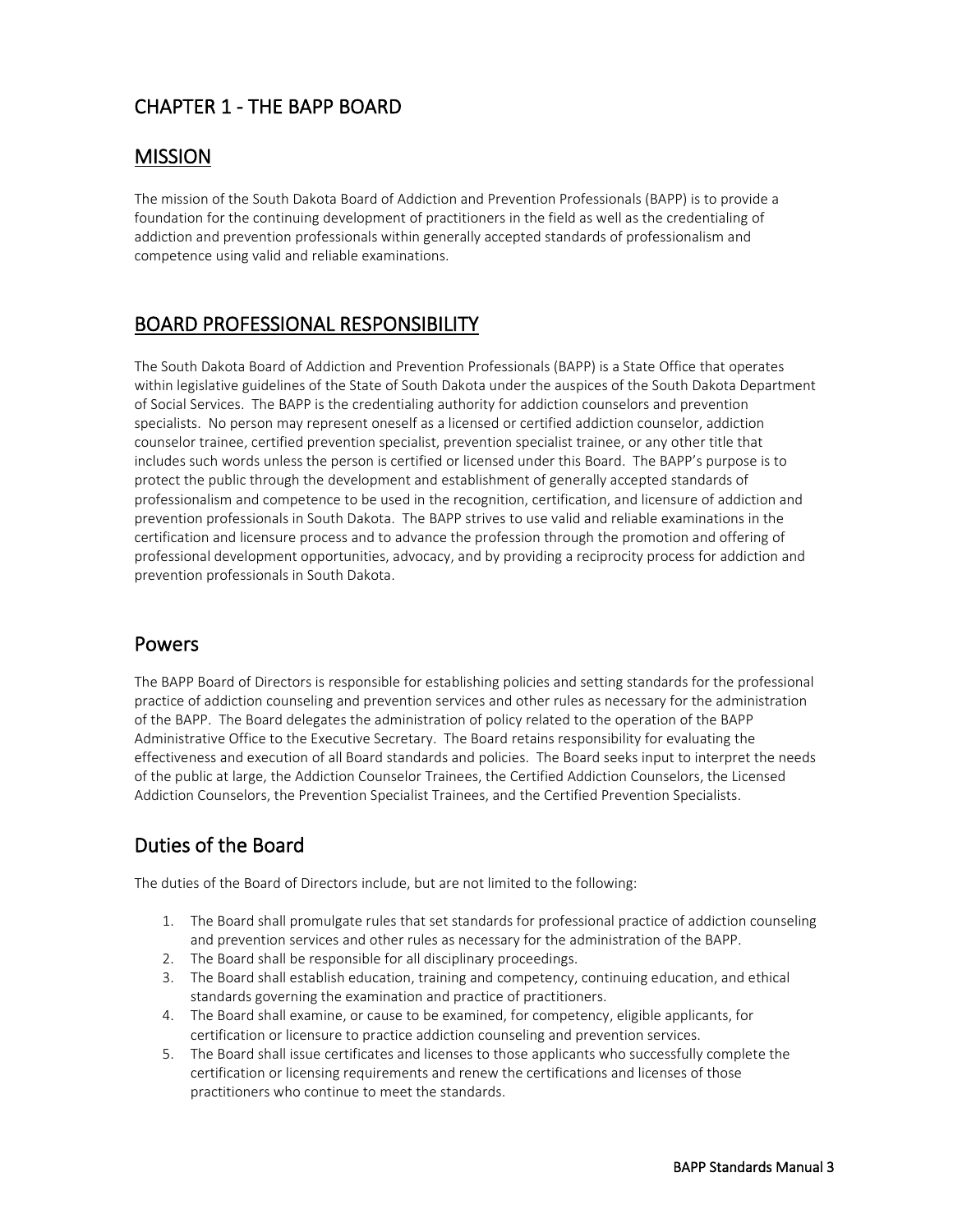# CHAPTER 1 - THE BAPP BOARD

## MISSION

The mission of the South Dakota Board of Addiction and Prevention Professionals (BAPP) is to provide a foundation for the continuing development of practitioners in the field as well as the credentialing of addiction and prevention professionals within generally accepted standards of professionalism and competence using valid and reliable examinations.

## BOARD PROFESSIONAL RESPONSIBILITY

The South Dakota Board of Addiction and Prevention Professionals (BAPP) is a State Office that operates within legislative guidelines of the State of South Dakota under the auspices of the South Dakota Department of Social Services. The BAPP is the credentialing authority for addiction counselors and prevention specialists. No person may represent oneself as a licensed or certified addiction counselor, addiction counselor trainee, certified prevention specialist, prevention specialist trainee, or any other title that includes such words unless the person is certified or licensed under this Board. The BAPP's purpose is to protect the public through the development and establishment of generally accepted standards of professionalism and competence to be used in the recognition, certification, and licensure of addiction and prevention professionals in South Dakota. The BAPP strives to use valid and reliable examinations in the certification and licensure process and to advance the profession through the promotion and offering of professional development opportunities, advocacy, and by providing a reciprocity process for addiction and prevention professionals in South Dakota.

### Powers

The BAPP Board of Directors is responsible for establishing policies and setting standards for the professional practice of addiction counseling and prevention services and other rules as necessary for the administration of the BAPP. The Board delegates the administration of policy related to the operation of the BAPP Administrative Office to the Executive Secretary. The Board retains responsibility for evaluating the effectiveness and execution of all Board standards and policies. The Board seeks input to interpret the needs of the public at large, the Addiction Counselor Trainees, the Certified Addiction Counselors, the Licensed Addiction Counselors, the Prevention Specialist Trainees, and the Certified Prevention Specialists.

### Duties of the Board

The duties of the Board of Directors include, but are not limited to the following:

1. The Board shall promulgate rules that set standards for professional practice of addiction counseling and prevention services and other rules as necessary for the administration of the BAPP.
2. The Board shall be responsible for all disciplinary proceedings.
3. The Board shall establish education, training and competency, continuing education, and ethical standards governing the examination and practice of practitioners.
4. The Board shall examine, or cause to be examined, for competency, eligible applicants, for certification or licensure to practice addiction counseling and prevention services.
5. The Board shall issue certificates and licenses to those applicants who successfully complete the certification or licensing requirements and renew the certifications and licenses of those practitioners who continue to meet the standards.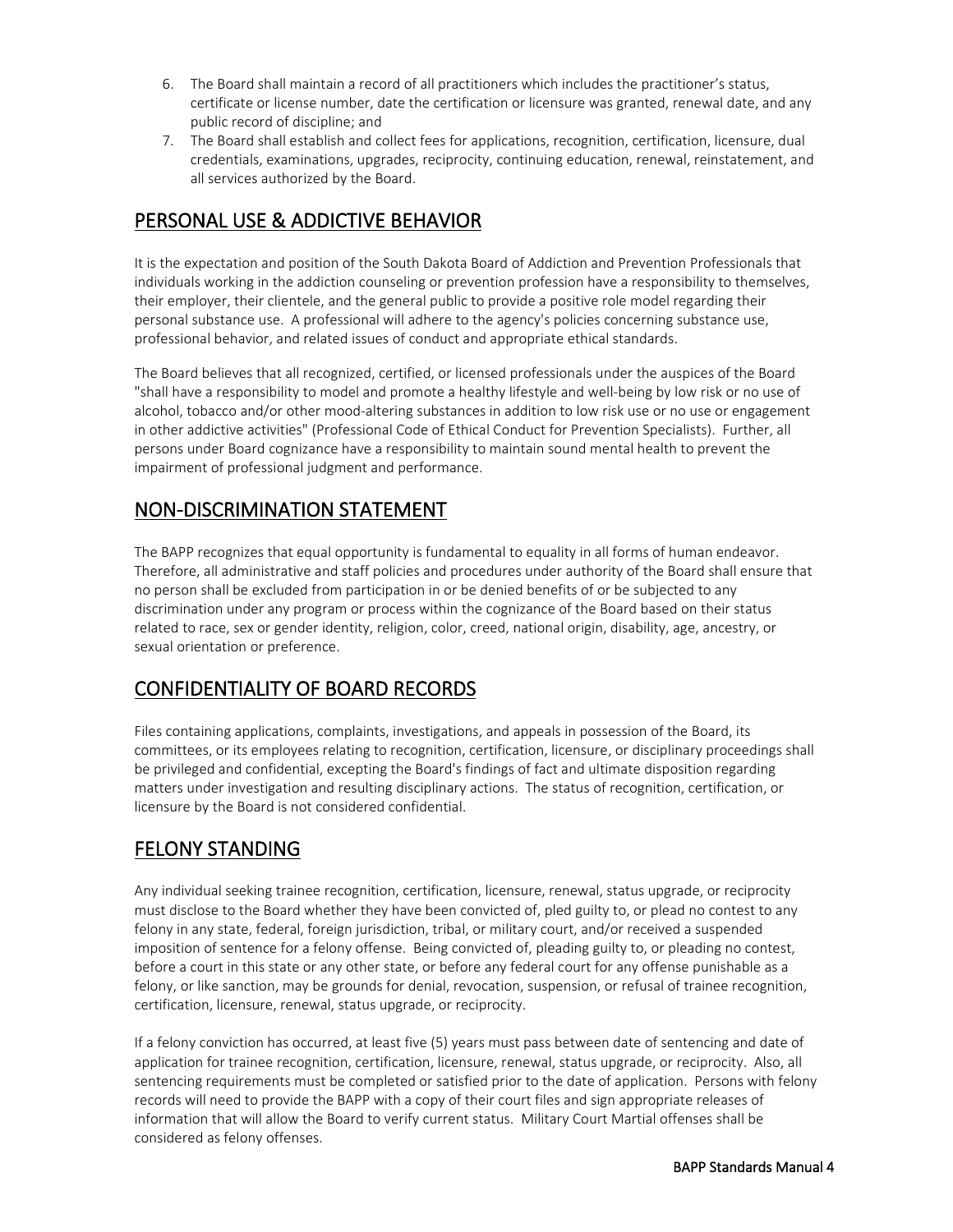6. The Board shall maintain a record of all practitioners which includes the practitioner's status, certificate or license number, date the certification or licensure was granted, renewal date, and any public record of discipline; and
7. The Board shall establish and collect fees for applications, recognition, certification, licensure, dual credentials, examinations, upgrades, reciprocity, continuing education, renewal, reinstatement, and all services authorized by the Board.

## PERSONAL USE & ADDICTIVE BEHAVIOR

It is the expectation and position of the South Dakota Board of Addiction and Prevention Professionals that individuals working in the addiction counseling or prevention profession have a responsibility to themselves, their employer, their clientele, and the general public to provide a positive role model regarding their personal substance use. A professional will adhere to the agency's policies concerning substance use, professional behavior, and related issues of conduct and appropriate ethical standards.

The Board believes that all recognized, certified, or licensed professionals under the auspices of the Board "shall have a responsibility to model and promote a healthy lifestyle and well-being by low risk or no use of alcohol, tobacco and/or other mood-altering substances in addition to low risk use or no use or engagement in other addictive activities" (Professional Code of Ethical Conduct for Prevention Specialists). Further, all persons under Board cognizance have a responsibility to maintain sound mental health to prevent the impairment of professional judgment and performance.

## NON-DISCRIMINATION STATEMENT

The BAPP recognizes that equal opportunity is fundamental to equality in all forms of human endeavor. Therefore, all administrative and staff policies and procedures under authority of the Board shall ensure that no person shall be excluded from participation in or be denied benefits of or be subjected to any discrimination under any program or process within the cognizance of the Board based on their status related to race, sex or gender identity, religion, color, creed, national origin, disability, age, ancestry, or sexual orientation or preference.

## CONFIDENTIALITY OF BOARD RECORDS

Files containing applications, complaints, investigations, and appeals in possession of the Board, its committees, or its employees relating to recognition, certification, licensure, or disciplinary proceedings shall be privileged and confidential, excepting the Board's findings of fact and ultimate disposition regarding matters under investigation and resulting disciplinary actions. The status of recognition, certification, or licensure by the Board is not considered confidential.

## FELONY STANDING

Any individual seeking trainee recognition, certification, licensure, renewal, status upgrade, or reciprocity must disclose to the Board whether they have been convicted of, pled guilty to, or plead no contest to any felony in any state, federal, foreign jurisdiction, tribal, or military court, and/or received a suspended imposition of sentence for a felony offense. Being convicted of, pleading guilty to, or pleading no contest, before a court in this state or any other state, or before any federal court for any offense punishable as a felony, or like sanction, may be grounds for denial, revocation, suspension, or refusal of trainee recognition, certification, licensure, renewal, status upgrade, or reciprocity.

If a felony conviction has occurred, at least five (5) years must pass between date of sentencing and date of application for trainee recognition, certification, licensure, renewal, status upgrade, or reciprocity. Also, all sentencing requirements must be completed or satisfied prior to the date of application. Persons with felony records will need to provide the BAPP with a copy of their court files and sign appropriate releases of information that will allow the Board to verify current status. Military Court Martial offenses shall be considered as felony offenses.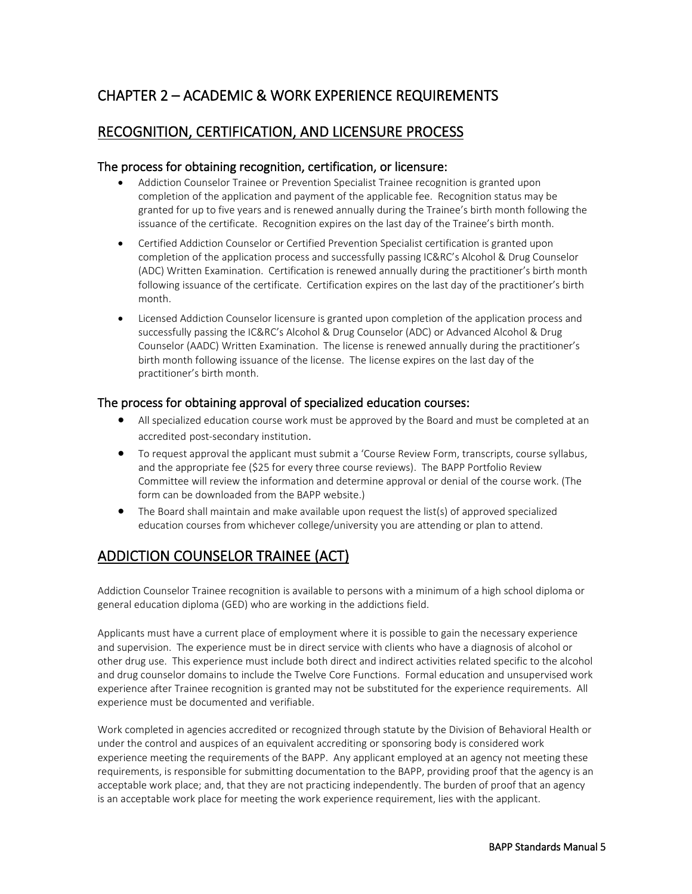# CHAPTER 2 – ACADEMIC & WORK EXPERIENCE REQUIREMENTS

## RECOGNITION, CERTIFICATION, AND LICENSURE PROCESS

### The process for obtaining recognition, certification, or licensure:

- Addiction Counselor Trainee or Prevention Specialist Trainee recognition is granted upon completion of the application and payment of the applicable fee. Recognition status may be granted for up to five years and is renewed annually during the Trainee's birth month following the issuance of the certificate. Recognition expires on the last day of the Trainee's birth month.
- Certified Addiction Counselor or Certified Prevention Specialist certification is granted upon completion of the application process and successfully passing IC&RC's Alcohol & Drug Counselor (ADC) Written Examination. Certification is renewed annually during the practitioner's birth month following issuance of the certificate. Certification expires on the last day of the practitioner's birth month.
- Licensed Addiction Counselor licensure is granted upon completion of the application process and successfully passing the IC&RC's Alcohol & Drug Counselor (ADC) or Advanced Alcohol & Drug Counselor (AADC) Written Examination. The license is renewed annually during the practitioner's birth month following issuance of the license. The license expires on the last day of the practitioner's birth month.

### The process for obtaining approval of specialized education courses:

- All specialized education course work must be approved by the Board and must be completed at an accredited post-secondary institution.
- To request approval the applicant must submit a 'Course Review Form, transcripts, course syllabus, and the appropriate fee ($25 for every three course reviews). The BAPP Portfolio Review Committee will review the information and determine approval or denial of the course work. (The form can be downloaded from the BAPP website.)
- The Board shall maintain and make available upon request the list(s) of approved specialized education courses from whichever college/university you are attending or plan to attend.

## ADDICTION COUNSELOR TRAINEE (ACT)

Addiction Counselor Trainee recognition is available to persons with a minimum of a high school diploma or general education diploma (GED) who are working in the addictions field.

Applicants must have a current place of employment where it is possible to gain the necessary experience and supervision. The experience must be in direct service with clients who have a diagnosis of alcohol or other drug use. This experience must include both direct and indirect activities related specific to the alcohol and drug counselor domains to include the Twelve Core Functions. Formal education and unsupervised work experience after Trainee recognition is granted may not be substituted for the experience requirements. All experience must be documented and verifiable.

Work completed in agencies accredited or recognized through statute by the Division of Behavioral Health or under the control and auspices of an equivalent accrediting or sponsoring body is considered work experience meeting the requirements of the BAPP. Any applicant employed at an agency not meeting these requirements, is responsible for submitting documentation to the BAPP, providing proof that the agency is an acceptable work place; and, that they are not practicing independently. The burden of proof that an agency is an acceptable work place for meeting the work experience requirement, lies with the applicant.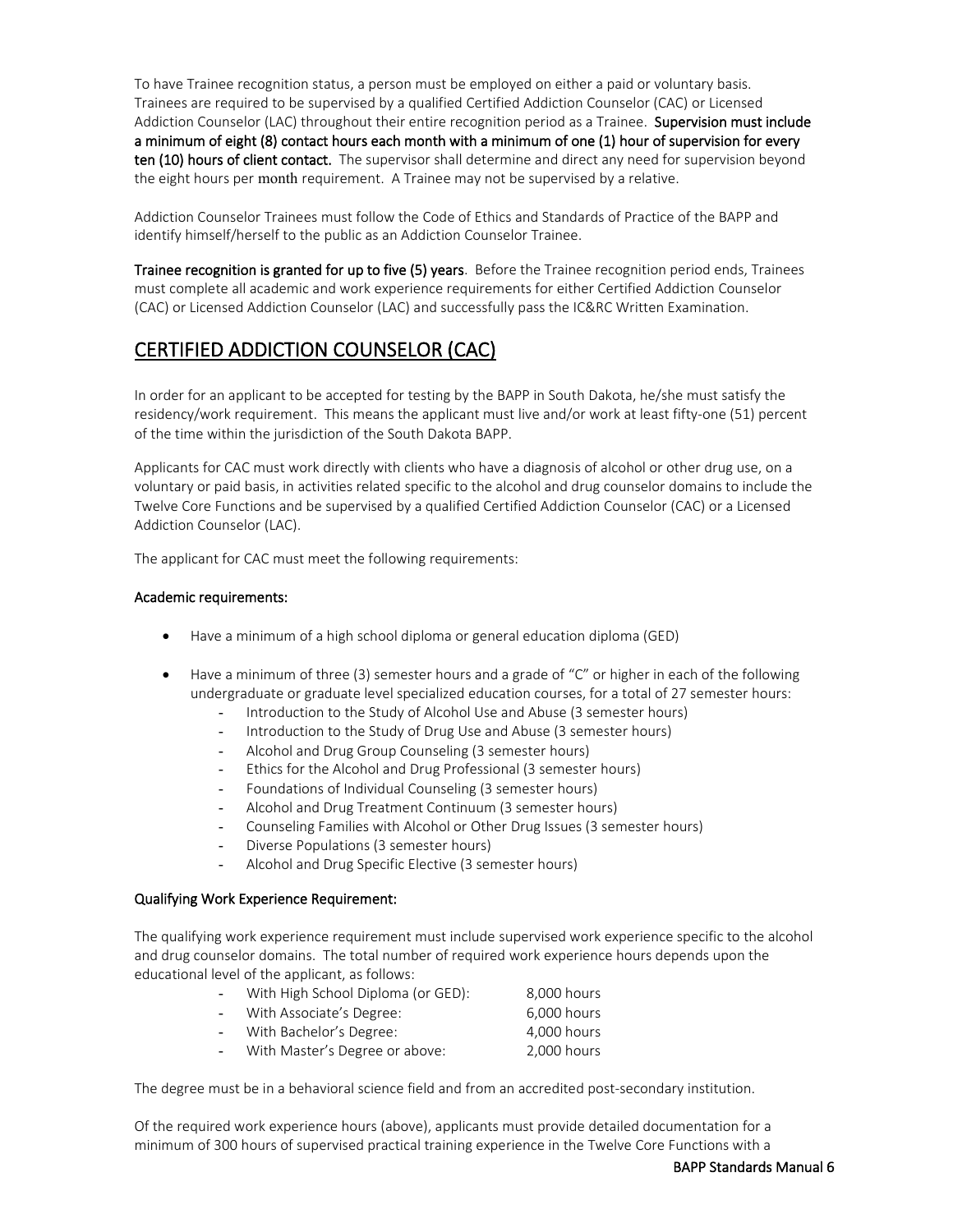To have Trainee recognition status, a person must be employed on either a paid or voluntary basis. Trainees are required to be supervised by a qualified Certified Addiction Counselor (CAC) or Licensed Addiction Counselor (LAC) throughout their entire recognition period as a Trainee. **Supervision must include a minimum of eight (8) contact hours each month with a minimum of one (1) hour of supervision for every ten (10) hours of client contact.** The supervisor shall determine and direct any need for supervision beyond the eight hours per month requirement. A Trainee may not be supervised by a relative.

Addiction Counselor Trainees must follow the Code of Ethics and Standards of Practice of the BAPP and identify himself/herself to the public as an Addiction Counselor Trainee.

**Trainee recognition is granted for up to five (5) years**. Before the Trainee recognition period ends, Trainees must complete all academic and work experience requirements for either Certified Addiction Counselor (CAC) or Licensed Addiction Counselor (LAC) and successfully pass the IC&RC Written Examination.

## CERTIFIED ADDICTION COUNSELOR (CAC)

In order for an applicant to be accepted for testing by the BAPP in South Dakota, he/she must satisfy the residency/work requirement. This means the applicant must live and/or work at least fifty-one (51) percent of the time within the jurisdiction of the South Dakota BAPP.

Applicants for CAC must work directly with clients who have a diagnosis of alcohol or other drug use, on a voluntary or paid basis, in activities related specific to the alcohol and drug counselor domains to include the Twelve Core Functions and be supervised by a qualified Certified Addiction Counselor (CAC) or a Licensed Addiction Counselor (LAC).

The applicant for CAC must meet the following requirements:

**Academic requirements:**

- Have a minimum of a high school diploma or general education diploma (GED)
- Have a minimum of three (3) semester hours and a grade of "C" or higher in each of the following undergraduate or graduate level specialized education courses, for a total of 27 semester hours:
  - Introduction to the Study of Alcohol Use and Abuse (3 semester hours)
  - Introduction to the Study of Drug Use and Abuse (3 semester hours)
  - Alcohol and Drug Group Counseling (3 semester hours)
  - Ethics for the Alcohol and Drug Professional (3 semester hours)
  - Foundations of Individual Counseling (3 semester hours)
  - Alcohol and Drug Treatment Continuum (3 semester hours)
  - Counseling Families with Alcohol or Other Drug Issues (3 semester hours)
  - Diverse Populations (3 semester hours)
  - Alcohol and Drug Specific Elective (3 semester hours)

**Qualifying Work Experience Requirement:**

The qualifying work experience requirement must include supervised work experience specific to the alcohol and drug counselor domains. The total number of required work experience hours depends upon the educational level of the applicant, as follows:

- With High School Diploma (or GED): 8,000 hours
- With Associate's Degree: 6,000 hours
- With Bachelor's Degree: 4,000 hours
- With Master's Degree or above: 2,000 hours

The degree must be in a behavioral science field and from an accredited post-secondary institution.

Of the required work experience hours (above), applicants must provide detailed documentation for a minimum of 300 hours of supervised practical training experience in the Twelve Core Functions with a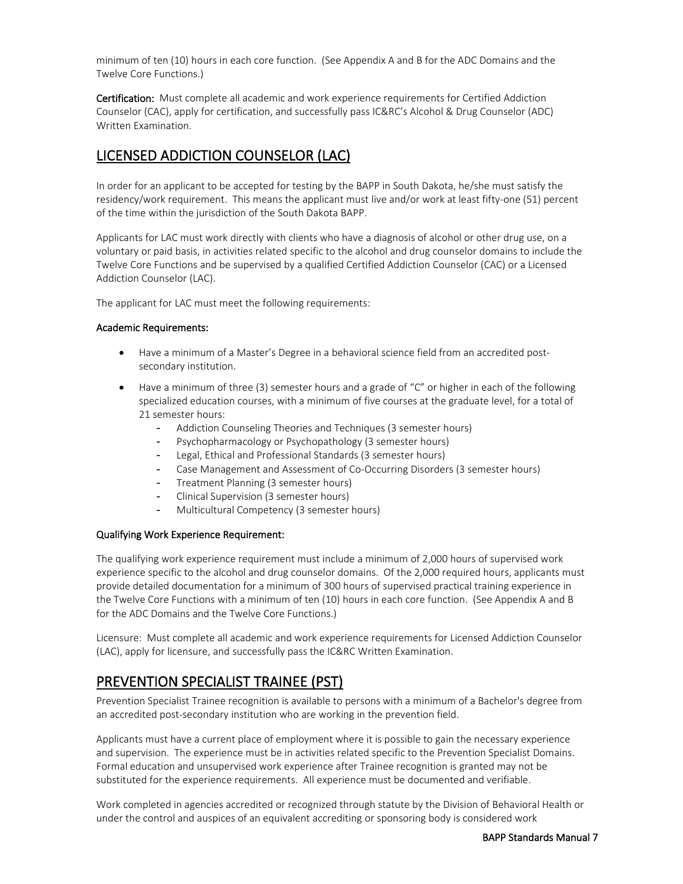minimum of ten (10) hours in each core function. (See Appendix A and B for the ADC Domains and the Twelve Core Functions.)

**Certification:** Must complete all academic and work experience requirements for Certified Addiction Counselor (CAC), apply for certification, and successfully pass IC&RC's Alcohol & Drug Counselor (ADC) Written Examination.

## LICENSED ADDICTION COUNSELOR (LAC)

In order for an applicant to be accepted for testing by the BAPP in South Dakota, he/she must satisfy the residency/work requirement. This means the applicant must live and/or work at least fifty-one (51) percent of the time within the jurisdiction of the South Dakota BAPP.

Applicants for LAC must work directly with clients who have a diagnosis of alcohol or other drug use, on a voluntary or paid basis, in activities related specific to the alcohol and drug counselor domains to include the Twelve Core Functions and be supervised by a qualified Certified Addiction Counselor (CAC) or a Licensed Addiction Counselor (LAC).

The applicant for LAC must meet the following requirements:

**Academic Requirements:**

- Have a minimum of a Master's Degree in a behavioral science field from an accredited post-secondary institution.
- Have a minimum of three (3) semester hours and a grade of "C" or higher in each of the following specialized education courses, with a minimum of five courses at the graduate level, for a total of 21 semester hours:
  - Addiction Counseling Theories and Techniques (3 semester hours)
  - Psychopharmacology or Psychopathology (3 semester hours)
  - Legal, Ethical and Professional Standards (3 semester hours)
  - Case Management and Assessment of Co-Occurring Disorders (3 semester hours)
  - Treatment Planning (3 semester hours)
  - Clinical Supervision (3 semester hours)
  - Multicultural Competency (3 semester hours)

**Qualifying Work Experience Requirement:**

The qualifying work experience requirement must include a minimum of 2,000 hours of supervised work experience specific to the alcohol and drug counselor domains. Of the 2,000 required hours, applicants must provide detailed documentation for a minimum of 300 hours of supervised practical training experience in the Twelve Core Functions with a minimum of ten (10) hours in each core function. (See Appendix A and B for the ADC Domains and the Twelve Core Functions.)

Licensure: Must complete all academic and work experience requirements for Licensed Addiction Counselor (LAC), apply for licensure, and successfully pass the IC&RC Written Examination.

## PREVENTION SPECIALIST TRAINEE (PST)

Prevention Specialist Trainee recognition is available to persons with a minimum of a Bachelor's degree from an accredited post-secondary institution who are working in the prevention field.

Applicants must have a current place of employment where it is possible to gain the necessary experience and supervision. The experience must be in activities related specific to the Prevention Specialist Domains. Formal education and unsupervised work experience after Trainee recognition is granted may not be substituted for the experience requirements. All experience must be documented and verifiable.

Work completed in agencies accredited or recognized through statute by the Division of Behavioral Health or under the control and auspices of an equivalent accrediting or sponsoring body is considered work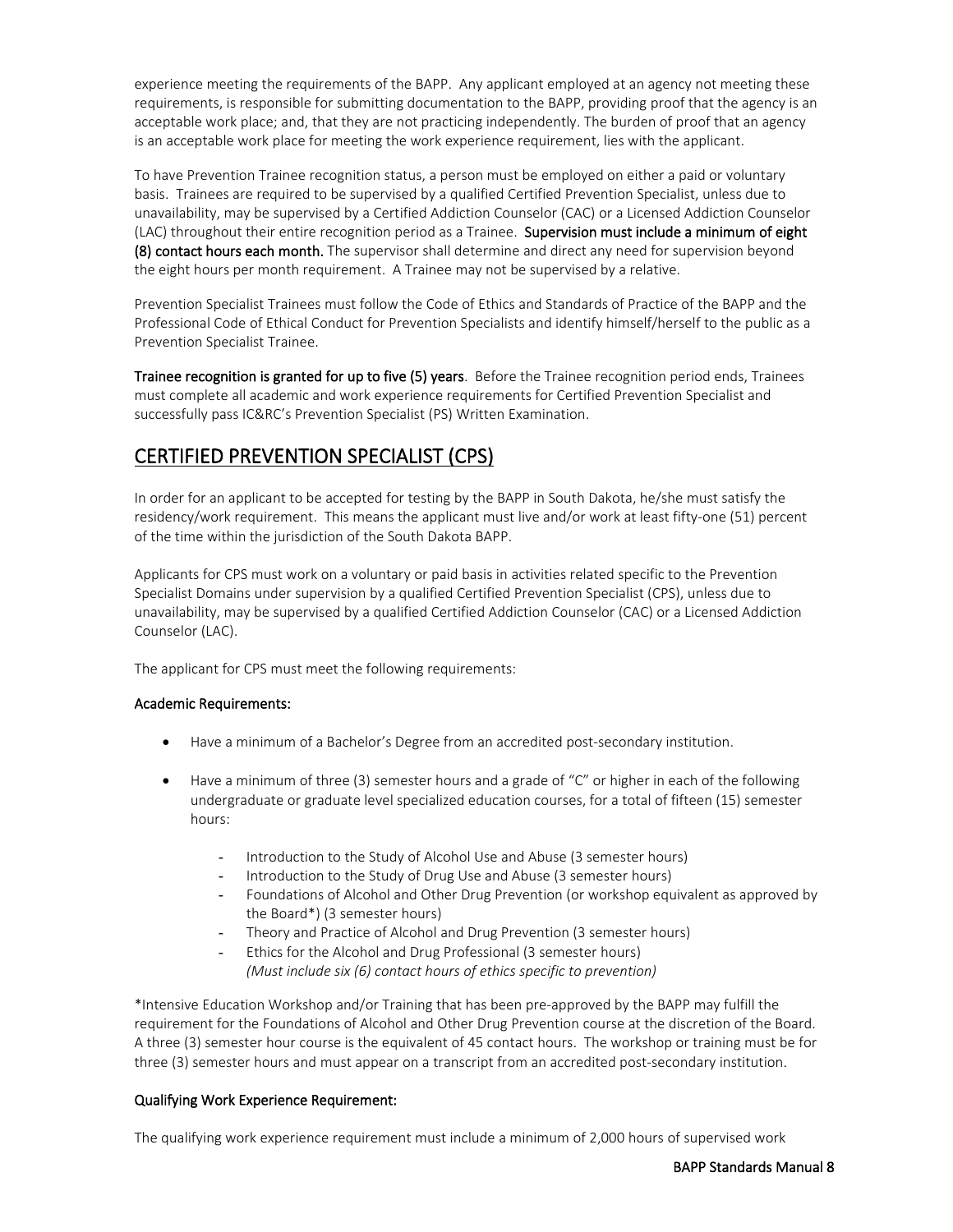experience meeting the requirements of the BAPP. Any applicant employed at an agency not meeting these requirements, is responsible for submitting documentation to the BAPP, providing proof that the agency is an acceptable work place; and, that they are not practicing independently. The burden of proof that an agency is an acceptable work place for meeting the work experience requirement, lies with the applicant.

To have Prevention Trainee recognition status, a person must be employed on either a paid or voluntary basis. Trainees are required to be supervised by a qualified Certified Prevention Specialist, unless due to unavailability, may be supervised by a Certified Addiction Counselor (CAC) or a Licensed Addiction Counselor (LAC) throughout their entire recognition period as a Trainee. **Supervision must include a minimum of eight (8) contact hours each month.** The supervisor shall determine and direct any need for supervision beyond the eight hours per month requirement. A Trainee may not be supervised by a relative.

Prevention Specialist Trainees must follow the Code of Ethics and Standards of Practice of the BAPP and the Professional Code of Ethical Conduct for Prevention Specialists and identify himself/herself to the public as a Prevention Specialist Trainee.

**Trainee recognition is granted for up to five (5) years**. Before the Trainee recognition period ends, Trainees must complete all academic and work experience requirements for Certified Prevention Specialist and successfully pass IC&RC's Prevention Specialist (PS) Written Examination.

## CERTIFIED PREVENTION SPECIALIST (CPS)

In order for an applicant to be accepted for testing by the BAPP in South Dakota, he/she must satisfy the residency/work requirement. This means the applicant must live and/or work at least fifty-one (51) percent of the time within the jurisdiction of the South Dakota BAPP.

Applicants for CPS must work on a voluntary or paid basis in activities related specific to the Prevention Specialist Domains under supervision by a qualified Certified Prevention Specialist (CPS), unless due to unavailability, may be supervised by a qualified Certified Addiction Counselor (CAC) or a Licensed Addiction Counselor (LAC).

The applicant for CPS must meet the following requirements:

**Academic Requirements:**

- Have a minimum of a Bachelor's Degree from an accredited post-secondary institution.
- Have a minimum of three (3) semester hours and a grade of "C" or higher in each of the following undergraduate or graduate level specialized education courses, for a total of fifteen (15) semester hours:
  - Introduction to the Study of Alcohol Use and Abuse (3 semester hours)
  - Introduction to the Study of Drug Use and Abuse (3 semester hours)
  - Foundations of Alcohol and Other Drug Prevention (or workshop equivalent as approved by the Board*) (3 semester hours)
  - Theory and Practice of Alcohol and Drug Prevention (3 semester hours)
  - Ethics for the Alcohol and Drug Professional (3 semester hours)
    *(Must include six (6) contact hours of ethics specific to prevention)*

*Intensive Education Workshop and/or Training that has been pre-approved by the BAPP may fulfill the requirement for the Foundations of Alcohol and Other Drug Prevention course at the discretion of the Board. A three (3) semester hour course is the equivalent of 45 contact hours. The workshop or training must be for three (3) semester hours and must appear on a transcript from an accredited post-secondary institution.

**Qualifying Work Experience Requirement:**

The qualifying work experience requirement must include a minimum of 2,000 hours of supervised work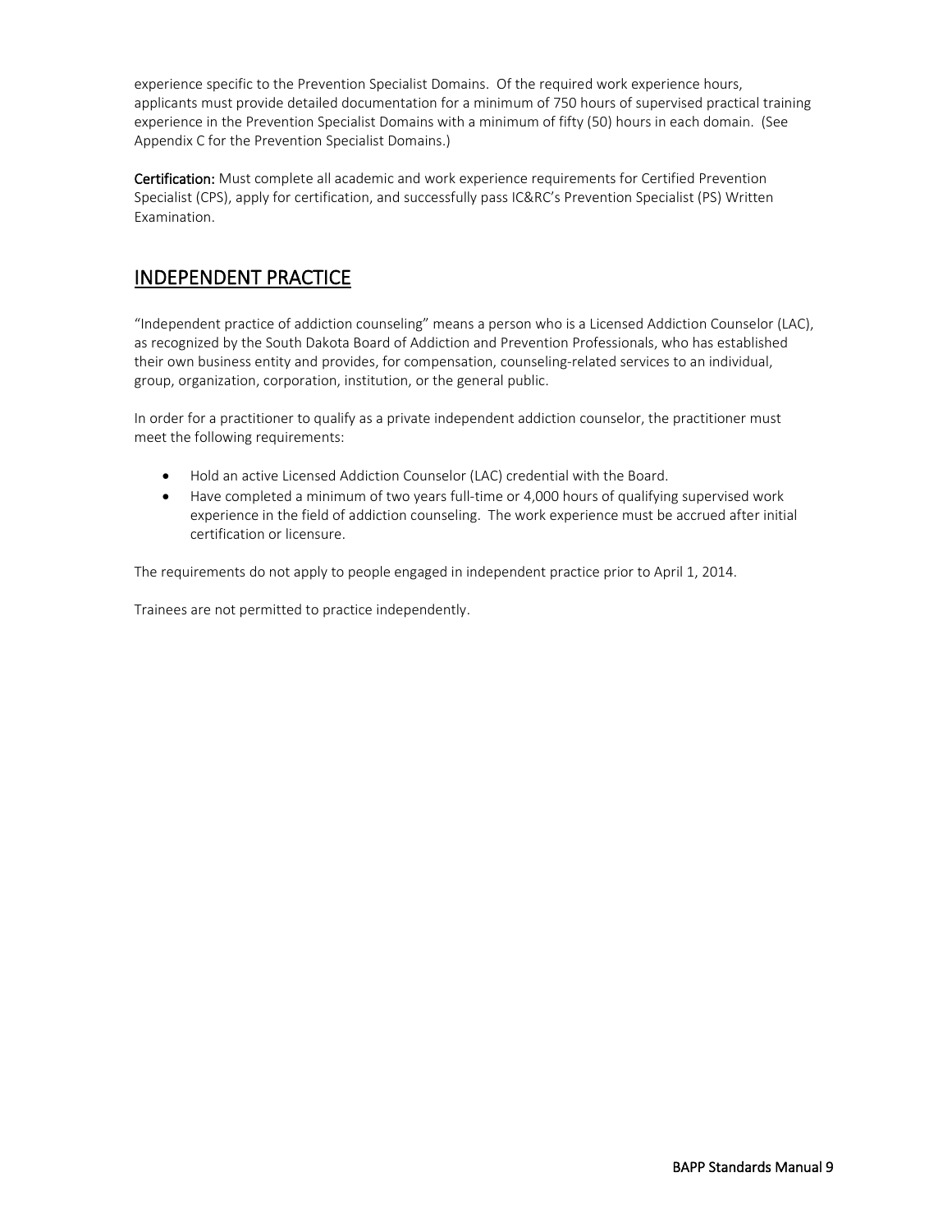experience specific to the Prevention Specialist Domains. Of the required work experience hours, applicants must provide detailed documentation for a minimum of 750 hours of supervised practical training experience in the Prevention Specialist Domains with a minimum of fifty (50) hours in each domain. (See Appendix C for the Prevention Specialist Domains.)

**Certification:** Must complete all academic and work experience requirements for Certified Prevention Specialist (CPS), apply for certification, and successfully pass IC&RC's Prevention Specialist (PS) Written Examination.

## INDEPENDENT PRACTICE

"Independent practice of addiction counseling" means a person who is a Licensed Addiction Counselor (LAC), as recognized by the South Dakota Board of Addiction and Prevention Professionals, who has established their own business entity and provides, for compensation, counseling-related services to an individual, group, organization, corporation, institution, or the general public.

In order for a practitioner to qualify as a private independent addiction counselor, the practitioner must meet the following requirements:

- Hold an active Licensed Addiction Counselor (LAC) credential with the Board.
- Have completed a minimum of two years full-time or 4,000 hours of qualifying supervised work experience in the field of addiction counseling. The work experience must be accrued after initial certification or licensure.

The requirements do not apply to people engaged in independent practice prior to April 1, 2014.

Trainees are not permitted to practice independently.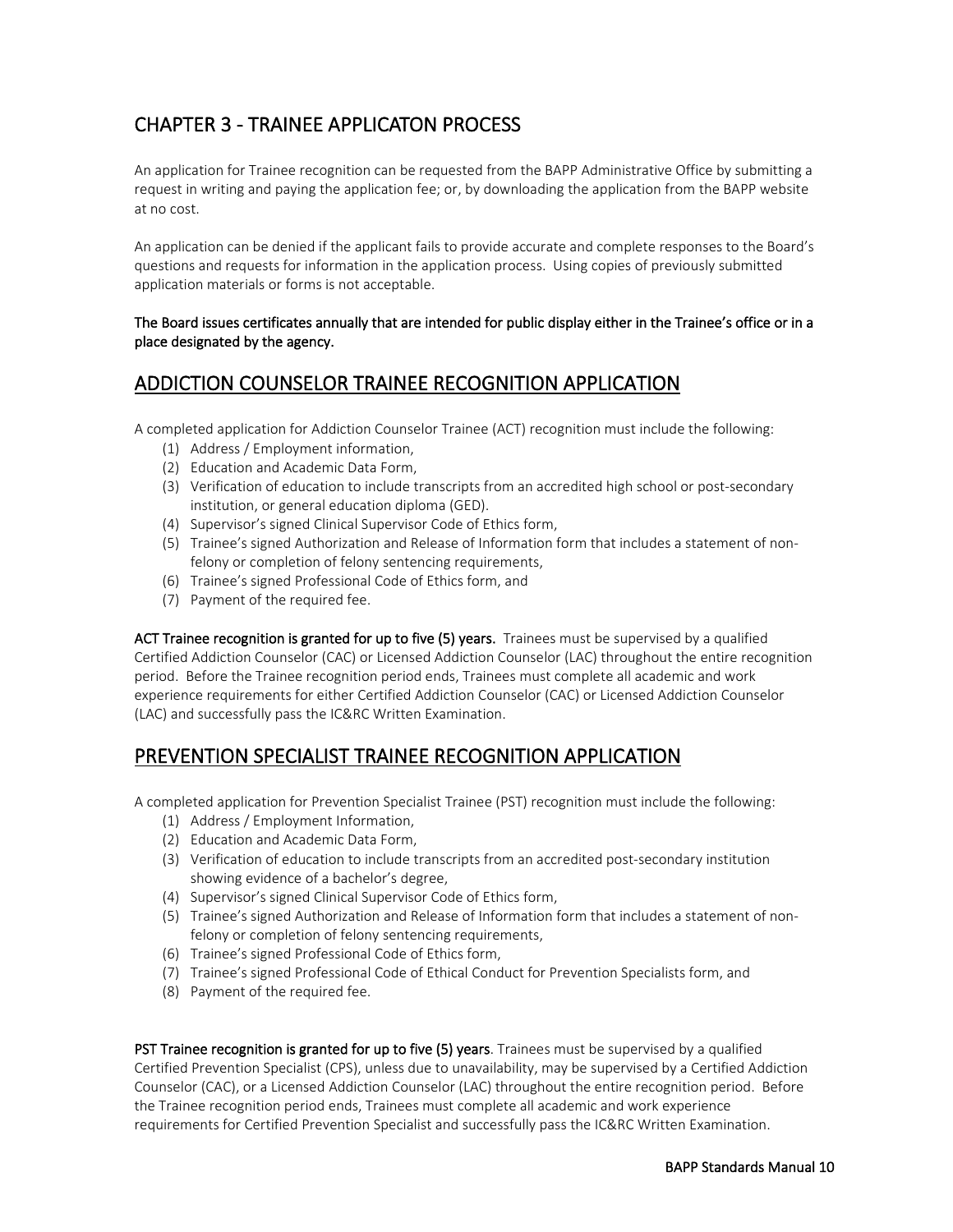# CHAPTER 3 - TRAINEE APPLICATON PROCESS

An application for Trainee recognition can be requested from the BAPP Administrative Office by submitting a request in writing and paying the application fee; or, by downloading the application from the BAPP website at no cost.

An application can be denied if the applicant fails to provide accurate and complete responses to the Board's questions and requests for information in the application process. Using copies of previously submitted application materials or forms is not acceptable.

**The Board issues certificates annually that are intended for public display either in the Trainee's office or in a place designated by the agency.**

## ADDICTION COUNSELOR TRAINEE RECOGNITION APPLICATION

A completed application for Addiction Counselor Trainee (ACT) recognition must include the following:

(1) Address / Employment information,
(2) Education and Academic Data Form,
(3) Verification of education to include transcripts from an accredited high school or post-secondary institution, or general education diploma (GED).
(4) Supervisor's signed Clinical Supervisor Code of Ethics form,
(5) Trainee's signed Authorization and Release of Information form that includes a statement of non-felony or completion of felony sentencing requirements,
(6) Trainee's signed Professional Code of Ethics form, and
(7) Payment of the required fee.

**ACT Trainee recognition is granted for up to five (5) years.** Trainees must be supervised by a qualified Certified Addiction Counselor (CAC) or Licensed Addiction Counselor (LAC) throughout the entire recognition period. Before the Trainee recognition period ends, Trainees must complete all academic and work experience requirements for either Certified Addiction Counselor (CAC) or Licensed Addiction Counselor (LAC) and successfully pass the IC&RC Written Examination.

## PREVENTION SPECIALIST TRAINEE RECOGNITION APPLICATION

A completed application for Prevention Specialist Trainee (PST) recognition must include the following:

(1) Address / Employment Information,
(2) Education and Academic Data Form,
(3) Verification of education to include transcripts from an accredited post-secondary institution showing evidence of a bachelor's degree,
(4) Supervisor's signed Clinical Supervisor Code of Ethics form,
(5) Trainee's signed Authorization and Release of Information form that includes a statement of non-felony or completion of felony sentencing requirements,
(6) Trainee's signed Professional Code of Ethics form,
(7) Trainee's signed Professional Code of Ethical Conduct for Prevention Specialists form, and
(8) Payment of the required fee.

**PST Trainee recognition is granted for up to five (5) years**. Trainees must be supervised by a qualified Certified Prevention Specialist (CPS), unless due to unavailability, may be supervised by a Certified Addiction Counselor (CAC), or a Licensed Addiction Counselor (LAC) throughout the entire recognition period. Before the Trainee recognition period ends, Trainees must complete all academic and work experience requirements for Certified Prevention Specialist and successfully pass the IC&RC Written Examination.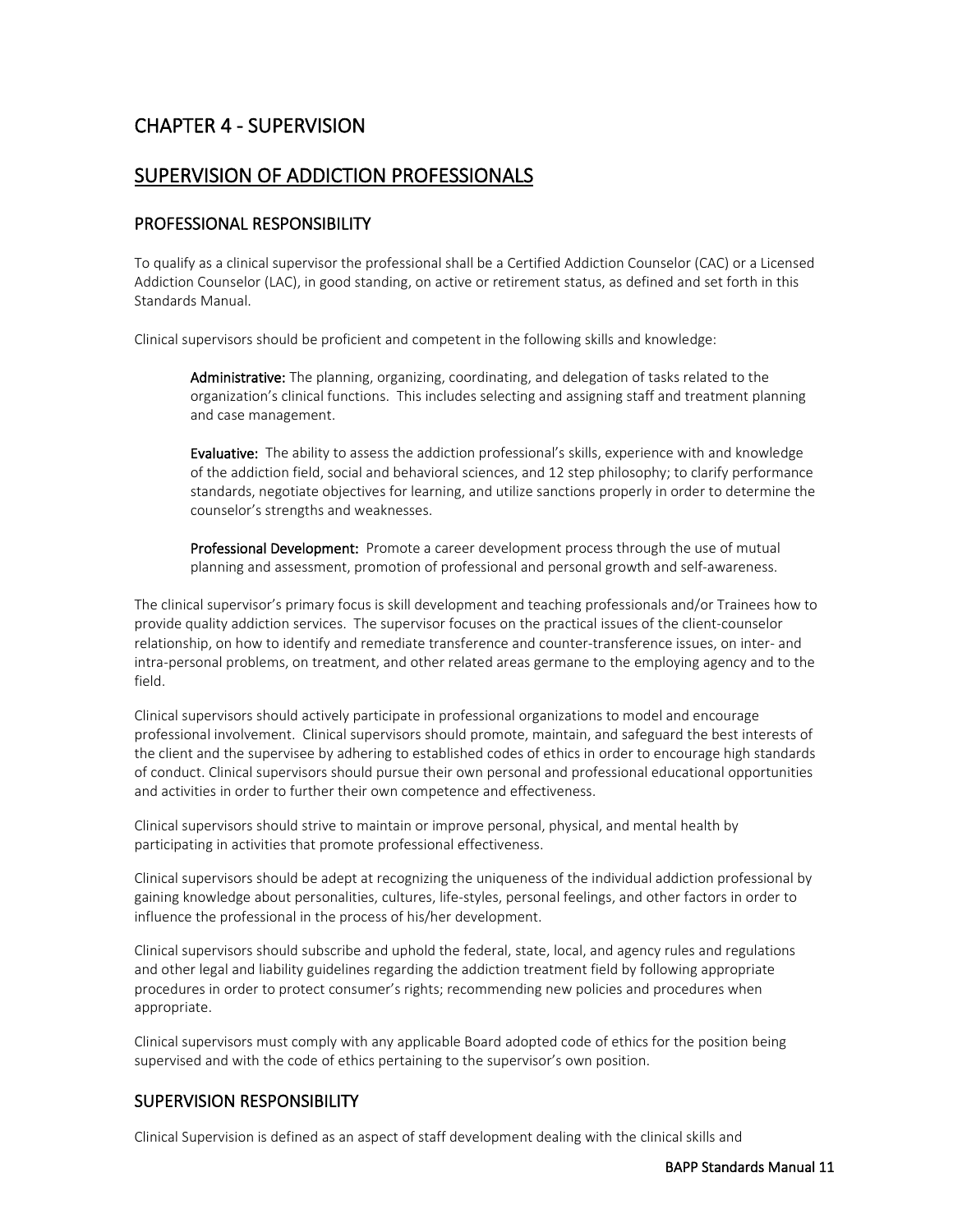# CHAPTER 4 - SUPERVISION

## SUPERVISION OF ADDICTION PROFESSIONALS

### PROFESSIONAL RESPONSIBILITY

To qualify as a clinical supervisor the professional shall be a Certified Addiction Counselor (CAC) or a Licensed Addiction Counselor (LAC), in good standing, on active or retirement status, as defined and set forth in this Standards Manual.

Clinical supervisors should be proficient and competent in the following skills and knowledge:

> **Administrative:** The planning, organizing, coordinating, and delegation of tasks related to the organization's clinical functions. This includes selecting and assigning staff and treatment planning and case management.
>
> **Evaluative:** The ability to assess the addiction professional's skills, experience with and knowledge of the addiction field, social and behavioral sciences, and 12 step philosophy; to clarify performance standards, negotiate objectives for learning, and utilize sanctions properly in order to determine the counselor's strengths and weaknesses.
>
> **Professional Development:** Promote a career development process through the use of mutual planning and assessment, promotion of professional and personal growth and self-awareness.

The clinical supervisor's primary focus is skill development and teaching professionals and/or Trainees how to provide quality addiction services. The supervisor focuses on the practical issues of the client-counselor relationship, on how to identify and remediate transference and counter-transference issues, on inter- and intra-personal problems, on treatment, and other related areas germane to the employing agency and to the field.

Clinical supervisors should actively participate in professional organizations to model and encourage professional involvement. Clinical supervisors should promote, maintain, and safeguard the best interests of the client and the supervisee by adhering to established codes of ethics in order to encourage high standards of conduct. Clinical supervisors should pursue their own personal and professional educational opportunities and activities in order to further their own competence and effectiveness.

Clinical supervisors should strive to maintain or improve personal, physical, and mental health by participating in activities that promote professional effectiveness.

Clinical supervisors should be adept at recognizing the uniqueness of the individual addiction professional by gaining knowledge about personalities, cultures, life-styles, personal feelings, and other factors in order to influence the professional in the process of his/her development.

Clinical supervisors should subscribe and uphold the federal, state, local, and agency rules and regulations and other legal and liability guidelines regarding the addiction treatment field by following appropriate procedures in order to protect consumer's rights; recommending new policies and procedures when appropriate.

Clinical supervisors must comply with any applicable Board adopted code of ethics for the position being supervised and with the code of ethics pertaining to the supervisor's own position.

### SUPERVISION RESPONSIBILITY

Clinical Supervision is defined as an aspect of staff development dealing with the clinical skills and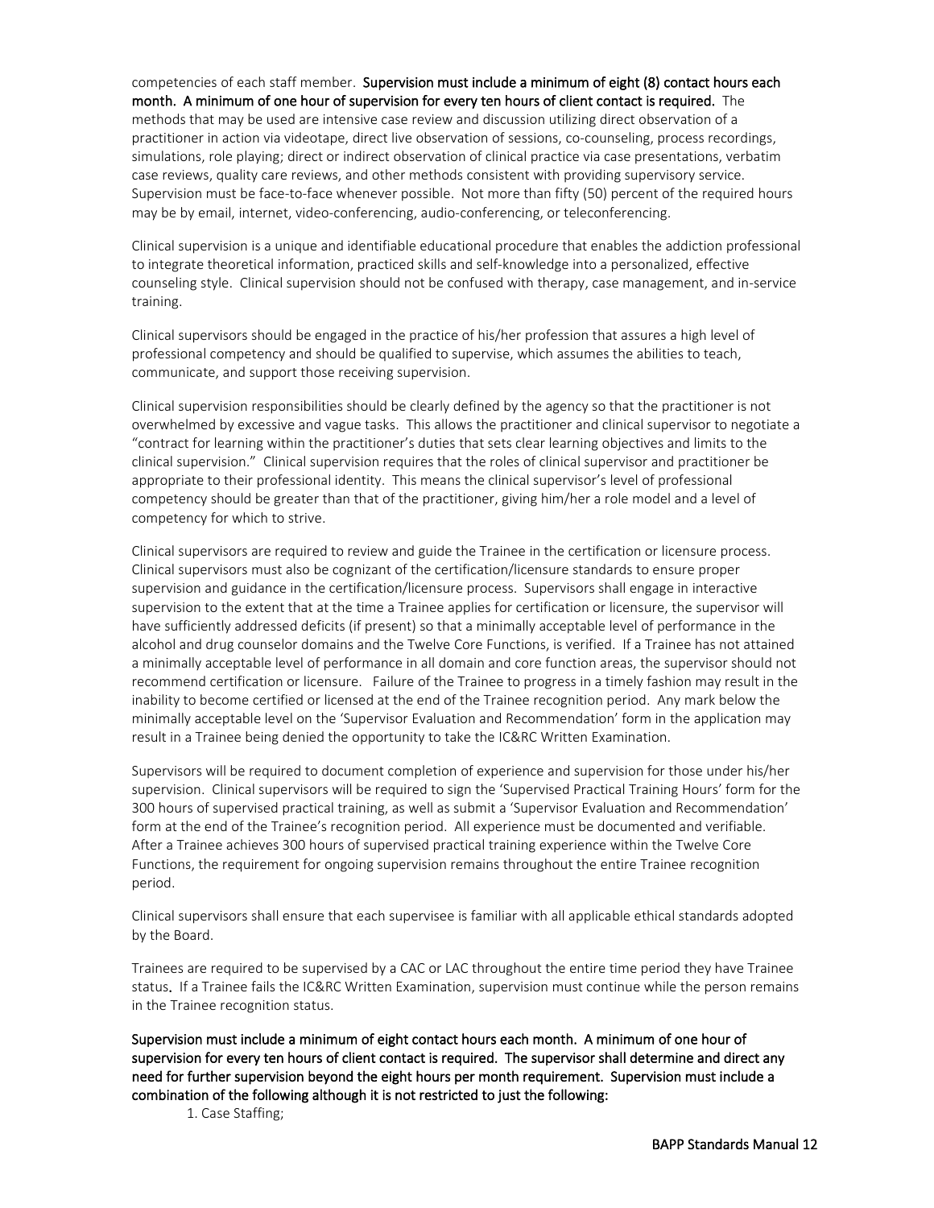competencies of each staff member. **Supervision must include a minimum of eight (8) contact hours each month. A minimum of one hour of supervision for every ten hours of client contact is required.** The methods that may be used are intensive case review and discussion utilizing direct observation of a practitioner in action via videotape, direct live observation of sessions, co-counseling, process recordings, simulations, role playing; direct or indirect observation of clinical practice via case presentations, verbatim case reviews, quality care reviews, and other methods consistent with providing supervisory service. Supervision must be face-to-face whenever possible. Not more than fifty (50) percent of the required hours may be by email, internet, video-conferencing, audio-conferencing, or teleconferencing.

Clinical supervision is a unique and identifiable educational procedure that enables the addiction professional to integrate theoretical information, practiced skills and self-knowledge into a personalized, effective counseling style. Clinical supervision should not be confused with therapy, case management, and in-service training.

Clinical supervisors should be engaged in the practice of his/her profession that assures a high level of professional competency and should be qualified to supervise, which assumes the abilities to teach, communicate, and support those receiving supervision.

Clinical supervision responsibilities should be clearly defined by the agency so that the practitioner is not overwhelmed by excessive and vague tasks. This allows the practitioner and clinical supervisor to negotiate a "contract for learning within the practitioner's duties that sets clear learning objectives and limits to the clinical supervision." Clinical supervision requires that the roles of clinical supervisor and practitioner be appropriate to their professional identity. This means the clinical supervisor's level of professional competency should be greater than that of the practitioner, giving him/her a role model and a level of competency for which to strive.

Clinical supervisors are required to review and guide the Trainee in the certification or licensure process. Clinical supervisors must also be cognizant of the certification/licensure standards to ensure proper supervision and guidance in the certification/licensure process. Supervisors shall engage in interactive supervision to the extent that at the time a Trainee applies for certification or licensure, the supervisor will have sufficiently addressed deficits (if present) so that a minimally acceptable level of performance in the alcohol and drug counselor domains and the Twelve Core Functions, is verified. If a Trainee has not attained a minimally acceptable level of performance in all domain and core function areas, the supervisor should not recommend certification or licensure. Failure of the Trainee to progress in a timely fashion may result in the inability to become certified or licensed at the end of the Trainee recognition period. Any mark below the minimally acceptable level on the 'Supervisor Evaluation and Recommendation' form in the application may result in a Trainee being denied the opportunity to take the IC&RC Written Examination.

Supervisors will be required to document completion of experience and supervision for those under his/her supervision. Clinical supervisors will be required to sign the 'Supervised Practical Training Hours' form for the 300 hours of supervised practical training, as well as submit a 'Supervisor Evaluation and Recommendation' form at the end of the Trainee's recognition period. All experience must be documented and verifiable. After a Trainee achieves 300 hours of supervised practical training experience within the Twelve Core Functions, the requirement for ongoing supervision remains throughout the entire Trainee recognition period.

Clinical supervisors shall ensure that each supervisee is familiar with all applicable ethical standards adopted by the Board.

Trainees are required to be supervised by a CAC or LAC throughout the entire time period they have Trainee status. If a Trainee fails the IC&RC Written Examination, supervision must continue while the person remains in the Trainee recognition status.

**Supervision must include a minimum of eight contact hours each month. A minimum of one hour of supervision for every ten hours of client contact is required. The supervisor shall determine and direct any need for further supervision beyond the eight hours per month requirement. Supervision must include a combination of the following although it is not restricted to just the following:**

1. Case Staffing;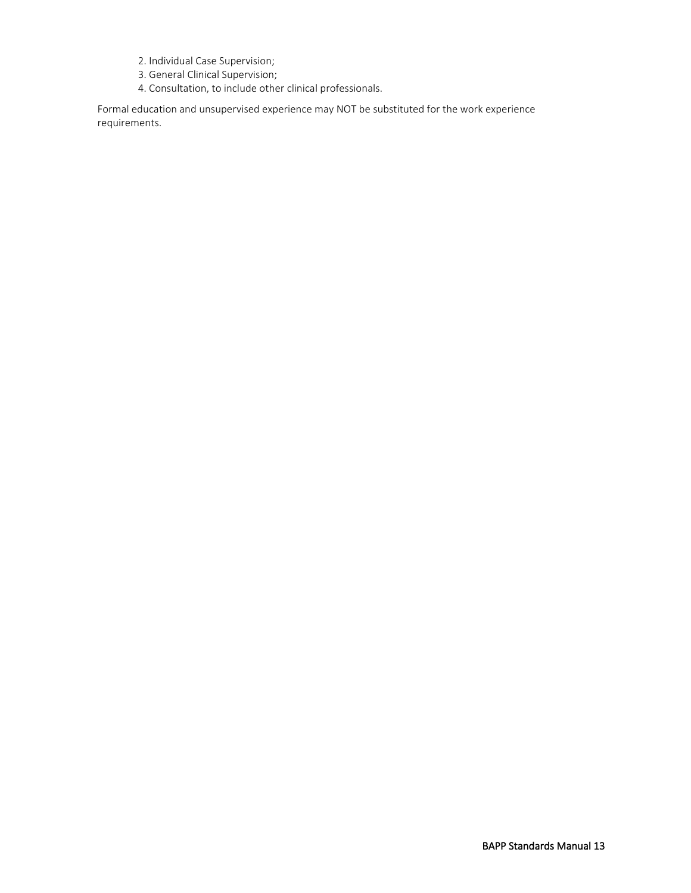2. Individual Case Supervision;
3. General Clinical Supervision;
4. Consultation, to include other clinical professionals.

Formal education and unsupervised experience may NOT be substituted for the work experience requirements.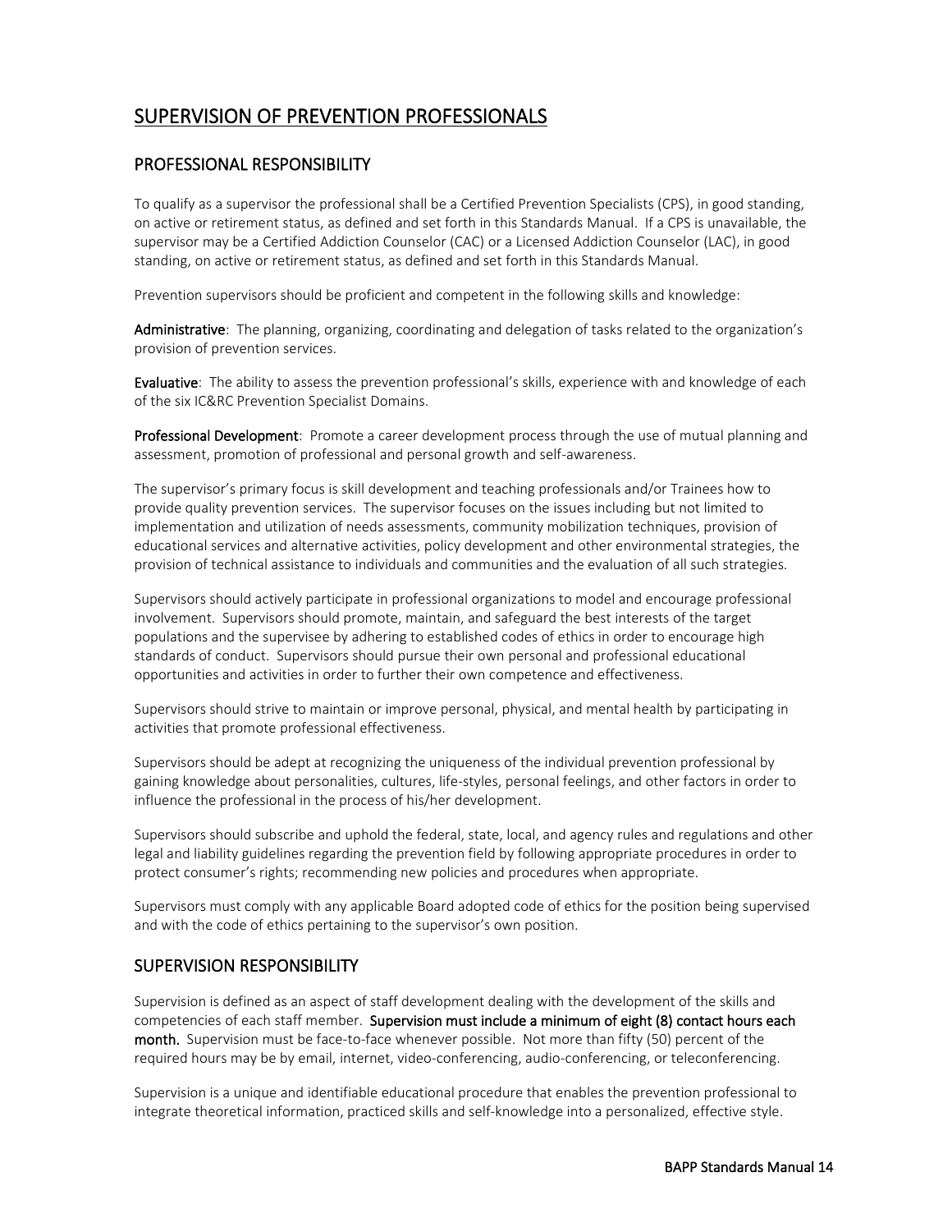# SUPERVISION OF PREVENTION PROFESSIONALS

## PROFESSIONAL RESPONSIBILITY

To qualify as a supervisor the professional shall be a Certified Prevention Specialists (CPS), in good standing, on active or retirement status, as defined and set forth in this Standards Manual. If a CPS is unavailable, the supervisor may be a Certified Addiction Counselor (CAC) or a Licensed Addiction Counselor (LAC), in good standing, on active or retirement status, as defined and set forth in this Standards Manual.

Prevention supervisors should be proficient and competent in the following skills and knowledge:

**Administrative**: The planning, organizing, coordinating and delegation of tasks related to the organization's provision of prevention services.

**Evaluative**: The ability to assess the prevention professional's skills, experience with and knowledge of each of the six IC&RC Prevention Specialist Domains.

**Professional Development**: Promote a career development process through the use of mutual planning and assessment, promotion of professional and personal growth and self-awareness.

The supervisor's primary focus is skill development and teaching professionals and/or Trainees how to provide quality prevention services. The supervisor focuses on the issues including but not limited to implementation and utilization of needs assessments, community mobilization techniques, provision of educational services and alternative activities, policy development and other environmental strategies, the provision of technical assistance to individuals and communities and the evaluation of all such strategies.

Supervisors should actively participate in professional organizations to model and encourage professional involvement. Supervisors should promote, maintain, and safeguard the best interests of the target populations and the supervisee by adhering to established codes of ethics in order to encourage high standards of conduct. Supervisors should pursue their own personal and professional educational opportunities and activities in order to further their own competence and effectiveness.

Supervisors should strive to maintain or improve personal, physical, and mental health by participating in activities that promote professional effectiveness.

Supervisors should be adept at recognizing the uniqueness of the individual prevention professional by gaining knowledge about personalities, cultures, life-styles, personal feelings, and other factors in order to influence the professional in the process of his/her development.

Supervisors should subscribe and uphold the federal, state, local, and agency rules and regulations and other legal and liability guidelines regarding the prevention field by following appropriate procedures in order to protect consumer's rights; recommending new policies and procedures when appropriate.

Supervisors must comply with any applicable Board adopted code of ethics for the position being supervised and with the code of ethics pertaining to the supervisor's own position.

## SUPERVISION RESPONSIBILITY

Supervision is defined as an aspect of staff development dealing with the development of the skills and competencies of each staff member. **Supervision must include a minimum of eight (8) contact hours each month.** Supervision must be face-to-face whenever possible. Not more than fifty (50) percent of the required hours may be by email, internet, video-conferencing, audio-conferencing, or teleconferencing.

Supervision is a unique and identifiable educational procedure that enables the prevention professional to integrate theoretical information, practiced skills and self-knowledge into a personalized, effective style.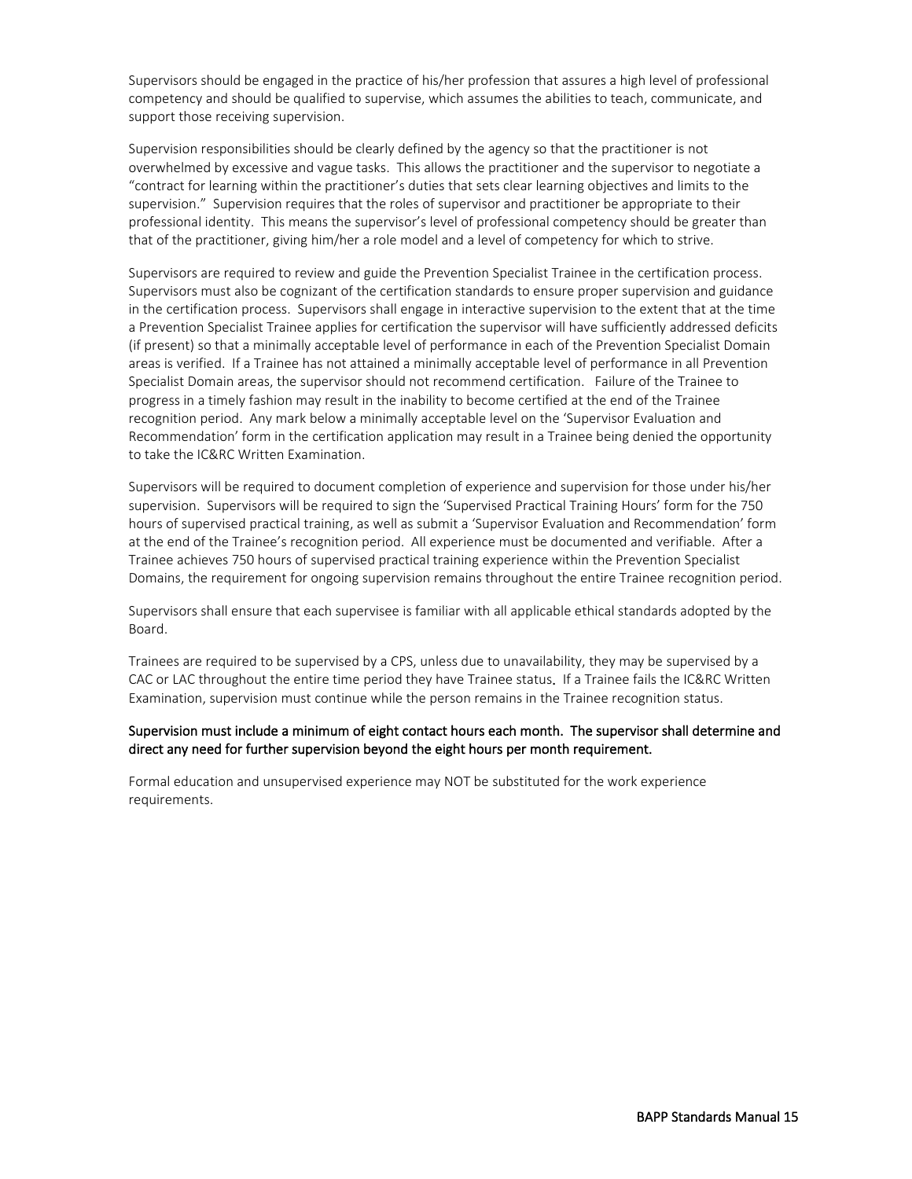Supervisors should be engaged in the practice of his/her profession that assures a high level of professional competency and should be qualified to supervise, which assumes the abilities to teach, communicate, and support those receiving supervision.

Supervision responsibilities should be clearly defined by the agency so that the practitioner is not overwhelmed by excessive and vague tasks. This allows the practitioner and the supervisor to negotiate a "contract for learning within the practitioner's duties that sets clear learning objectives and limits to the supervision." Supervision requires that the roles of supervisor and practitioner be appropriate to their professional identity. This means the supervisor's level of professional competency should be greater than that of the practitioner, giving him/her a role model and a level of competency for which to strive.

Supervisors are required to review and guide the Prevention Specialist Trainee in the certification process. Supervisors must also be cognizant of the certification standards to ensure proper supervision and guidance in the certification process. Supervisors shall engage in interactive supervision to the extent that at the time a Prevention Specialist Trainee applies for certification the supervisor will have sufficiently addressed deficits (if present) so that a minimally acceptable level of performance in each of the Prevention Specialist Domain areas is verified. If a Trainee has not attained a minimally acceptable level of performance in all Prevention Specialist Domain areas, the supervisor should not recommend certification. Failure of the Trainee to progress in a timely fashion may result in the inability to become certified at the end of the Trainee recognition period. Any mark below a minimally acceptable level on the 'Supervisor Evaluation and Recommendation' form in the certification application may result in a Trainee being denied the opportunity to take the IC&RC Written Examination.

Supervisors will be required to document completion of experience and supervision for those under his/her supervision. Supervisors will be required to sign the 'Supervised Practical Training Hours' form for the 750 hours of supervised practical training, as well as submit a 'Supervisor Evaluation and Recommendation' form at the end of the Trainee's recognition period. All experience must be documented and verifiable. After a Trainee achieves 750 hours of supervised practical training experience within the Prevention Specialist Domains, the requirement for ongoing supervision remains throughout the entire Trainee recognition period.

Supervisors shall ensure that each supervisee is familiar with all applicable ethical standards adopted by the Board.

Trainees are required to be supervised by a CPS, unless due to unavailability, they may be supervised by a CAC or LAC throughout the entire time period they have Trainee status. If a Trainee fails the IC&RC Written Examination, supervision must continue while the person remains in the Trainee recognition status.

Supervision must include a minimum of eight contact hours each month. The supervisor shall determine and direct any need for further supervision beyond the eight hours per month requirement.

Formal education and unsupervised experience may NOT be substituted for the work experience requirements.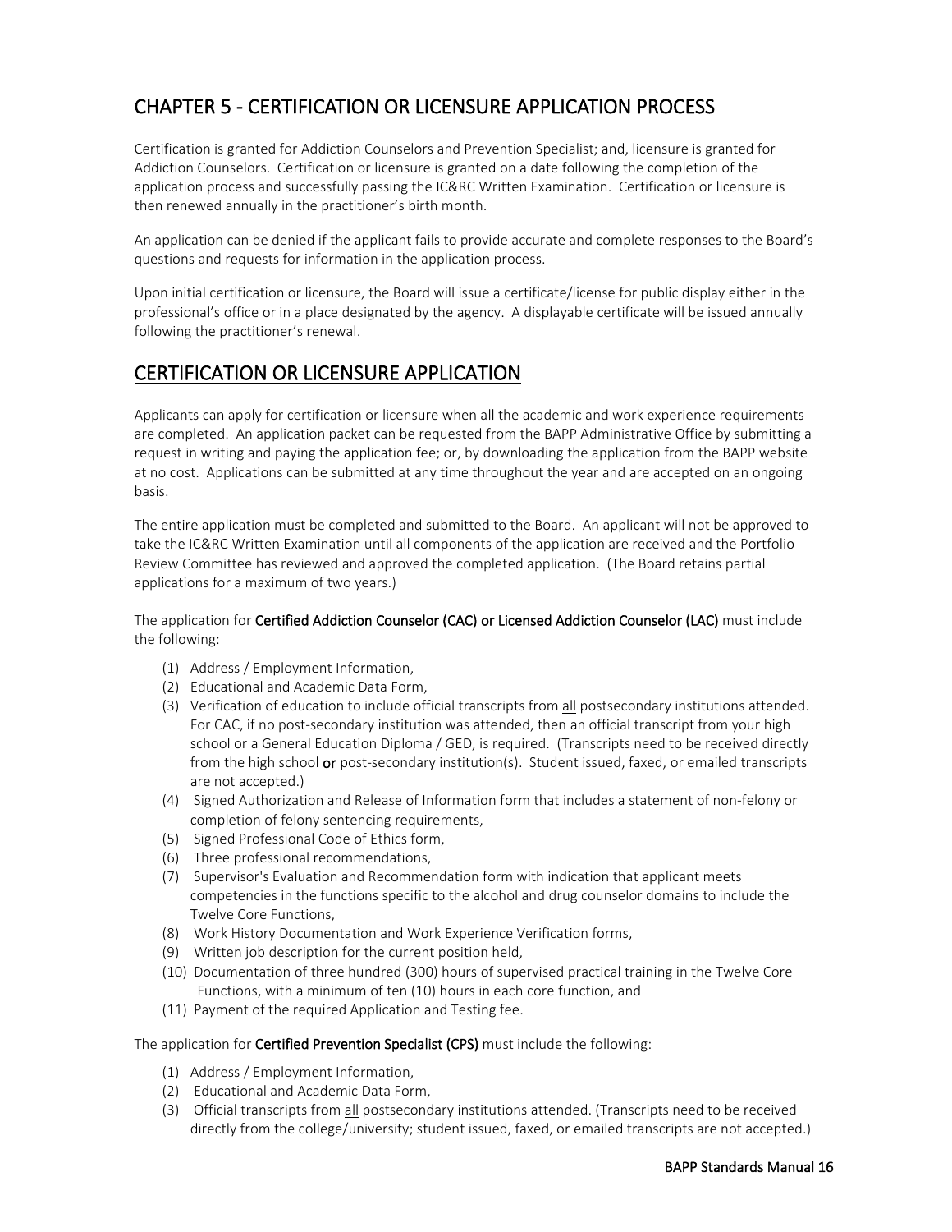## CHAPTER 5 - CERTIFICATION OR LICENSURE APPLICATION PROCESS

Certification is granted for Addiction Counselors and Prevention Specialist; and, licensure is granted for Addiction Counselors. Certification or licensure is granted on a date following the completion of the application process and successfully passing the IC&RC Written Examination. Certification or licensure is then renewed annually in the practitioner's birth month.

An application can be denied if the applicant fails to provide accurate and complete responses to the Board's questions and requests for information in the application process.

Upon initial certification or licensure, the Board will issue a certificate/license for public display either in the professional's office or in a place designated by the agency. A displayable certificate will be issued annually following the practitioner's renewal.

## CERTIFICATION OR LICENSURE APPLICATION

Applicants can apply for certification or licensure when all the academic and work experience requirements are completed. An application packet can be requested from the BAPP Administrative Office by submitting a request in writing and paying the application fee; or, by downloading the application from the BAPP website at no cost. Applications can be submitted at any time throughout the year and are accepted on an ongoing basis.

The entire application must be completed and submitted to the Board. An applicant will not be approved to take the IC&RC Written Examination until all components of the application are received and the Portfolio Review Committee has reviewed and approved the completed application. (The Board retains partial applications for a maximum of two years.)

The application for **Certified Addiction Counselor (CAC) or Licensed Addiction Counselor (LAC)** must include the following:

(1) Address / Employment Information,
(2) Educational and Academic Data Form,
(3) Verification of education to include official transcripts from all postsecondary institutions attended. For CAC, if no post-secondary institution was attended, then an official transcript from your high school or a General Education Diploma / GED, is required. (Transcripts need to be received directly from the high school **or** post-secondary institution(s). Student issued, faxed, or emailed transcripts are not accepted.)
(4) Signed Authorization and Release of Information form that includes a statement of non-felony or completion of felony sentencing requirements,
(5) Signed Professional Code of Ethics form,
(6) Three professional recommendations,
(7) Supervisor's Evaluation and Recommendation form with indication that applicant meets competencies in the functions specific to the alcohol and drug counselor domains to include the Twelve Core Functions,
(8) Work History Documentation and Work Experience Verification forms,
(9) Written job description for the current position held,
(10) Documentation of three hundred (300) hours of supervised practical training in the Twelve Core Functions, with a minimum of ten (10) hours in each core function, and
(11) Payment of the required Application and Testing fee.

The application for **Certified Prevention Specialist (CPS)** must include the following:

(1) Address / Employment Information,
(2) Educational and Academic Data Form,
(3) Official transcripts from all postsecondary institutions attended. (Transcripts need to be received directly from the college/university; student issued, faxed, or emailed transcripts are not accepted.)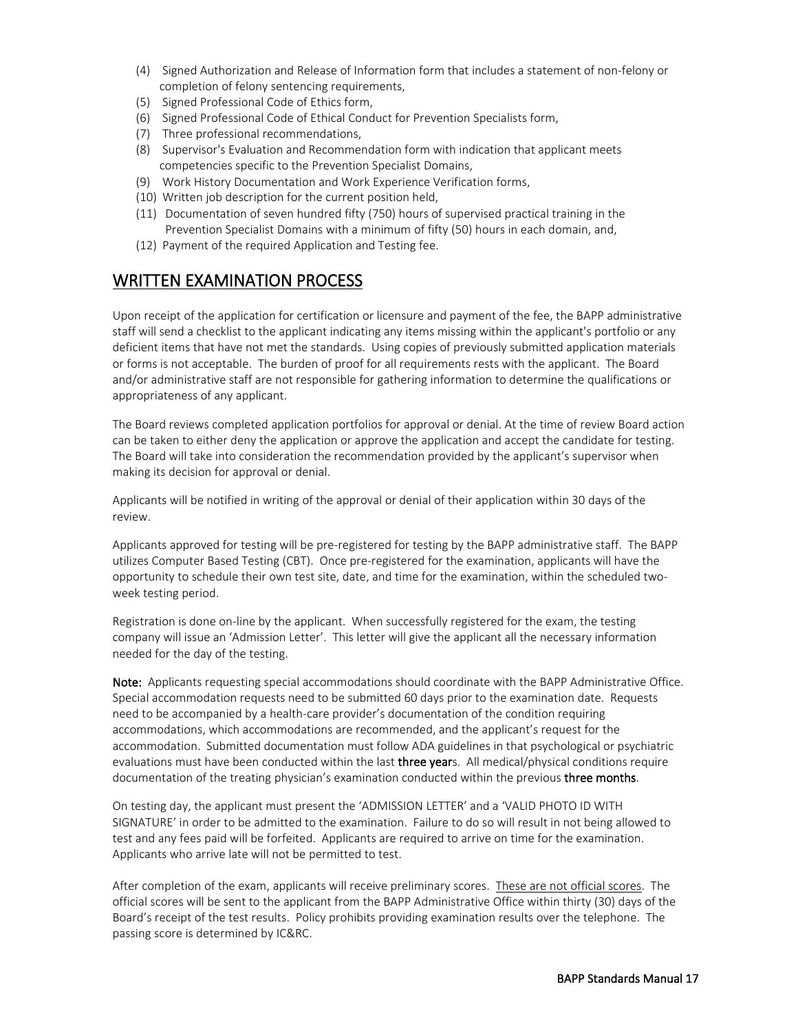(4) Signed Authorization and Release of Information form that includes a statement of non-felony or completion of felony sentencing requirements,
(5) Signed Professional Code of Ethics form,
(6) Signed Professional Code of Ethical Conduct for Prevention Specialists form,
(7) Three professional recommendations,
(8) Supervisor's Evaluation and Recommendation form with indication that applicant meets competencies specific to the Prevention Specialist Domains,
(9) Work History Documentation and Work Experience Verification forms,
(10) Written job description for the current position held,
(11) Documentation of seven hundred fifty (750) hours of supervised practical training in the Prevention Specialist Domains with a minimum of fifty (50) hours in each domain, and,
(12) Payment of the required Application and Testing fee.

## WRITTEN EXAMINATION PROCESS

Upon receipt of the application for certification or licensure and payment of the fee, the BAPP administrative staff will send a checklist to the applicant indicating any items missing within the applicant's portfolio or any deficient items that have not met the standards. Using copies of previously submitted application materials or forms is not acceptable. The burden of proof for all requirements rests with the applicant. The Board and/or administrative staff are not responsible for gathering information to determine the qualifications or appropriateness of any applicant.

The Board reviews completed application portfolios for approval or denial. At the time of review Board action can be taken to either deny the application or approve the application and accept the candidate for testing. The Board will take into consideration the recommendation provided by the applicant's supervisor when making its decision for approval or denial.

Applicants will be notified in writing of the approval or denial of their application within 30 days of the review.

Applicants approved for testing will be pre-registered for testing by the BAPP administrative staff. The BAPP utilizes Computer Based Testing (CBT). Once pre-registered for the examination, applicants will have the opportunity to schedule their own test site, date, and time for the examination, within the scheduled two-week testing period.

Registration is done on-line by the applicant. When successfully registered for the exam, the testing company will issue an 'Admission Letter'. This letter will give the applicant all the necessary information needed for the day of the testing.

**Note:** Applicants requesting special accommodations should coordinate with the BAPP Administrative Office. Special accommodation requests need to be submitted 60 days prior to the examination date. Requests need to be accompanied by a health-care provider's documentation of the condition requiring accommodations, which accommodations are recommended, and the applicant's request for the accommodation. Submitted documentation must follow ADA guidelines in that psychological or psychiatric evaluations must have been conducted within the last **three year**s. All medical/physical conditions require documentation of the treating physician's examination conducted within the previous **three months**.

On testing day, the applicant must present the 'ADMISSION LETTER' and a 'VALID PHOTO ID WITH SIGNATURE' in order to be admitted to the examination. Failure to do so will result in not being allowed to test and any fees paid will be forfeited. Applicants are required to arrive on time for the examination. Applicants who arrive late will not be permitted to test.

After completion of the exam, applicants will receive preliminary scores. <u>These are not official scores</u>. The official scores will be sent to the applicant from the BAPP Administrative Office within thirty (30) days of the Board's receipt of the test results. Policy prohibits providing examination results over the telephone. The passing score is determined by IC&RC.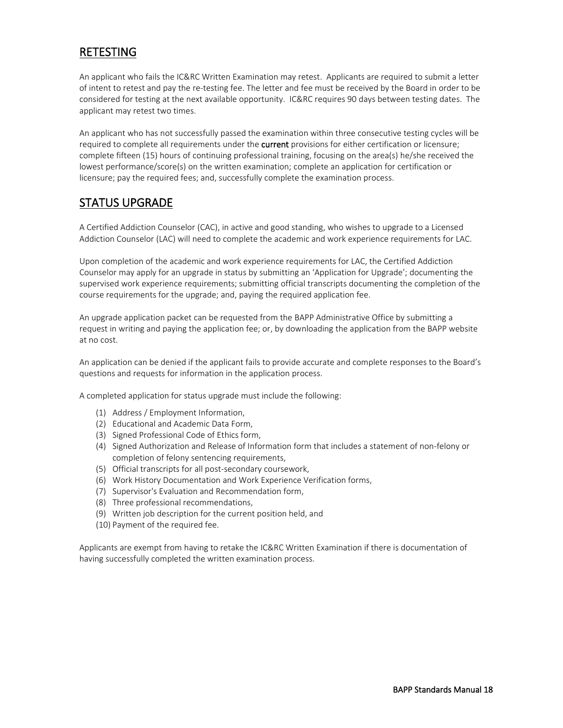## RETESTING

An applicant who fails the IC&RC Written Examination may retest. Applicants are required to submit a letter of intent to retest and pay the re-testing fee. The letter and fee must be received by the Board in order to be considered for testing at the next available opportunity. IC&RC requires 90 days between testing dates. The applicant may retest two times.

An applicant who has not successfully passed the examination within three consecutive testing cycles will be required to complete all requirements under the **current** provisions for either certification or licensure; complete fifteen (15) hours of continuing professional training, focusing on the area(s) he/she received the lowest performance/score(s) on the written examination; complete an application for certification or licensure; pay the required fees; and, successfully complete the examination process.

## STATUS UPGRADE

A Certified Addiction Counselor (CAC), in active and good standing, who wishes to upgrade to a Licensed Addiction Counselor (LAC) will need to complete the academic and work experience requirements for LAC.

Upon completion of the academic and work experience requirements for LAC, the Certified Addiction Counselor may apply for an upgrade in status by submitting an 'Application for Upgrade'; documenting the supervised work experience requirements; submitting official transcripts documenting the completion of the course requirements for the upgrade; and, paying the required application fee.

An upgrade application packet can be requested from the BAPP Administrative Office by submitting a request in writing and paying the application fee; or, by downloading the application from the BAPP website at no cost.

An application can be denied if the applicant fails to provide accurate and complete responses to the Board's questions and requests for information in the application process.

A completed application for status upgrade must include the following:

(1) Address / Employment Information,
(2) Educational and Academic Data Form,
(3) Signed Professional Code of Ethics form,
(4) Signed Authorization and Release of Information form that includes a statement of non-felony or completion of felony sentencing requirements,
(5) Official transcripts for all post-secondary coursework,
(6) Work History Documentation and Work Experience Verification forms,
(7) Supervisor's Evaluation and Recommendation form,
(8) Three professional recommendations,
(9) Written job description for the current position held, and
(10) Payment of the required fee.

Applicants are exempt from having to retake the IC&RC Written Examination if there is documentation of having successfully completed the written examination process.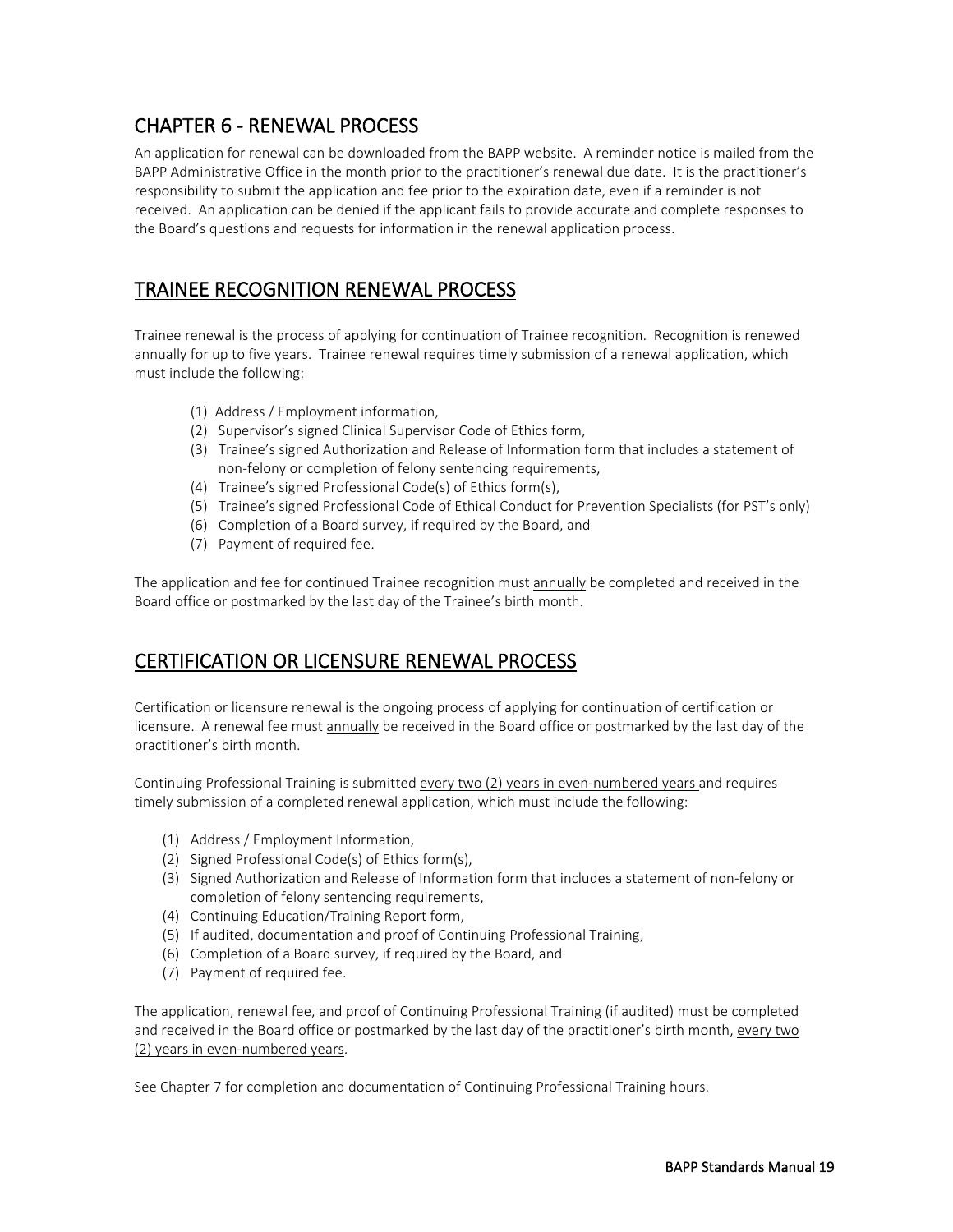# CHAPTER 6 - RENEWAL PROCESS

An application for renewal can be downloaded from the BAPP website. A reminder notice is mailed from the BAPP Administrative Office in the month prior to the practitioner's renewal due date. It is the practitioner's responsibility to submit the application and fee prior to the expiration date, even if a reminder is not received. An application can be denied if the applicant fails to provide accurate and complete responses to the Board's questions and requests for information in the renewal application process.

## TRAINEE RECOGNITION RENEWAL PROCESS

Trainee renewal is the process of applying for continuation of Trainee recognition. Recognition is renewed annually for up to five years. Trainee renewal requires timely submission of a renewal application, which must include the following:

(1) Address / Employment information,
(2) Supervisor's signed Clinical Supervisor Code of Ethics form,
(3) Trainee's signed Authorization and Release of Information form that includes a statement of non-felony or completion of felony sentencing requirements,
(4) Trainee's signed Professional Code(s) of Ethics form(s),
(5) Trainee's signed Professional Code of Ethical Conduct for Prevention Specialists (for PST's only)
(6) Completion of a Board survey, if required by the Board, and
(7) Payment of required fee.

The application and fee for continued Trainee recognition must annually be completed and received in the Board office or postmarked by the last day of the Trainee's birth month.

## CERTIFICATION OR LICENSURE RENEWAL PROCESS

Certification or licensure renewal is the ongoing process of applying for continuation of certification or licensure. A renewal fee must annually be received in the Board office or postmarked by the last day of the practitioner's birth month.

Continuing Professional Training is submitted every two (2) years in even-numbered years and requires timely submission of a completed renewal application, which must include the following:

(1) Address / Employment Information,
(2) Signed Professional Code(s) of Ethics form(s),
(3) Signed Authorization and Release of Information form that includes a statement of non-felony or completion of felony sentencing requirements,
(4) Continuing Education/Training Report form,
(5) If audited, documentation and proof of Continuing Professional Training,
(6) Completion of a Board survey, if required by the Board, and
(7) Payment of required fee.

The application, renewal fee, and proof of Continuing Professional Training (if audited) must be completed and received in the Board office or postmarked by the last day of the practitioner's birth month, every two (2) years in even-numbered years.

See Chapter 7 for completion and documentation of Continuing Professional Training hours.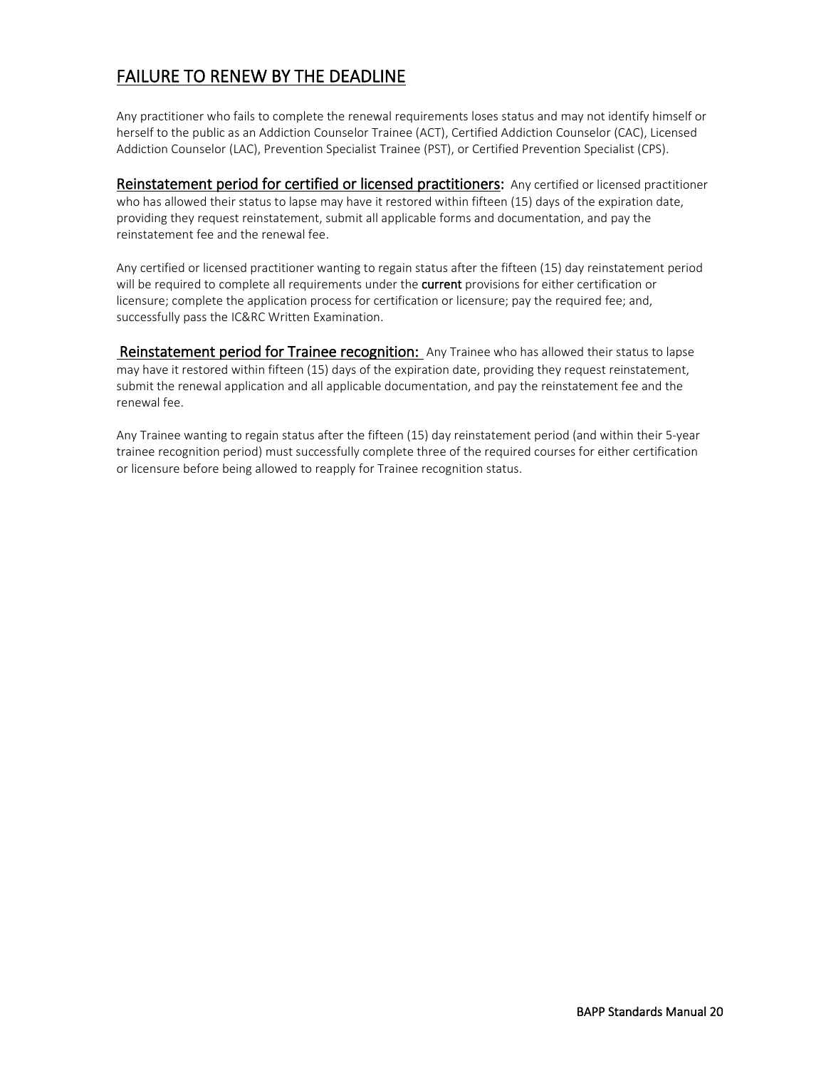## FAILURE TO RENEW BY THE DEADLINE

Any practitioner who fails to complete the renewal requirements loses status and may not identify himself or herself to the public as an Addiction Counselor Trainee (ACT), Certified Addiction Counselor (CAC), Licensed Addiction Counselor (LAC), Prevention Specialist Trainee (PST), or Certified Prevention Specialist (CPS).

**Reinstatement period for certified or licensed practitioners:** Any certified or licensed practitioner who has allowed their status to lapse may have it restored within fifteen (15) days of the expiration date, providing they request reinstatement, submit all applicable forms and documentation, and pay the reinstatement fee and the renewal fee.

Any certified or licensed practitioner wanting to regain status after the fifteen (15) day reinstatement period will be required to complete all requirements under the **current** provisions for either certification or licensure; complete the application process for certification or licensure; pay the required fee; and, successfully pass the IC&RC Written Examination.

**Reinstatement period for Trainee recognition:** Any Trainee who has allowed their status to lapse may have it restored within fifteen (15) days of the expiration date, providing they request reinstatement, submit the renewal application and all applicable documentation, and pay the reinstatement fee and the renewal fee.

Any Trainee wanting to regain status after the fifteen (15) day reinstatement period (and within their 5-year trainee recognition period) must successfully complete three of the required courses for either certification or licensure before being allowed to reapply for Trainee recognition status.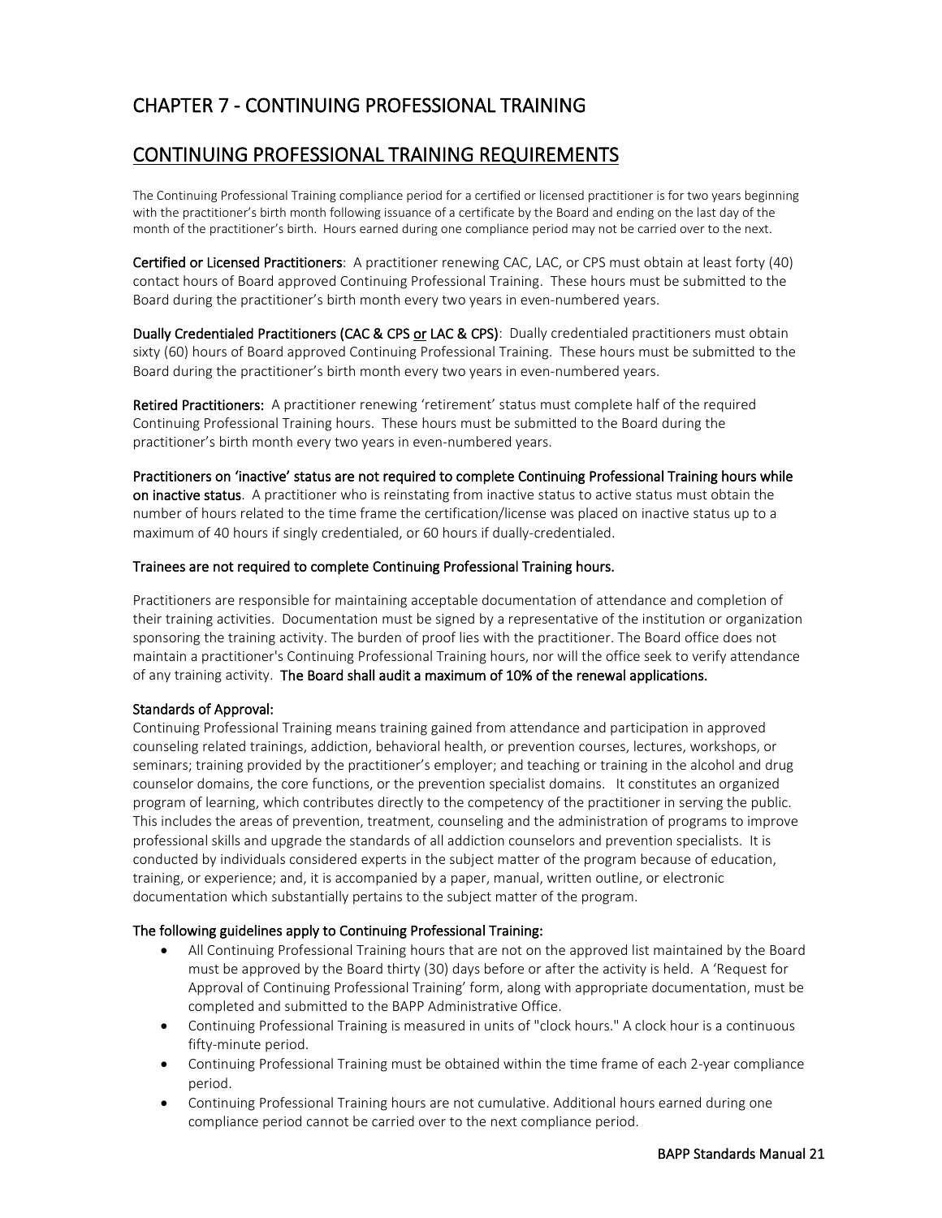# CHAPTER 7 - CONTINUING PROFESSIONAL TRAINING

## CONTINUING PROFESSIONAL TRAINING REQUIREMENTS

The Continuing Professional Training compliance period for a certified or licensed practitioner is for two years beginning with the practitioner's birth month following issuance of a certificate by the Board and ending on the last day of the month of the practitioner's birth. Hours earned during one compliance period may not be carried over to the next.

**Certified or Licensed Practitioners**: A practitioner renewing CAC, LAC, or CPS must obtain at least forty (40) contact hours of Board approved Continuing Professional Training. These hours must be submitted to the Board during the practitioner's birth month every two years in even-numbered years.

**Dually Credentialed Practitioners (CAC & CPS <u>or</u> LAC & CPS)**: Dually credentialed practitioners must obtain sixty (60) hours of Board approved Continuing Professional Training. These hours must be submitted to the Board during the practitioner's birth month every two years in even-numbered years.

**Retired Practitioners:** A practitioner renewing 'retirement' status must complete half of the required Continuing Professional Training hours. These hours must be submitted to the Board during the practitioner's birth month every two years in even-numbered years.

**Practitioners on 'inactive' status are not required to complete Continuing Professional Training hours while on inactive status**. A practitioner who is reinstating from inactive status to active status must obtain the number of hours related to the time frame the certification/license was placed on inactive status up to a maximum of 40 hours if singly credentialed, or 60 hours if dually-credentialed.

**Trainees are not required to complete Continuing Professional Training hours.**

Practitioners are responsible for maintaining acceptable documentation of attendance and completion of their training activities. Documentation must be signed by a representative of the institution or organization sponsoring the training activity. The burden of proof lies with the practitioner. The Board office does not maintain a practitioner's Continuing Professional Training hours, nor will the office seek to verify attendance of any training activity. **The Board shall audit a maximum of 10% of the renewal applications.**

**Standards of Approval:**
Continuing Professional Training means training gained from attendance and participation in approved counseling related trainings, addiction, behavioral health, or prevention courses, lectures, workshops, or seminars; training provided by the practitioner's employer; and teaching or training in the alcohol and drug counselor domains, the core functions, or the prevention specialist domains. It constitutes an organized program of learning, which contributes directly to the competency of the practitioner in serving the public. This includes the areas of prevention, treatment, counseling and the administration of programs to improve professional skills and upgrade the standards of all addiction counselors and prevention specialists. It is conducted by individuals considered experts in the subject matter of the program because of education, training, or experience; and, it is accompanied by a paper, manual, written outline, or electronic documentation which substantially pertains to the subject matter of the program.

**The following guidelines apply to Continuing Professional Training:**

- All Continuing Professional Training hours that are not on the approved list maintained by the Board must be approved by the Board thirty (30) days before or after the activity is held. A 'Request for Approval of Continuing Professional Training' form, along with appropriate documentation, must be completed and submitted to the BAPP Administrative Office.
- Continuing Professional Training is measured in units of "clock hours." A clock hour is a continuous fifty-minute period.
- Continuing Professional Training must be obtained within the time frame of each 2-year compliance period.
- Continuing Professional Training hours are not cumulative. Additional hours earned during one compliance period cannot be carried over to the next compliance period.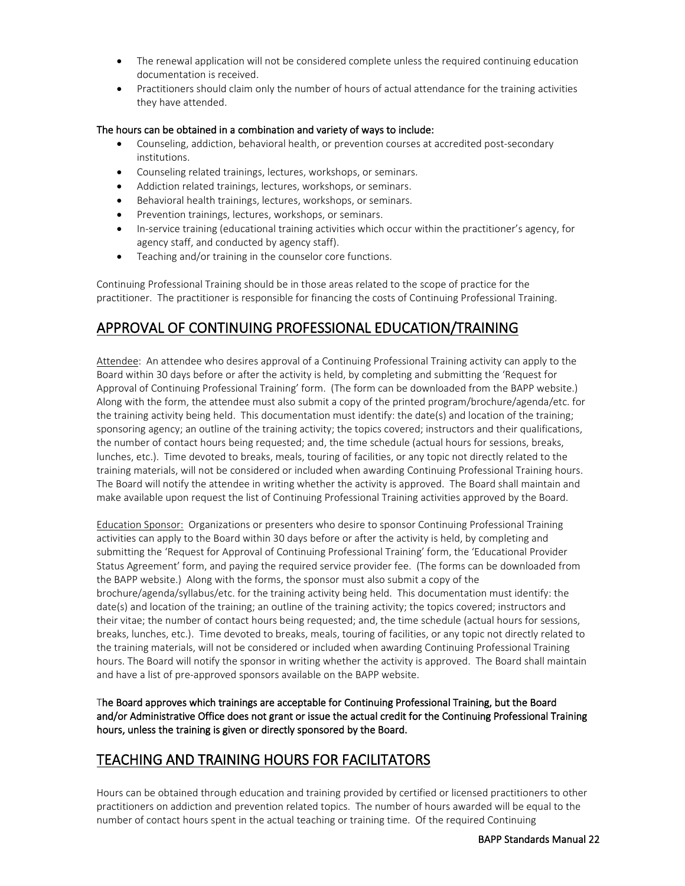- The renewal application will not be considered complete unless the required continuing education documentation is received.
- Practitioners should claim only the number of hours of actual attendance for the training activities they have attended.

**The hours can be obtained in a combination and variety of ways to include:**

- Counseling, addiction, behavioral health, or prevention courses at accredited post-secondary institutions.
- Counseling related trainings, lectures, workshops, or seminars.
- Addiction related trainings, lectures, workshops, or seminars.
- Behavioral health trainings, lectures, workshops, or seminars.
- Prevention trainings, lectures, workshops, or seminars.
- In-service training (educational training activities which occur within the practitioner's agency, for agency staff, and conducted by agency staff).
- Teaching and/or training in the counselor core functions.

Continuing Professional Training should be in those areas related to the scope of practice for the practitioner. The practitioner is responsible for financing the costs of Continuing Professional Training.

## APPROVAL OF CONTINUING PROFESSIONAL EDUCATION/TRAINING

Attendee: An attendee who desires approval of a Continuing Professional Training activity can apply to the Board within 30 days before or after the activity is held, by completing and submitting the 'Request for Approval of Continuing Professional Training' form. (The form can be downloaded from the BAPP website.) Along with the form, the attendee must also submit a copy of the printed program/brochure/agenda/etc. for the training activity being held. This documentation must identify: the date(s) and location of the training; sponsoring agency; an outline of the training activity; the topics covered; instructors and their qualifications, the number of contact hours being requested; and, the time schedule (actual hours for sessions, breaks, lunches, etc.). Time devoted to breaks, meals, touring of facilities, or any topic not directly related to the training materials, will not be considered or included when awarding Continuing Professional Training hours. The Board will notify the attendee in writing whether the activity is approved. The Board shall maintain and make available upon request the list of Continuing Professional Training activities approved by the Board.

Education Sponsor: Organizations or presenters who desire to sponsor Continuing Professional Training activities can apply to the Board within 30 days before or after the activity is held, by completing and submitting the 'Request for Approval of Continuing Professional Training' form, the 'Educational Provider Status Agreement' form, and paying the required service provider fee. (The forms can be downloaded from the BAPP website.) Along with the forms, the sponsor must also submit a copy of the brochure/agenda/syllabus/etc. for the training activity being held. This documentation must identify: the date(s) and location of the training; an outline of the training activity; the topics covered; instructors and their vitae; the number of contact hours being requested; and, the time schedule (actual hours for sessions, breaks, lunches, etc.). Time devoted to breaks, meals, touring of facilities, or any topic not directly related to the training materials, will not be considered or included when awarding Continuing Professional Training hours. The Board will notify the sponsor in writing whether the activity is approved. The Board shall maintain and have a list of pre-approved sponsors available on the BAPP website.

**The Board approves which trainings are acceptable for Continuing Professional Training, but the Board and/or Administrative Office does not grant or issue the actual credit for the Continuing Professional Training hours, unless the training is given or directly sponsored by the Board.**

## TEACHING AND TRAINING HOURS FOR FACILITATORS

Hours can be obtained through education and training provided by certified or licensed practitioners to other practitioners on addiction and prevention related topics. The number of hours awarded will be equal to the number of contact hours spent in the actual teaching or training time. Of the required Continuing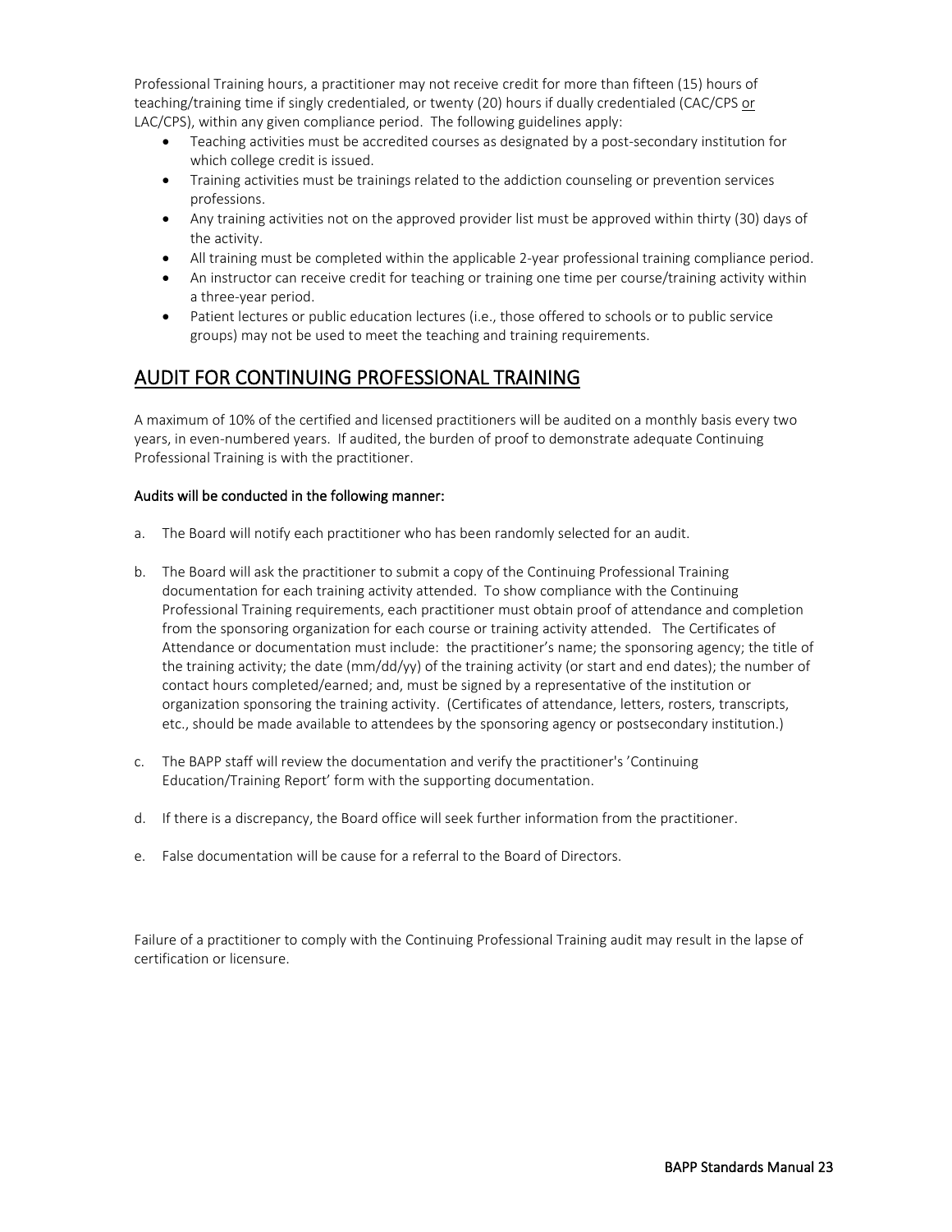Professional Training hours, a practitioner may not receive credit for more than fifteen (15) hours of teaching/training time if singly credentialed, or twenty (20) hours if dually credentialed (CAC/CPS <u>or</u> LAC/CPS), within any given compliance period. The following guidelines apply:

- Teaching activities must be accredited courses as designated by a post-secondary institution for which college credit is issued.
- Training activities must be trainings related to the addiction counseling or prevention services professions.
- Any training activities not on the approved provider list must be approved within thirty (30) days of the activity.
- All training must be completed within the applicable 2-year professional training compliance period.
- An instructor can receive credit for teaching or training one time per course/training activity within a three-year period.
- Patient lectures or public education lectures (i.e., those offered to schools or to public service groups) may not be used to meet the teaching and training requirements.

## AUDIT FOR CONTINUING PROFESSIONAL TRAINING

A maximum of 10% of the certified and licensed practitioners will be audited on a monthly basis every two years, in even-numbered years. If audited, the burden of proof to demonstrate adequate Continuing Professional Training is with the practitioner.

**Audits will be conducted in the following manner:**

a. The Board will notify each practitioner who has been randomly selected for an audit.

b. The Board will ask the practitioner to submit a copy of the Continuing Professional Training documentation for each training activity attended. To show compliance with the Continuing Professional Training requirements, each practitioner must obtain proof of attendance and completion from the sponsoring organization for each course or training activity attended. The Certificates of Attendance or documentation must include: the practitioner's name; the sponsoring agency; the title of the training activity; the date (mm/dd/yy) of the training activity (or start and end dates); the number of contact hours completed/earned; and, must be signed by a representative of the institution or organization sponsoring the training activity. (Certificates of attendance, letters, rosters, transcripts, etc., should be made available to attendees by the sponsoring agency or postsecondary institution.)

c. The BAPP staff will review the documentation and verify the practitioner's 'Continuing Education/Training Report' form with the supporting documentation.

d. If there is a discrepancy, the Board office will seek further information from the practitioner.

e. False documentation will be cause for a referral to the Board of Directors.

Failure of a practitioner to comply with the Continuing Professional Training audit may result in the lapse of certification or licensure.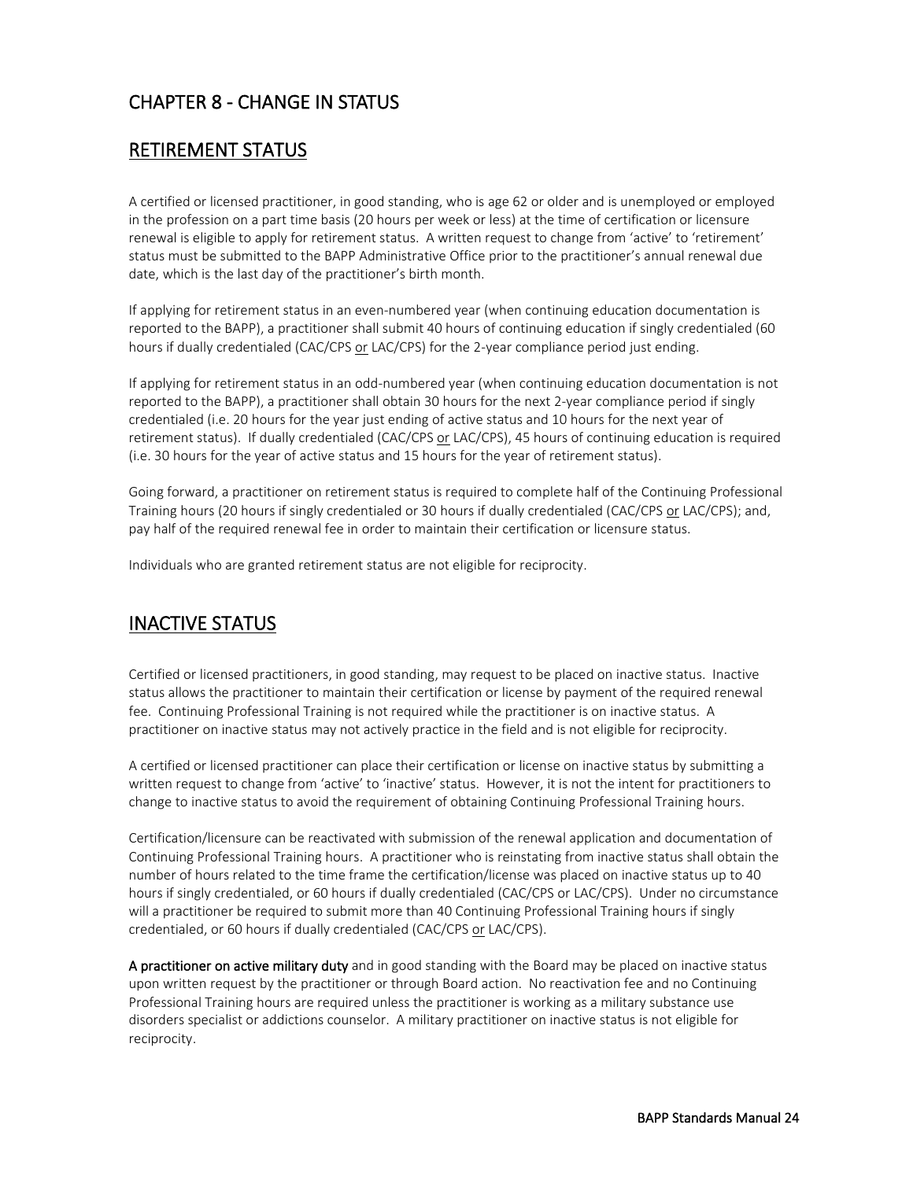# CHAPTER 8 - CHANGE IN STATUS

## RETIREMENT STATUS

A certified or licensed practitioner, in good standing, who is age 62 or older and is unemployed or employed in the profession on a part time basis (20 hours per week or less) at the time of certification or licensure renewal is eligible to apply for retirement status. A written request to change from 'active' to 'retirement' status must be submitted to the BAPP Administrative Office prior to the practitioner's annual renewal due date, which is the last day of the practitioner's birth month.

If applying for retirement status in an even-numbered year (when continuing education documentation is reported to the BAPP), a practitioner shall submit 40 hours of continuing education if singly credentialed (60 hours if dually credentialed (CAC/CPS or LAC/CPS) for the 2-year compliance period just ending.

If applying for retirement status in an odd-numbered year (when continuing education documentation is not reported to the BAPP), a practitioner shall obtain 30 hours for the next 2-year compliance period if singly credentialed (i.e. 20 hours for the year just ending of active status and 10 hours for the next year of retirement status). If dually credentialed (CAC/CPS or LAC/CPS), 45 hours of continuing education is required (i.e. 30 hours for the year of active status and 15 hours for the year of retirement status).

Going forward, a practitioner on retirement status is required to complete half of the Continuing Professional Training hours (20 hours if singly credentialed or 30 hours if dually credentialed (CAC/CPS or LAC/CPS); and, pay half of the required renewal fee in order to maintain their certification or licensure status.

Individuals who are granted retirement status are not eligible for reciprocity.

## INACTIVE STATUS

Certified or licensed practitioners, in good standing, may request to be placed on inactive status. Inactive status allows the practitioner to maintain their certification or license by payment of the required renewal fee. Continuing Professional Training is not required while the practitioner is on inactive status. A practitioner on inactive status may not actively practice in the field and is not eligible for reciprocity.

A certified or licensed practitioner can place their certification or license on inactive status by submitting a written request to change from 'active' to 'inactive' status. However, it is not the intent for practitioners to change to inactive status to avoid the requirement of obtaining Continuing Professional Training hours.

Certification/licensure can be reactivated with submission of the renewal application and documentation of Continuing Professional Training hours. A practitioner who is reinstating from inactive status shall obtain the number of hours related to the time frame the certification/license was placed on inactive status up to 40 hours if singly credentialed, or 60 hours if dually credentialed (CAC/CPS or LAC/CPS). Under no circumstance will a practitioner be required to submit more than 40 Continuing Professional Training hours if singly credentialed, or 60 hours if dually credentialed (CAC/CPS or LAC/CPS).

**A practitioner on active military duty** and in good standing with the Board may be placed on inactive status upon written request by the practitioner or through Board action. No reactivation fee and no Continuing Professional Training hours are required unless the practitioner is working as a military substance use disorders specialist or addictions counselor. A military practitioner on inactive status is not eligible for reciprocity.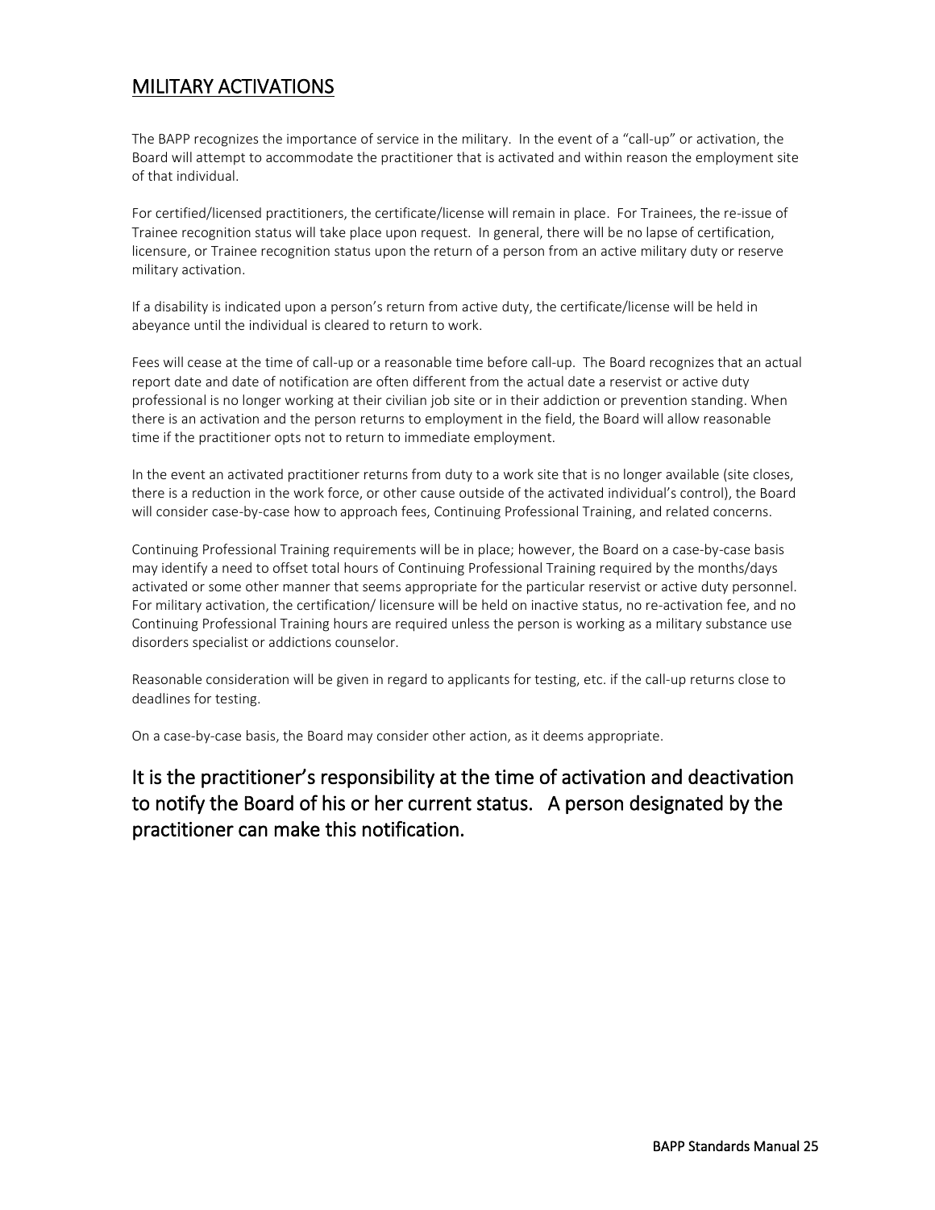## MILITARY ACTIVATIONS

The BAPP recognizes the importance of service in the military. In the event of a "call-up" or activation, the Board will attempt to accommodate the practitioner that is activated and within reason the employment site of that individual.

For certified/licensed practitioners, the certificate/license will remain in place. For Trainees, the re-issue of Trainee recognition status will take place upon request. In general, there will be no lapse of certification, licensure, or Trainee recognition status upon the return of a person from an active military duty or reserve military activation.

If a disability is indicated upon a person's return from active duty, the certificate/license will be held in abeyance until the individual is cleared to return to work.

Fees will cease at the time of call-up or a reasonable time before call-up. The Board recognizes that an actual report date and date of notification are often different from the actual date a reservist or active duty professional is no longer working at their civilian job site or in their addiction or prevention standing. When there is an activation and the person returns to employment in the field, the Board will allow reasonable time if the practitioner opts not to return to immediate employment.

In the event an activated practitioner returns from duty to a work site that is no longer available (site closes, there is a reduction in the work force, or other cause outside of the activated individual's control), the Board will consider case-by-case how to approach fees, Continuing Professional Training, and related concerns.

Continuing Professional Training requirements will be in place; however, the Board on a case-by-case basis may identify a need to offset total hours of Continuing Professional Training required by the months/days activated or some other manner that seems appropriate for the particular reservist or active duty personnel. For military activation, the certification/ licensure will be held on inactive status, no re-activation fee, and no Continuing Professional Training hours are required unless the person is working as a military substance use disorders specialist or addictions counselor.

Reasonable consideration will be given in regard to applicants for testing, etc. if the call-up returns close to deadlines for testing.

On a case-by-case basis, the Board may consider other action, as it deems appropriate.

### It is the practitioner's responsibility at the time of activation and deactivation to notify the Board of his or her current status. A person designated by the practitioner can make this notification.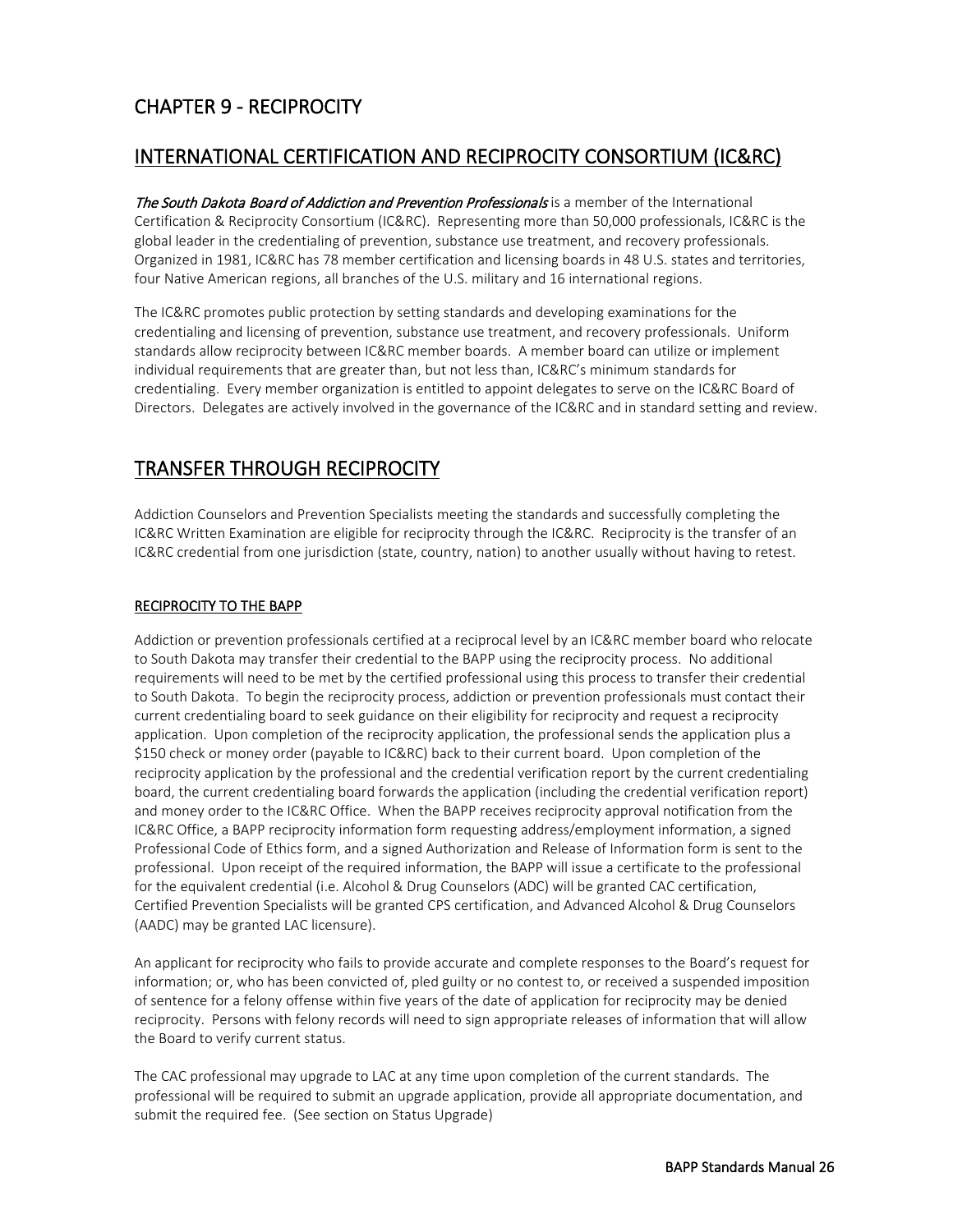# CHAPTER 9 - RECIPROCITY

## INTERNATIONAL CERTIFICATION AND RECIPROCITY CONSORTIUM (IC&RC)

*The South Dakota Board of Addiction and Prevention Professionals* is a member of the International Certification & Reciprocity Consortium (IC&RC). Representing more than 50,000 professionals, IC&RC is the global leader in the credentialing of prevention, substance use treatment, and recovery professionals. Organized in 1981, IC&RC has 78 member certification and licensing boards in 48 U.S. states and territories, four Native American regions, all branches of the U.S. military and 16 international regions.

The IC&RC promotes public protection by setting standards and developing examinations for the credentialing and licensing of prevention, substance use treatment, and recovery professionals. Uniform standards allow reciprocity between IC&RC member boards. A member board can utilize or implement individual requirements that are greater than, but not less than, IC&RC's minimum standards for credentialing. Every member organization is entitled to appoint delegates to serve on the IC&RC Board of Directors. Delegates are actively involved in the governance of the IC&RC and in standard setting and review.

## TRANSFER THROUGH RECIPROCITY

Addiction Counselors and Prevention Specialists meeting the standards and successfully completing the IC&RC Written Examination are eligible for reciprocity through the IC&RC. Reciprocity is the transfer of an IC&RC credential from one jurisdiction (state, country, nation) to another usually without having to retest.

### RECIPROCITY TO THE BAPP

Addiction or prevention professionals certified at a reciprocal level by an IC&RC member board who relocate to South Dakota may transfer their credential to the BAPP using the reciprocity process. No additional requirements will need to be met by the certified professional using this process to transfer their credential to South Dakota. To begin the reciprocity process, addiction or prevention professionals must contact their current credentialing board to seek guidance on their eligibility for reciprocity and request a reciprocity application. Upon completion of the reciprocity application, the professional sends the application plus a $150 check or money order (payable to IC&RC) back to their current board. Upon completion of the reciprocity application by the professional and the credential verification report by the current credentialing board, the current credentialing board forwards the application (including the credential verification report) and money order to the IC&RC Office. When the BAPP receives reciprocity approval notification from the IC&RC Office, a BAPP reciprocity information form requesting address/employment information, a signed Professional Code of Ethics form, and a signed Authorization and Release of Information form is sent to the professional. Upon receipt of the required information, the BAPP will issue a certificate to the professional for the equivalent credential (i.e. Alcohol & Drug Counselors (ADC) will be granted CAC certification, Certified Prevention Specialists will be granted CPS certification, and Advanced Alcohol & Drug Counselors (AADC) may be granted LAC licensure).

An applicant for reciprocity who fails to provide accurate and complete responses to the Board's request for information; or, who has been convicted of, pled guilty or no contest to, or received a suspended imposition of sentence for a felony offense within five years of the date of application for reciprocity may be denied reciprocity. Persons with felony records will need to sign appropriate releases of information that will allow the Board to verify current status.

The CAC professional may upgrade to LAC at any time upon completion of the current standards. The professional will be required to submit an upgrade application, provide all appropriate documentation, and submit the required fee. (See section on Status Upgrade)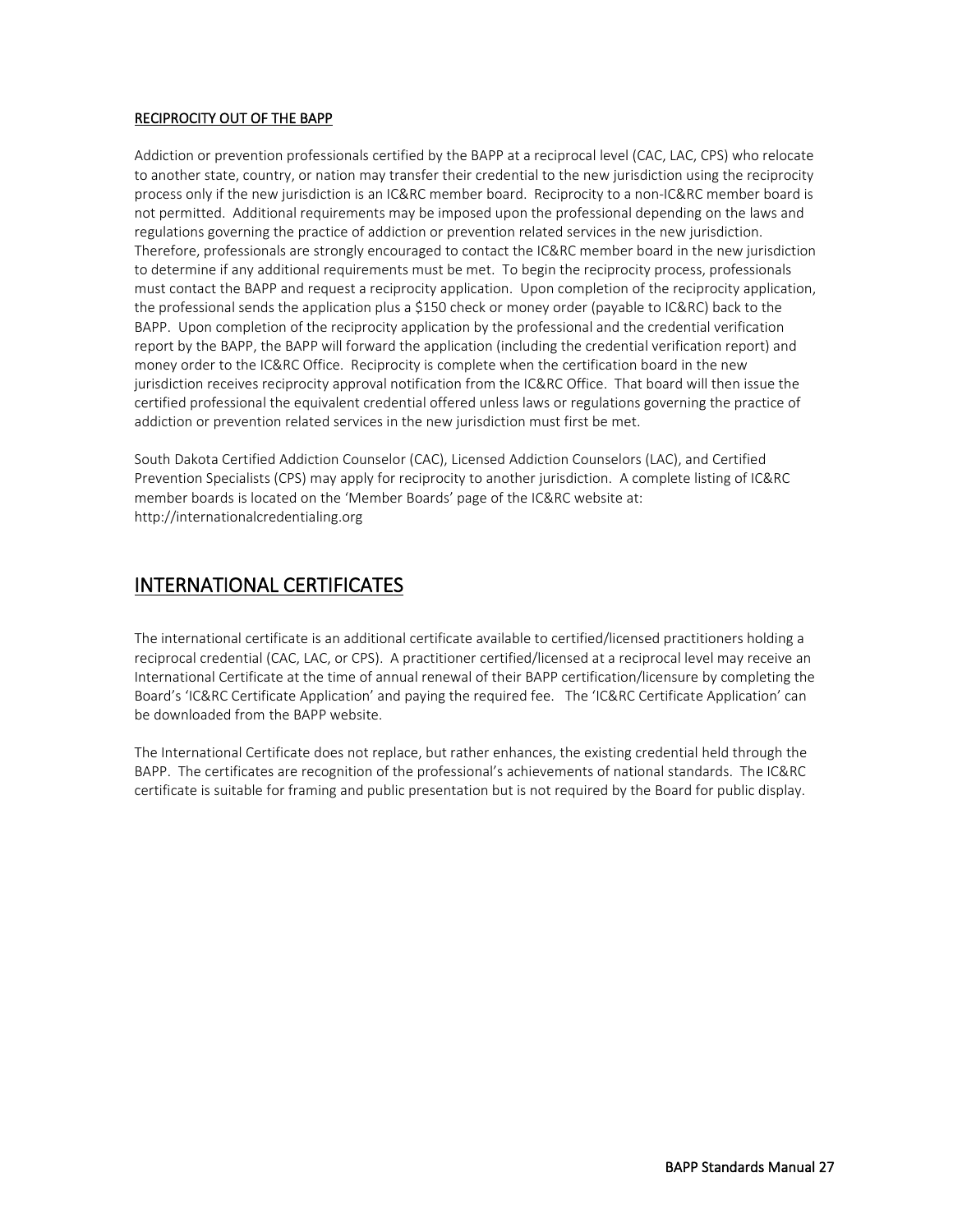### RECIPROCITY OUT OF THE BAPP

Addiction or prevention professionals certified by the BAPP at a reciprocal level (CAC, LAC, CPS) who relocate to another state, country, or nation may transfer their credential to the new jurisdiction using the reciprocity process only if the new jurisdiction is an IC&RC member board. Reciprocity to a non-IC&RC member board is not permitted. Additional requirements may be imposed upon the professional depending on the laws and regulations governing the practice of addiction or prevention related services in the new jurisdiction. Therefore, professionals are strongly encouraged to contact the IC&RC member board in the new jurisdiction to determine if any additional requirements must be met. To begin the reciprocity process, professionals must contact the BAPP and request a reciprocity application. Upon completion of the reciprocity application, the professional sends the application plus a $150 check or money order (payable to IC&RC) back to the BAPP. Upon completion of the reciprocity application by the professional and the credential verification report by the BAPP, the BAPP will forward the application (including the credential verification report) and money order to the IC&RC Office. Reciprocity is complete when the certification board in the new jurisdiction receives reciprocity approval notification from the IC&RC Office. That board will then issue the certified professional the equivalent credential offered unless laws or regulations governing the practice of addiction or prevention related services in the new jurisdiction must first be met.

South Dakota Certified Addiction Counselor (CAC), Licensed Addiction Counselors (LAC), and Certified Prevention Specialists (CPS) may apply for reciprocity to another jurisdiction. A complete listing of IC&RC member boards is located on the 'Member Boards' page of the IC&RC website at: http://internationalcredentialing.org

## INTERNATIONAL CERTIFICATES

The international certificate is an additional certificate available to certified/licensed practitioners holding a reciprocal credential (CAC, LAC, or CPS). A practitioner certified/licensed at a reciprocal level may receive an International Certificate at the time of annual renewal of their BAPP certification/licensure by completing the Board's 'IC&RC Certificate Application' and paying the required fee. The 'IC&RC Certificate Application' can be downloaded from the BAPP website.

The International Certificate does not replace, but rather enhances, the existing credential held through the BAPP. The certificates are recognition of the professional's achievements of national standards. The IC&RC certificate is suitable for framing and public presentation but is not required by the Board for public display.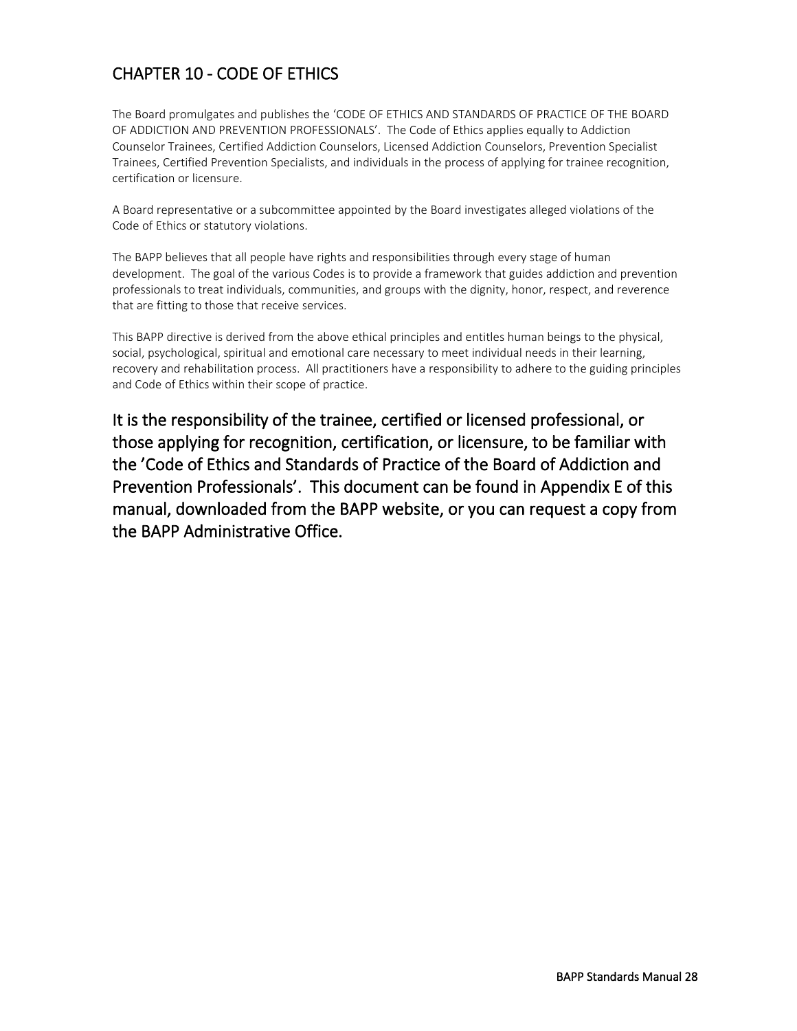## CHAPTER 10 - CODE OF ETHICS

The Board promulgates and publishes the 'CODE OF ETHICS AND STANDARDS OF PRACTICE OF THE BOARD OF ADDICTION AND PREVENTION PROFESSIONALS'. The Code of Ethics applies equally to Addiction Counselor Trainees, Certified Addiction Counselors, Licensed Addiction Counselors, Prevention Specialist Trainees, Certified Prevention Specialists, and individuals in the process of applying for trainee recognition, certification or licensure.

A Board representative or a subcommittee appointed by the Board investigates alleged violations of the Code of Ethics or statutory violations.

The BAPP believes that all people have rights and responsibilities through every stage of human development. The goal of the various Codes is to provide a framework that guides addiction and prevention professionals to treat individuals, communities, and groups with the dignity, honor, respect, and reverence that are fitting to those that receive services.

This BAPP directive is derived from the above ethical principles and entitles human beings to the physical, social, psychological, spiritual and emotional care necessary to meet individual needs in their learning, recovery and rehabilitation process. All practitioners have a responsibility to adhere to the guiding principles and Code of Ethics within their scope of practice.

It is the responsibility of the trainee, certified or licensed professional, or those applying for recognition, certification, or licensure, to be familiar with the 'Code of Ethics and Standards of Practice of the Board of Addiction and Prevention Professionals'. This document can be found in Appendix E of this manual, downloaded from the BAPP website, or you can request a copy from the BAPP Administrative Office.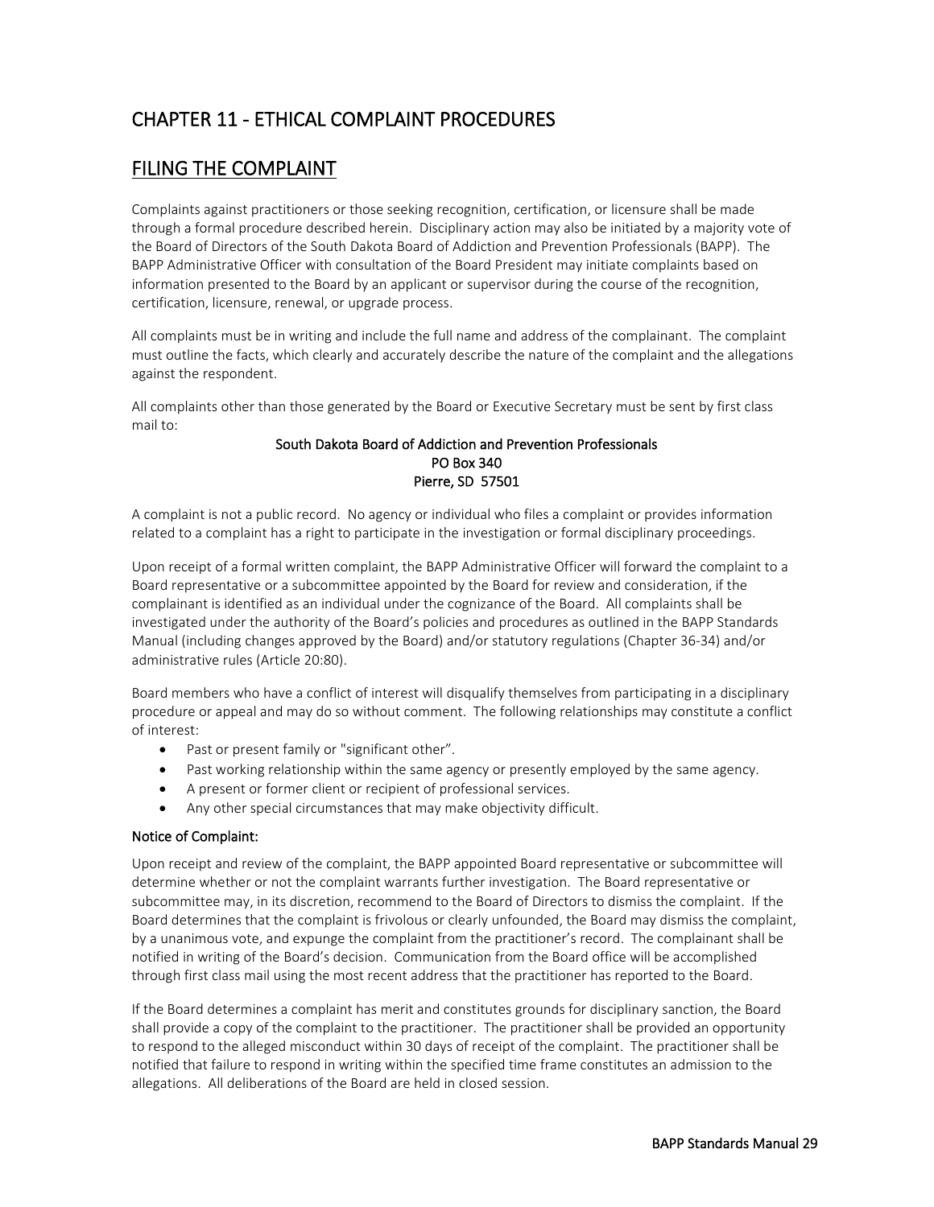# CHAPTER 11 - ETHICAL COMPLAINT PROCEDURES

## FILING THE COMPLAINT

Complaints against practitioners or those seeking recognition, certification, or licensure shall be made through a formal procedure described herein. Disciplinary action may also be initiated by a majority vote of the Board of Directors of the South Dakota Board of Addiction and Prevention Professionals (BAPP). The BAPP Administrative Officer with consultation of the Board President may initiate complaints based on information presented to the Board by an applicant or supervisor during the course of the recognition, certification, licensure, renewal, or upgrade process.

All complaints must be in writing and include the full name and address of the complainant. The complaint must outline the facts, which clearly and accurately describe the nature of the complaint and the allegations against the respondent.

All complaints other than those generated by the Board or Executive Secretary must be sent by first class mail to:

South Dakota Board of Addiction and Prevention Professionals
PO Box 340
Pierre, SD 57501

A complaint is not a public record. No agency or individual who files a complaint or provides information related to a complaint has a right to participate in the investigation or formal disciplinary proceedings.

Upon receipt of a formal written complaint, the BAPP Administrative Officer will forward the complaint to a Board representative or a subcommittee appointed by the Board for review and consideration, if the complainant is identified as an individual under the cognizance of the Board. All complaints shall be investigated under the authority of the Board's policies and procedures as outlined in the BAPP Standards Manual (including changes approved by the Board) and/or statutory regulations (Chapter 36-34) and/or administrative rules (Article 20:80).

Board members who have a conflict of interest will disqualify themselves from participating in a disciplinary procedure or appeal and may do so without comment. The following relationships may constitute a conflict of interest:

- Past or present family or "significant other".
- Past working relationship within the same agency or presently employed by the same agency.
- A present or former client or recipient of professional services.
- Any other special circumstances that may make objectivity difficult.

#### Notice of Complaint:

Upon receipt and review of the complaint, the BAPP appointed Board representative or subcommittee will determine whether or not the complaint warrants further investigation. The Board representative or subcommittee may, in its discretion, recommend to the Board of Directors to dismiss the complaint. If the Board determines that the complaint is frivolous or clearly unfounded, the Board may dismiss the complaint, by a unanimous vote, and expunge the complaint from the practitioner's record. The complainant shall be notified in writing of the Board's decision. Communication from the Board office will be accomplished through first class mail using the most recent address that the practitioner has reported to the Board.

If the Board determines a complaint has merit and constitutes grounds for disciplinary sanction, the Board shall provide a copy of the complaint to the practitioner. The practitioner shall be provided an opportunity to respond to the alleged misconduct within 30 days of receipt of the complaint. The practitioner shall be notified that failure to respond in writing within the specified time frame constitutes an admission to the allegations. All deliberations of the Board are held in closed session.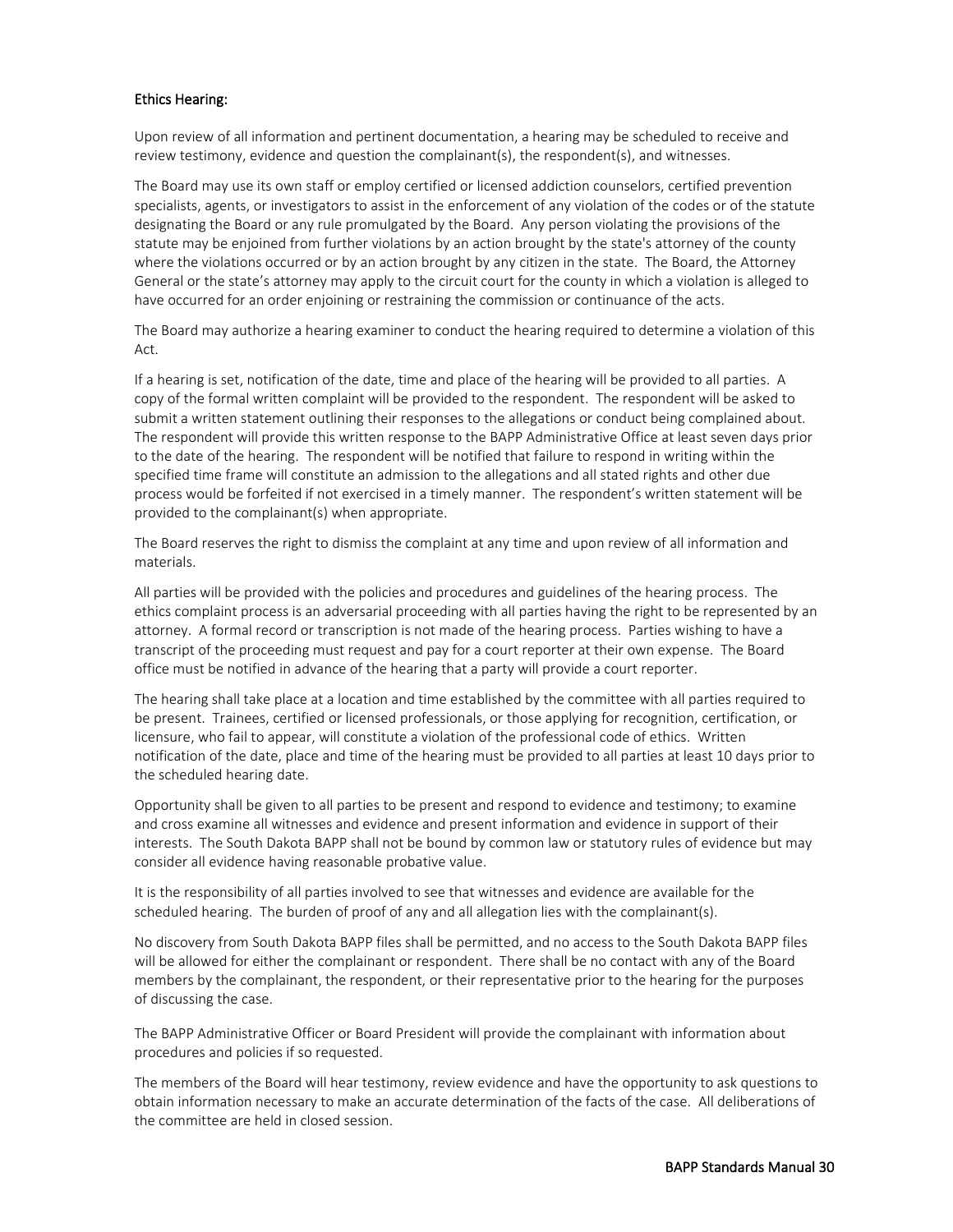## Ethics Hearing:

Upon review of all information and pertinent documentation, a hearing may be scheduled to receive and review testimony, evidence and question the complainant(s), the respondent(s), and witnesses.

The Board may use its own staff or employ certified or licensed addiction counselors, certified prevention specialists, agents, or investigators to assist in the enforcement of any violation of the codes or of the statute designating the Board or any rule promulgated by the Board. Any person violating the provisions of the statute may be enjoined from further violations by an action brought by the state's attorney of the county where the violations occurred or by an action brought by any citizen in the state. The Board, the Attorney General or the state's attorney may apply to the circuit court for the county in which a violation is alleged to have occurred for an order enjoining or restraining the commission or continuance of the acts.

The Board may authorize a hearing examiner to conduct the hearing required to determine a violation of this Act.

If a hearing is set, notification of the date, time and place of the hearing will be provided to all parties. A copy of the formal written complaint will be provided to the respondent. The respondent will be asked to submit a written statement outlining their responses to the allegations or conduct being complained about. The respondent will provide this written response to the BAPP Administrative Office at least seven days prior to the date of the hearing. The respondent will be notified that failure to respond in writing within the specified time frame will constitute an admission to the allegations and all stated rights and other due process would be forfeited if not exercised in a timely manner. The respondent's written statement will be provided to the complainant(s) when appropriate.

The Board reserves the right to dismiss the complaint at any time and upon review of all information and materials.

All parties will be provided with the policies and procedures and guidelines of the hearing process. The ethics complaint process is an adversarial proceeding with all parties having the right to be represented by an attorney. A formal record or transcription is not made of the hearing process. Parties wishing to have a transcript of the proceeding must request and pay for a court reporter at their own expense. The Board office must be notified in advance of the hearing that a party will provide a court reporter.

The hearing shall take place at a location and time established by the committee with all parties required to be present. Trainees, certified or licensed professionals, or those applying for recognition, certification, or licensure, who fail to appear, will constitute a violation of the professional code of ethics. Written notification of the date, place and time of the hearing must be provided to all parties at least 10 days prior to the scheduled hearing date.

Opportunity shall be given to all parties to be present and respond to evidence and testimony; to examine and cross examine all witnesses and evidence and present information and evidence in support of their interests. The South Dakota BAPP shall not be bound by common law or statutory rules of evidence but may consider all evidence having reasonable probative value.

It is the responsibility of all parties involved to see that witnesses and evidence are available for the scheduled hearing. The burden of proof of any and all allegation lies with the complainant(s).

No discovery from South Dakota BAPP files shall be permitted, and no access to the South Dakota BAPP files will be allowed for either the complainant or respondent. There shall be no contact with any of the Board members by the complainant, the respondent, or their representative prior to the hearing for the purposes of discussing the case.

The BAPP Administrative Officer or Board President will provide the complainant with information about procedures and policies if so requested.

The members of the Board will hear testimony, review evidence and have the opportunity to ask questions to obtain information necessary to make an accurate determination of the facts of the case. All deliberations of the committee are held in closed session.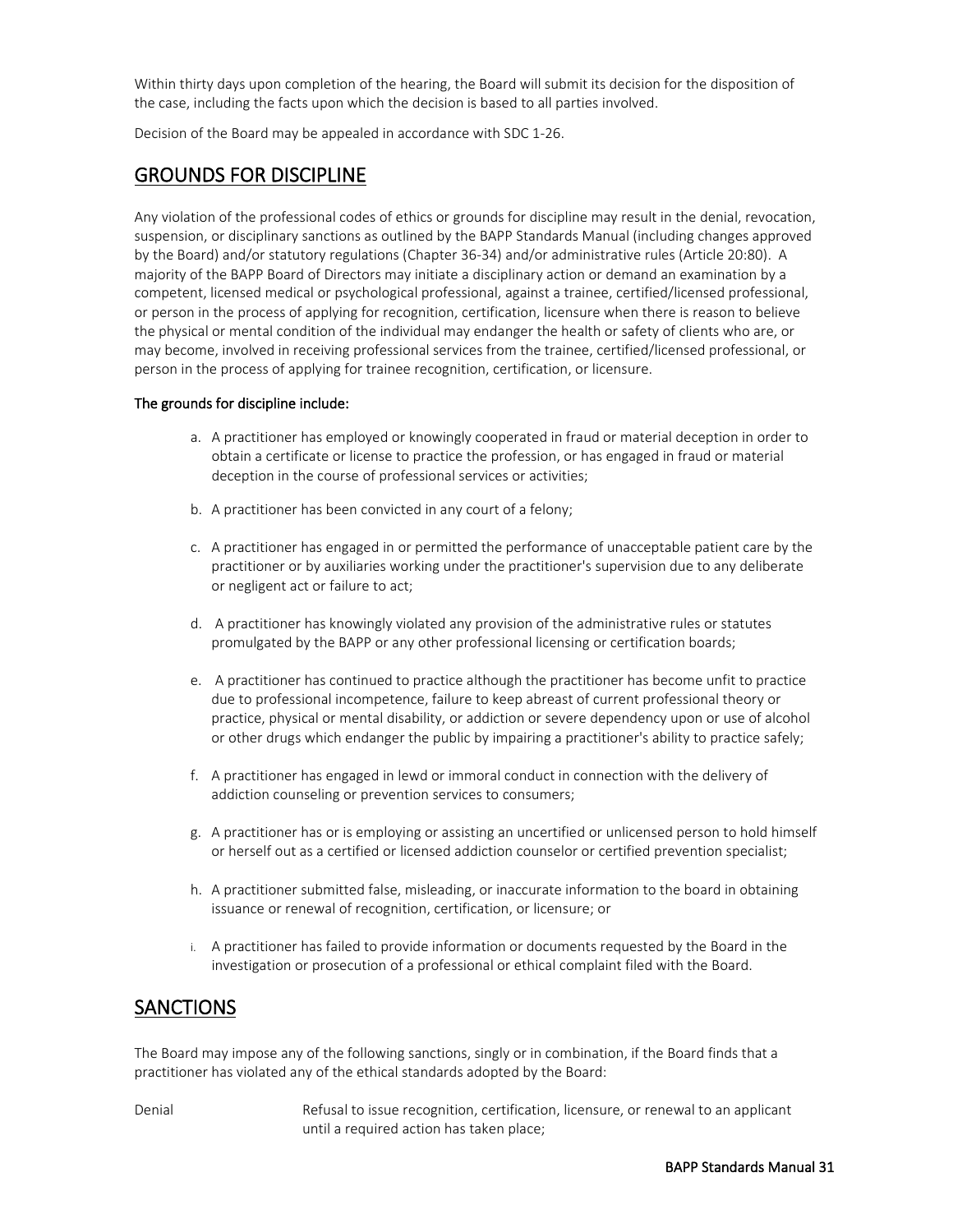Within thirty days upon completion of the hearing, the Board will submit its decision for the disposition of the case, including the facts upon which the decision is based to all parties involved.

Decision of the Board may be appealed in accordance with SDC 1-26.

## GROUNDS FOR DISCIPLINE

Any violation of the professional codes of ethics or grounds for discipline may result in the denial, revocation, suspension, or disciplinary sanctions as outlined by the BAPP Standards Manual (including changes approved by the Board) and/or statutory regulations (Chapter 36-34) and/or administrative rules (Article 20:80). A majority of the BAPP Board of Directors may initiate a disciplinary action or demand an examination by a competent, licensed medical or psychological professional, against a trainee, certified/licensed professional, or person in the process of applying for recognition, certification, licensure when there is reason to believe the physical or mental condition of the individual may endanger the health or safety of clients who are, or may become, involved in receiving professional services from the trainee, certified/licensed professional, or person in the process of applying for trainee recognition, certification, or licensure.

**The grounds for discipline include:**

a. A practitioner has employed or knowingly cooperated in fraud or material deception in order to obtain a certificate or license to practice the profession, or has engaged in fraud or material deception in the course of professional services or activities;

b. A practitioner has been convicted in any court of a felony;

c. A practitioner has engaged in or permitted the performance of unacceptable patient care by the practitioner or by auxiliaries working under the practitioner's supervision due to any deliberate or negligent act or failure to act;

d. A practitioner has knowingly violated any provision of the administrative rules or statutes promulgated by the BAPP or any other professional licensing or certification boards;

e. A practitioner has continued to practice although the practitioner has become unfit to practice due to professional incompetence, failure to keep abreast of current professional theory or practice, physical or mental disability, or addiction or severe dependency upon or use of alcohol or other drugs which endanger the public by impairing a practitioner's ability to practice safely;

f. A practitioner has engaged in lewd or immoral conduct in connection with the delivery of addiction counseling or prevention services to consumers;

g. A practitioner has or is employing or assisting an uncertified or unlicensed person to hold himself or herself out as a certified or licensed addiction counselor or certified prevention specialist;

h. A practitioner submitted false, misleading, or inaccurate information to the board in obtaining issuance or renewal of recognition, certification, or licensure; or

i. A practitioner has failed to provide information or documents requested by the Board in the investigation or prosecution of a professional or ethical complaint filed with the Board.

## SANCTIONS

The Board may impose any of the following sanctions, singly or in combination, if the Board finds that a practitioner has violated any of the ethical standards adopted by the Board:

Denial — Refusal to issue recognition, certification, licensure, or renewal to an applicant until a required action has taken place;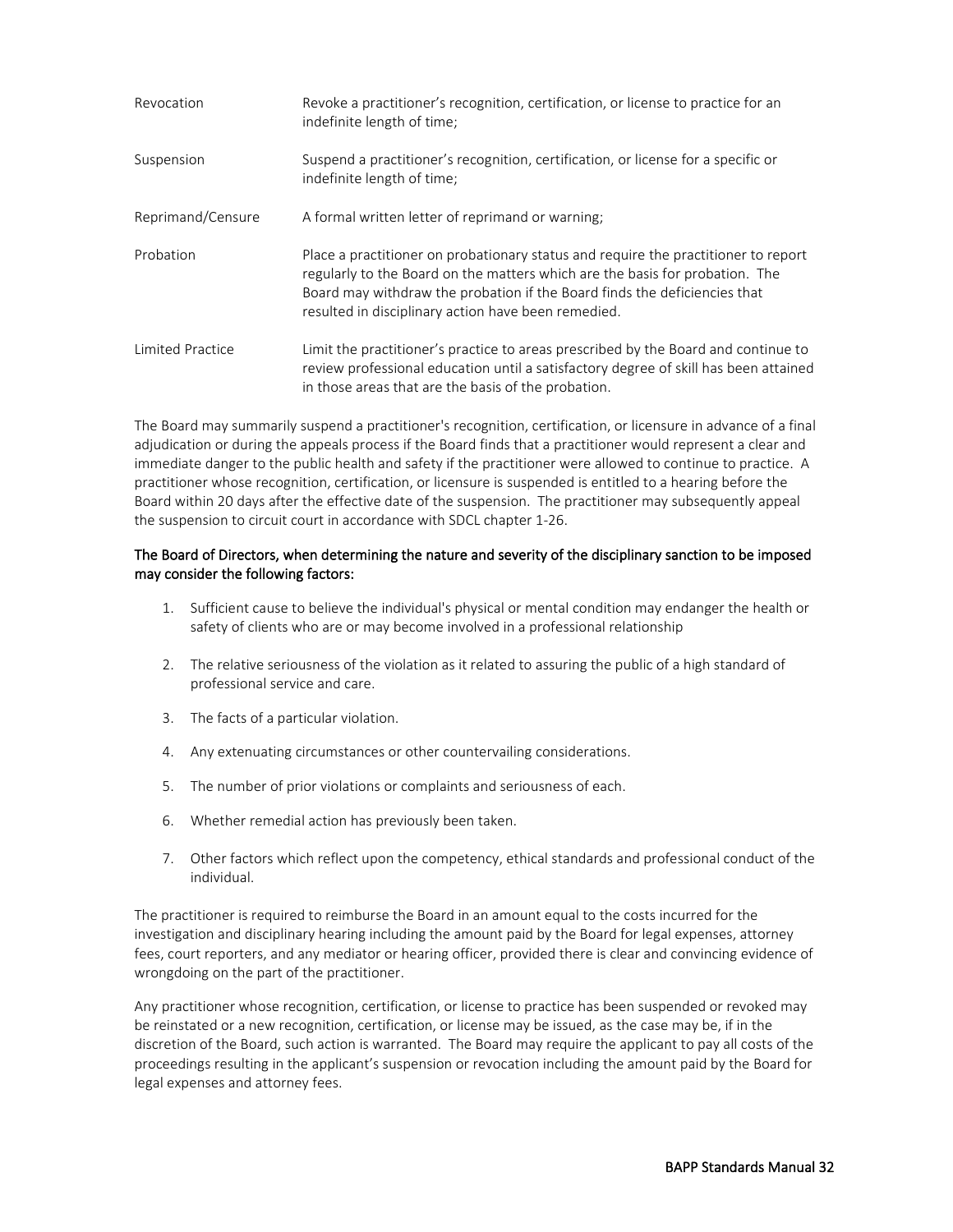| | |
|---|---|
| Revocation | Revoke a practitioner's recognition, certification, or license to practice for an indefinite length of time; |
| Suspension | Suspend a practitioner's recognition, certification, or license for a specific or indefinite length of time; |
| Reprimand/Censure | A formal written letter of reprimand or warning; |
| Probation | Place a practitioner on probationary status and require the practitioner to report regularly to the Board on the matters which are the basis for probation. The Board may withdraw the probation if the Board finds the deficiencies that resulted in disciplinary action have been remedied. |
| Limited Practice | Limit the practitioner's practice to areas prescribed by the Board and continue to review professional education until a satisfactory degree of skill has been attained in those areas that are the basis of the probation. |

The Board may summarily suspend a practitioner's recognition, certification, or licensure in advance of a final adjudication or during the appeals process if the Board finds that a practitioner would represent a clear and immediate danger to the public health and safety if the practitioner were allowed to continue to practice. A practitioner whose recognition, certification, or licensure is suspended is entitled to a hearing before the Board within 20 days after the effective date of the suspension. The practitioner may subsequently appeal the suspension to circuit court in accordance with SDCL chapter 1-26.

The Board of Directors, when determining the nature and severity of the disciplinary sanction to be imposed may consider the following factors:

1. Sufficient cause to believe the individual's physical or mental condition may endanger the health or safety of clients who are or may become involved in a professional relationship
2. The relative seriousness of the violation as it related to assuring the public of a high standard of professional service and care.
3. The facts of a particular violation.
4. Any extenuating circumstances or other countervailing considerations.
5. The number of prior violations or complaints and seriousness of each.
6. Whether remedial action has previously been taken.
7. Other factors which reflect upon the competency, ethical standards and professional conduct of the individual.

The practitioner is required to reimburse the Board in an amount equal to the costs incurred for the investigation and disciplinary hearing including the amount paid by the Board for legal expenses, attorney fees, court reporters, and any mediator or hearing officer, provided there is clear and convincing evidence of wrongdoing on the part of the practitioner.

Any practitioner whose recognition, certification, or license to practice has been suspended or revoked may be reinstated or a new recognition, certification, or license may be issued, as the case may be, if in the discretion of the Board, such action is warranted. The Board may require the applicant to pay all costs of the proceedings resulting in the applicant's suspension or revocation including the amount paid by the Board for legal expenses and attorney fees.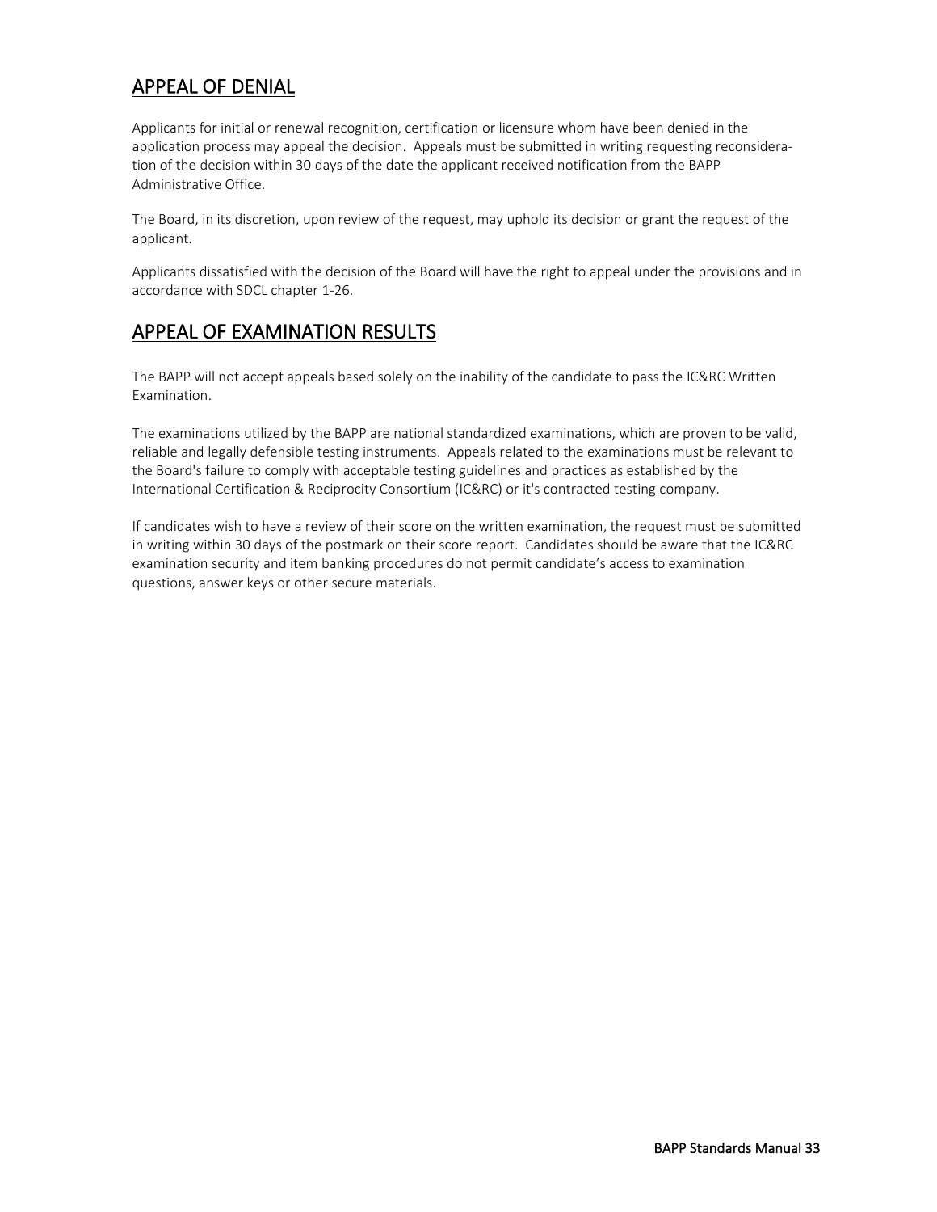## APPEAL OF DENIAL

Applicants for initial or renewal recognition, certification or licensure whom have been denied in the application process may appeal the decision. Appeals must be submitted in writing requesting reconsideration of the decision within 30 days of the date the applicant received notification from the BAPP Administrative Office.

The Board, in its discretion, upon review of the request, may uphold its decision or grant the request of the applicant.

Applicants dissatisfied with the decision of the Board will have the right to appeal under the provisions and in accordance with SDCL chapter 1-26.

## APPEAL OF EXAMINATION RESULTS

The BAPP will not accept appeals based solely on the inability of the candidate to pass the IC&RC Written Examination.

The examinations utilized by the BAPP are national standardized examinations, which are proven to be valid, reliable and legally defensible testing instruments. Appeals related to the examinations must be relevant to the Board's failure to comply with acceptable testing guidelines and practices as established by the International Certification & Reciprocity Consortium (IC&RC) or it's contracted testing company.

If candidates wish to have a review of their score on the written examination, the request must be submitted in writing within 30 days of the postmark on their score report. Candidates should be aware that the IC&RC examination security and item banking procedures do not permit candidate's access to examination questions, answer keys or other secure materials.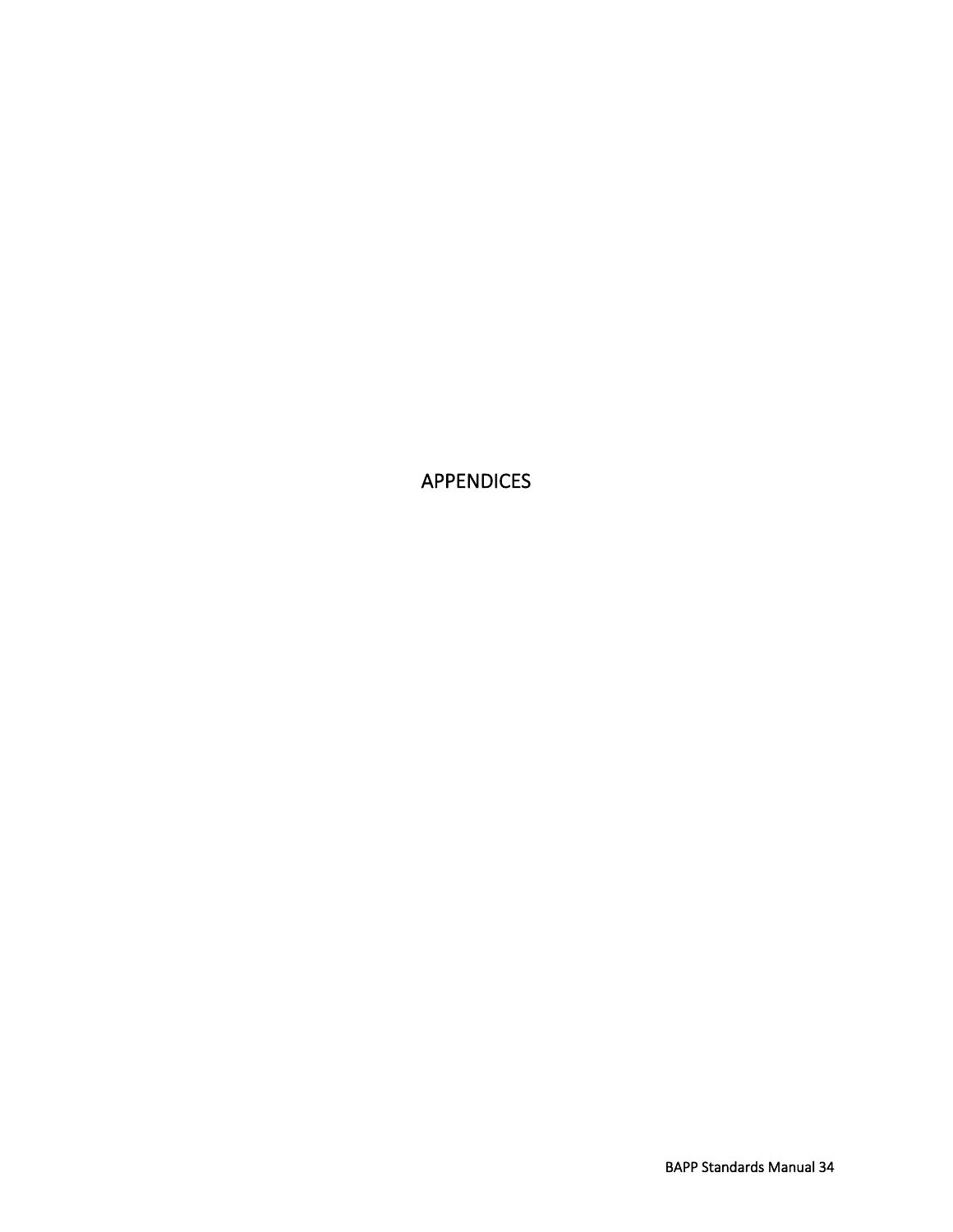# APPENDICES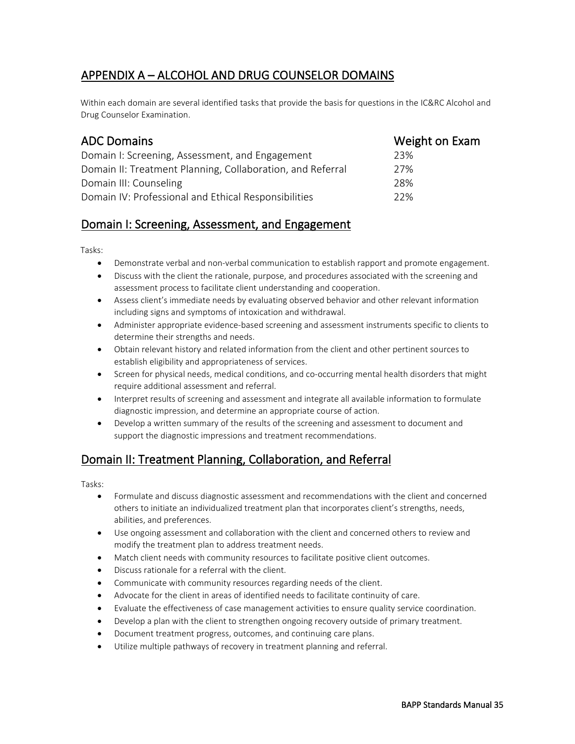## APPENDIX A – ALCOHOL AND DRUG COUNSELOR DOMAINS

Within each domain are several identified tasks that provide the basis for questions in the IC&RC Alcohol and Drug Counselor Examination.

| ADC Domains | Weight on Exam |
|---|---|
| Domain I: Screening, Assessment, and Engagement | 23% |
| Domain II: Treatment Planning, Collaboration, and Referral | 27% |
| Domain III: Counseling | 28% |
| Domain IV: Professional and Ethical Responsibilities | 22% |

### Domain I: Screening, Assessment, and Engagement

Tasks:

- Demonstrate verbal and non-verbal communication to establish rapport and promote engagement.
- Discuss with the client the rationale, purpose, and procedures associated with the screening and assessment process to facilitate client understanding and cooperation.
- Assess client's immediate needs by evaluating observed behavior and other relevant information including signs and symptoms of intoxication and withdrawal.
- Administer appropriate evidence-based screening and assessment instruments specific to clients to determine their strengths and needs.
- Obtain relevant history and related information from the client and other pertinent sources to establish eligibility and appropriateness of services.
- Screen for physical needs, medical conditions, and co-occurring mental health disorders that might require additional assessment and referral.
- Interpret results of screening and assessment and integrate all available information to formulate diagnostic impression, and determine an appropriate course of action.
- Develop a written summary of the results of the screening and assessment to document and support the diagnostic impressions and treatment recommendations.

### Domain II: Treatment Planning, Collaboration, and Referral

Tasks:

- Formulate and discuss diagnostic assessment and recommendations with the client and concerned others to initiate an individualized treatment plan that incorporates client's strengths, needs, abilities, and preferences.
- Use ongoing assessment and collaboration with the client and concerned others to review and modify the treatment plan to address treatment needs.
- Match client needs with community resources to facilitate positive client outcomes.
- Discuss rationale for a referral with the client.
- Communicate with community resources regarding needs of the client.
- Advocate for the client in areas of identified needs to facilitate continuity of care.
- Evaluate the effectiveness of case management activities to ensure quality service coordination.
- Develop a plan with the client to strengthen ongoing recovery outside of primary treatment.
- Document treatment progress, outcomes, and continuing care plans.
- Utilize multiple pathways of recovery in treatment planning and referral.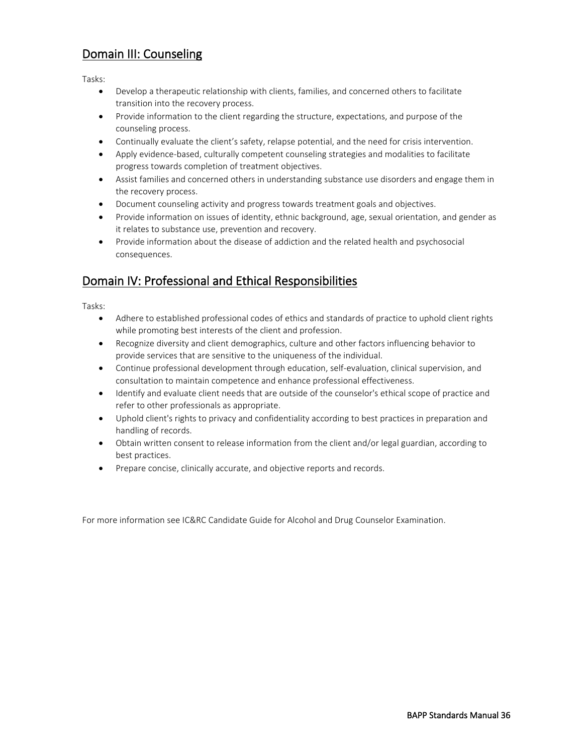## Domain III: Counseling

Tasks:

- Develop a therapeutic relationship with clients, families, and concerned others to facilitate transition into the recovery process.
- Provide information to the client regarding the structure, expectations, and purpose of the counseling process.
- Continually evaluate the client's safety, relapse potential, and the need for crisis intervention.
- Apply evidence-based, culturally competent counseling strategies and modalities to facilitate progress towards completion of treatment objectives.
- Assist families and concerned others in understanding substance use disorders and engage them in the recovery process.
- Document counseling activity and progress towards treatment goals and objectives.
- Provide information on issues of identity, ethnic background, age, sexual orientation, and gender as it relates to substance use, prevention and recovery.
- Provide information about the disease of addiction and the related health and psychosocial consequences.

## Domain IV: Professional and Ethical Responsibilities

Tasks:

- Adhere to established professional codes of ethics and standards of practice to uphold client rights while promoting best interests of the client and profession.
- Recognize diversity and client demographics, culture and other factors influencing behavior to provide services that are sensitive to the uniqueness of the individual.
- Continue professional development through education, self-evaluation, clinical supervision, and consultation to maintain competence and enhance professional effectiveness.
- Identify and evaluate client needs that are outside of the counselor's ethical scope of practice and refer to other professionals as appropriate.
- Uphold client's rights to privacy and confidentiality according to best practices in preparation and handling of records.
- Obtain written consent to release information from the client and/or legal guardian, according to best practices.
- Prepare concise, clinically accurate, and objective reports and records.

For more information see IC&RC Candidate Guide for Alcohol and Drug Counselor Examination.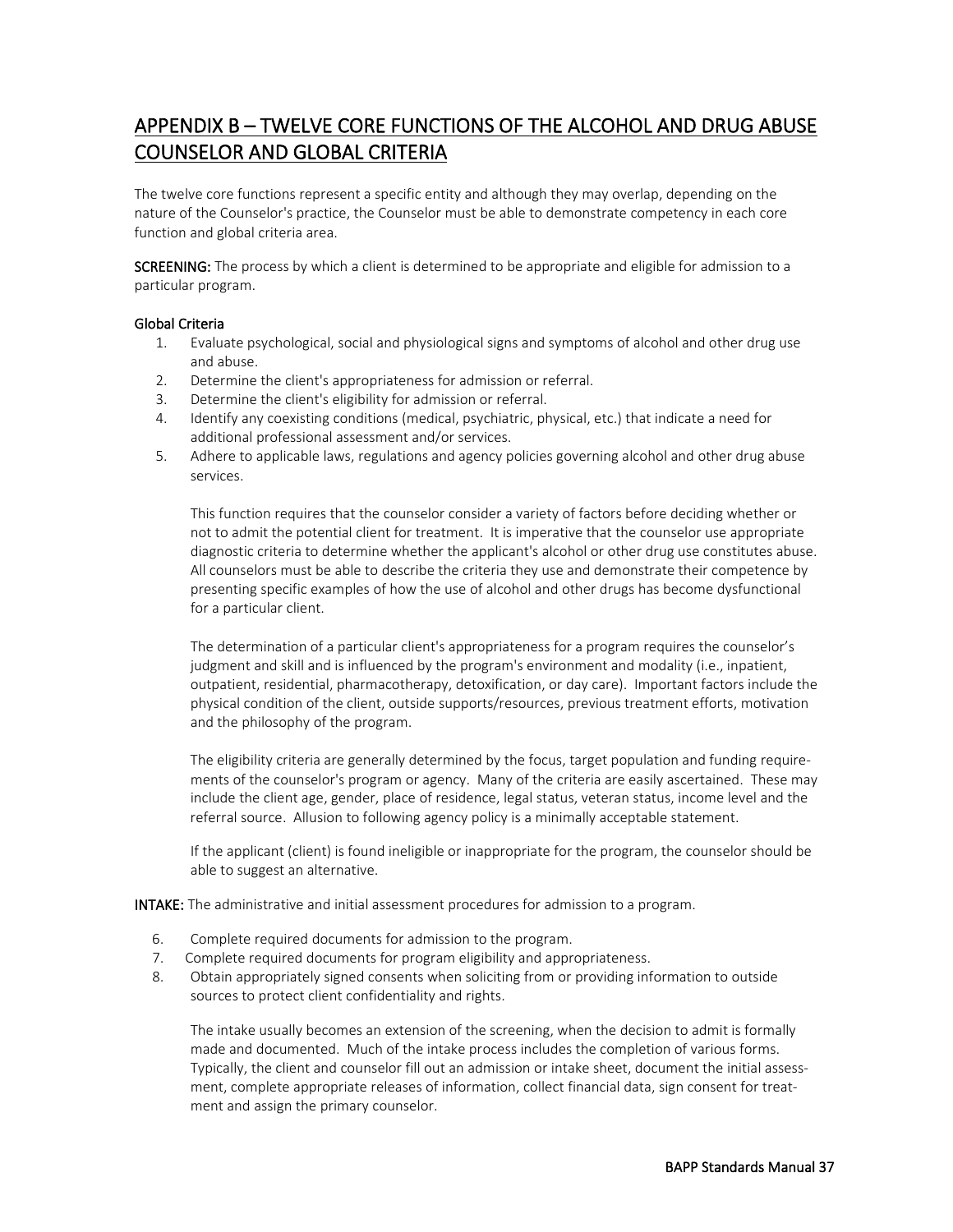## APPENDIX B – TWELVE CORE FUNCTIONS OF THE ALCOHOL AND DRUG ABUSE COUNSELOR AND GLOBAL CRITERIA

The twelve core functions represent a specific entity and although they may overlap, depending on the nature of the Counselor's practice, the Counselor must be able to demonstrate competency in each core function and global criteria area.

**SCREENING:** The process by which a client is determined to be appropriate and eligible for admission to a particular program.

**Global Criteria**

1. Evaluate psychological, social and physiological signs and symptoms of alcohol and other drug use and abuse.
2. Determine the client's appropriateness for admission or referral.
3. Determine the client's eligibility for admission or referral.
4. Identify any coexisting conditions (medical, psychiatric, physical, etc.) that indicate a need for additional professional assessment and/or services.
5. Adhere to applicable laws, regulations and agency policies governing alcohol and other drug abuse services.

   This function requires that the counselor consider a variety of factors before deciding whether or not to admit the potential client for treatment. It is imperative that the counselor use appropriate diagnostic criteria to determine whether the applicant's alcohol or other drug use constitutes abuse. All counselors must be able to describe the criteria they use and demonstrate their competence by presenting specific examples of how the use of alcohol and other drugs has become dysfunctional for a particular client.

   The determination of a particular client's appropriateness for a program requires the counselor's judgment and skill and is influenced by the program's environment and modality (i.e., inpatient, outpatient, residential, pharmacotherapy, detoxification, or day care). Important factors include the physical condition of the client, outside supports/resources, previous treatment efforts, motivation and the philosophy of the program.

   The eligibility criteria are generally determined by the focus, target population and funding requirements of the counselor's program or agency. Many of the criteria are easily ascertained. These may include the client age, gender, place of residence, legal status, veteran status, income level and the referral source. Allusion to following agency policy is a minimally acceptable statement.

   If the applicant (client) is found ineligible or inappropriate for the program, the counselor should be able to suggest an alternative.

**INTAKE:** The administrative and initial assessment procedures for admission to a program.

6. Complete required documents for admission to the program.
7. Complete required documents for program eligibility and appropriateness.
8. Obtain appropriately signed consents when soliciting from or providing information to outside sources to protect client confidentiality and rights.

   The intake usually becomes an extension of the screening, when the decision to admit is formally made and documented. Much of the intake process includes the completion of various forms. Typically, the client and counselor fill out an admission or intake sheet, document the initial assessment, complete appropriate releases of information, collect financial data, sign consent for treatment and assign the primary counselor.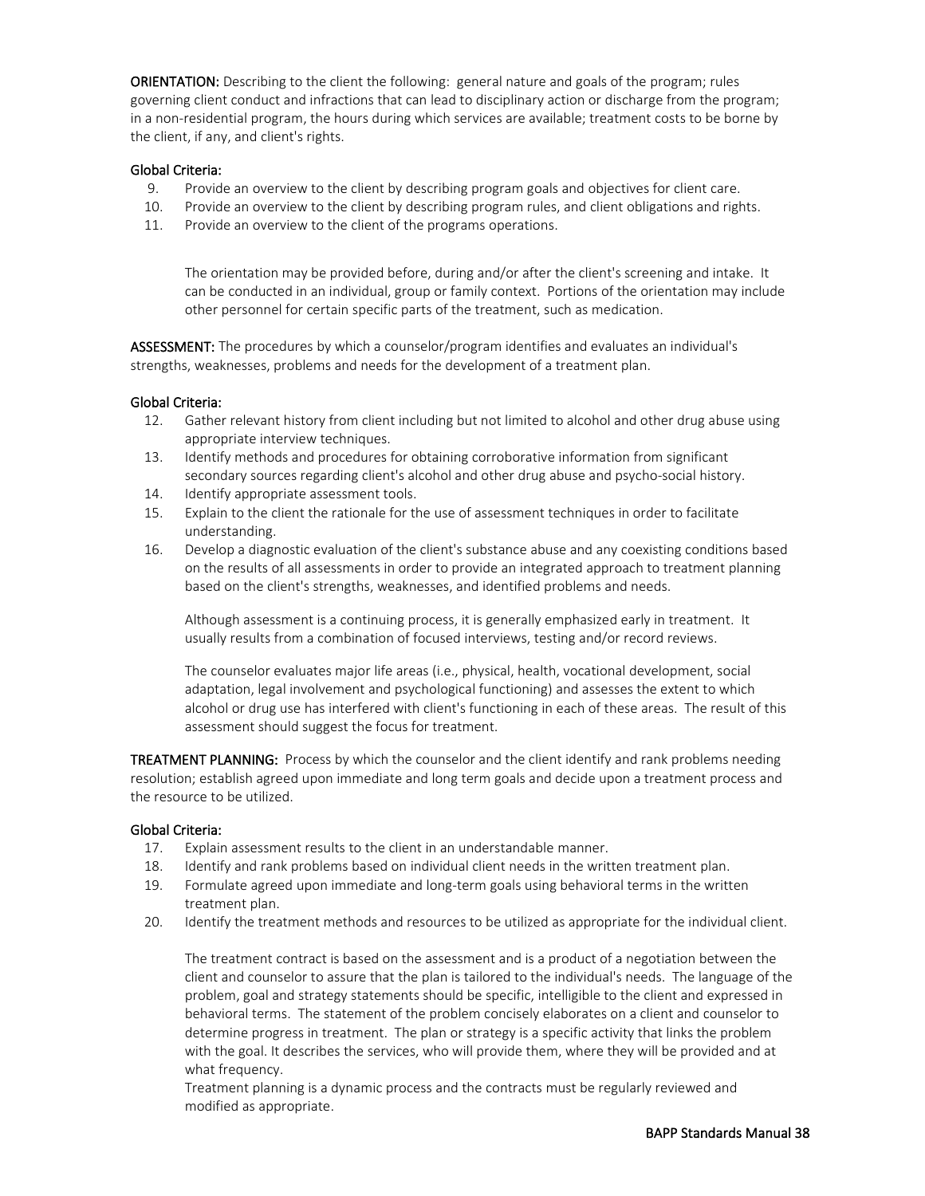**ORIENTATION:** Describing to the client the following: general nature and goals of the program; rules governing client conduct and infractions that can lead to disciplinary action or discharge from the program; in a non-residential program, the hours during which services are available; treatment costs to be borne by the client, if any, and client's rights.

**Global Criteria:**

9. Provide an overview to the client by describing program goals and objectives for client care.
10. Provide an overview to the client by describing program rules, and client obligations and rights.
11. Provide an overview to the client of the programs operations.

    The orientation may be provided before, during and/or after the client's screening and intake. It can be conducted in an individual, group or family context. Portions of the orientation may include other personnel for certain specific parts of the treatment, such as medication.

**ASSESSMENT:** The procedures by which a counselor/program identifies and evaluates an individual's strengths, weaknesses, problems and needs for the development of a treatment plan.

**Global Criteria:**

12. Gather relevant history from client including but not limited to alcohol and other drug abuse using appropriate interview techniques.
13. Identify methods and procedures for obtaining corroborative information from significant secondary sources regarding client's alcohol and other drug abuse and psycho-social history.
14. Identify appropriate assessment tools.
15. Explain to the client the rationale for the use of assessment techniques in order to facilitate understanding.
16. Develop a diagnostic evaluation of the client's substance abuse and any coexisting conditions based on the results of all assessments in order to provide an integrated approach to treatment planning based on the client's strengths, weaknesses, and identified problems and needs.

    Although assessment is a continuing process, it is generally emphasized early in treatment. It usually results from a combination of focused interviews, testing and/or record reviews.

    The counselor evaluates major life areas (i.e., physical, health, vocational development, social adaptation, legal involvement and psychological functioning) and assesses the extent to which alcohol or drug use has interfered with client's functioning in each of these areas. The result of this assessment should suggest the focus for treatment.

**TREATMENT PLANNING:** Process by which the counselor and the client identify and rank problems needing resolution; establish agreed upon immediate and long term goals and decide upon a treatment process and the resource to be utilized.

**Global Criteria:**

17. Explain assessment results to the client in an understandable manner.
18. Identify and rank problems based on individual client needs in the written treatment plan.
19. Formulate agreed upon immediate and long-term goals using behavioral terms in the written treatment plan.
20. Identify the treatment methods and resources to be utilized as appropriate for the individual client.

    The treatment contract is based on the assessment and is a product of a negotiation between the client and counselor to assure that the plan is tailored to the individual's needs. The language of the problem, goal and strategy statements should be specific, intelligible to the client and expressed in behavioral terms. The statement of the problem concisely elaborates on a client and counselor to determine progress in treatment. The plan or strategy is a specific activity that links the problem with the goal. It describes the services, who will provide them, where they will be provided and at what frequency.

    Treatment planning is a dynamic process and the contracts must be regularly reviewed and modified as appropriate.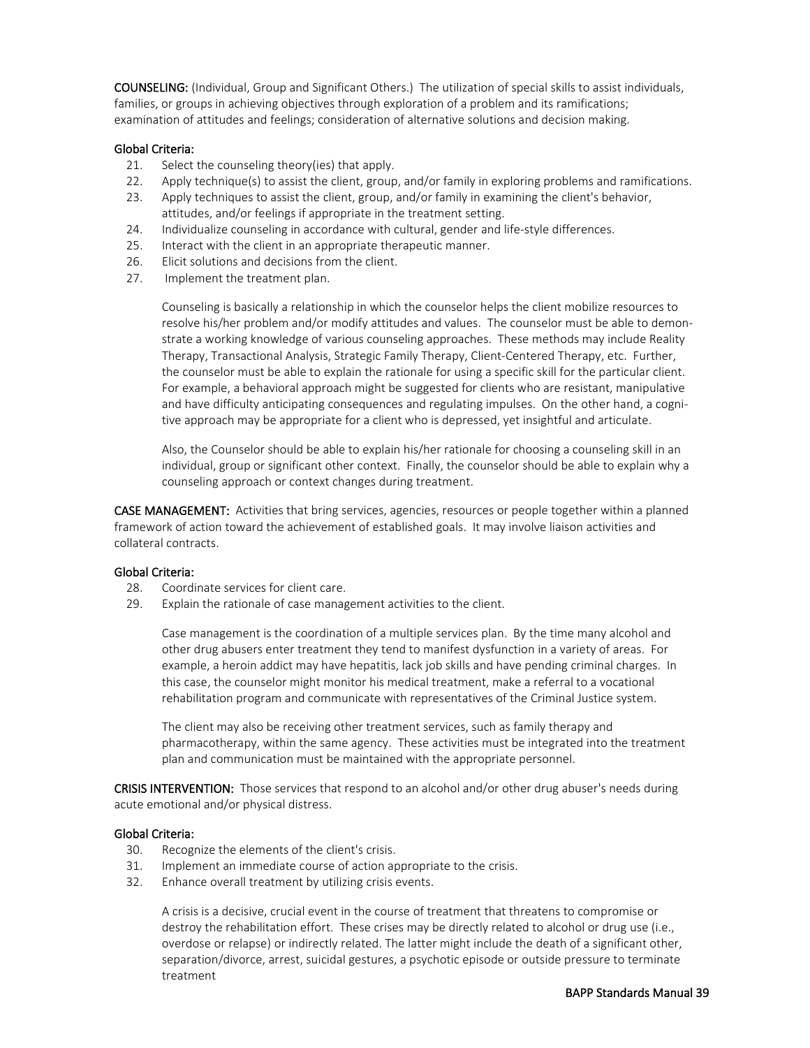**COUNSELING:** (Individual, Group and Significant Others.) The utilization of special skills to assist individuals, families, or groups in achieving objectives through exploration of a problem and its ramifications; examination of attitudes and feelings; consideration of alternative solutions and decision making.

**Global Criteria:**

21. Select the counseling theory(ies) that apply.
22. Apply technique(s) to assist the client, group, and/or family in exploring problems and ramifications.
23. Apply techniques to assist the client, group, and/or family in examining the client's behavior, attitudes, and/or feelings if appropriate in the treatment setting.
24. Individualize counseling in accordance with cultural, gender and life-style differences.
25. Interact with the client in an appropriate therapeutic manner.
26. Elicit solutions and decisions from the client.
27. Implement the treatment plan.

Counseling is basically a relationship in which the counselor helps the client mobilize resources to resolve his/her problem and/or modify attitudes and values. The counselor must be able to demonstrate a working knowledge of various counseling approaches. These methods may include Reality Therapy, Transactional Analysis, Strategic Family Therapy, Client-Centered Therapy, etc. Further, the counselor must be able to explain the rationale for using a specific skill for the particular client. For example, a behavioral approach might be suggested for clients who are resistant, manipulative and have difficulty anticipating consequences and regulating impulses. On the other hand, a cognitive approach may be appropriate for a client who is depressed, yet insightful and articulate.

Also, the Counselor should be able to explain his/her rationale for choosing a counseling skill in an individual, group or significant other context. Finally, the counselor should be able to explain why a counseling approach or context changes during treatment.

**CASE MANAGEMENT:** Activities that bring services, agencies, resources or people together within a planned framework of action toward the achievement of established goals. It may involve liaison activities and collateral contracts.

**Global Criteria:**

28. Coordinate services for client care.
29. Explain the rationale of case management activities to the client.

Case management is the coordination of a multiple services plan. By the time many alcohol and other drug abusers enter treatment they tend to manifest dysfunction in a variety of areas. For example, a heroin addict may have hepatitis, lack job skills and have pending criminal charges. In this case, the counselor might monitor his medical treatment, make a referral to a vocational rehabilitation program and communicate with representatives of the Criminal Justice system.

The client may also be receiving other treatment services, such as family therapy and pharmacotherapy, within the same agency. These activities must be integrated into the treatment plan and communication must be maintained with the appropriate personnel.

**CRISIS INTERVENTION:** Those services that respond to an alcohol and/or other drug abuser's needs during acute emotional and/or physical distress.

**Global Criteria:**

30. Recognize the elements of the client's crisis.
31. Implement an immediate course of action appropriate to the crisis.
32. Enhance overall treatment by utilizing crisis events.

A crisis is a decisive, crucial event in the course of treatment that threatens to compromise or destroy the rehabilitation effort. These crises may be directly related to alcohol or drug use (i.e., overdose or relapse) or indirectly related. The latter might include the death of a significant other, separation/divorce, arrest, suicidal gestures, a psychotic episode or outside pressure to terminate treatment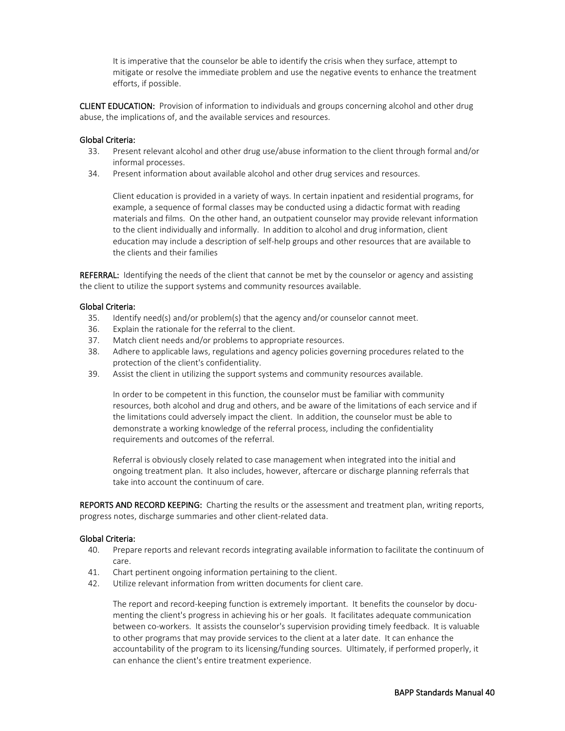It is imperative that the counselor be able to identify the crisis when they surface, attempt to mitigate or resolve the immediate problem and use the negative events to enhance the treatment efforts, if possible.

**CLIENT EDUCATION:** Provision of information to individuals and groups concerning alcohol and other drug abuse, the implications of, and the available services and resources.

**Global Criteria:**

33. Present relevant alcohol and other drug use/abuse information to the client through formal and/or informal processes.
34. Present information about available alcohol and other drug services and resources.

Client education is provided in a variety of ways. In certain inpatient and residential programs, for example, a sequence of formal classes may be conducted using a didactic format with reading materials and films. On the other hand, an outpatient counselor may provide relevant information to the client individually and informally. In addition to alcohol and drug information, client education may include a description of self-help groups and other resources that are available to the clients and their families

**REFERRAL:** Identifying the needs of the client that cannot be met by the counselor or agency and assisting the client to utilize the support systems and community resources available.

**Global Criteria:**

35. Identify need(s) and/or problem(s) that the agency and/or counselor cannot meet.
36. Explain the rationale for the referral to the client.
37. Match client needs and/or problems to appropriate resources.
38. Adhere to applicable laws, regulations and agency policies governing procedures related to the protection of the client's confidentiality.
39. Assist the client in utilizing the support systems and community resources available.

In order to be competent in this function, the counselor must be familiar with community resources, both alcohol and drug and others, and be aware of the limitations of each service and if the limitations could adversely impact the client. In addition, the counselor must be able to demonstrate a working knowledge of the referral process, including the confidentiality requirements and outcomes of the referral.

Referral is obviously closely related to case management when integrated into the initial and ongoing treatment plan. It also includes, however, aftercare or discharge planning referrals that take into account the continuum of care.

**REPORTS AND RECORD KEEPING:** Charting the results or the assessment and treatment plan, writing reports, progress notes, discharge summaries and other client-related data.

**Global Criteria:**

40. Prepare reports and relevant records integrating available information to facilitate the continuum of care.
41. Chart pertinent ongoing information pertaining to the client.
42. Utilize relevant information from written documents for client care.

The report and record-keeping function is extremely important. It benefits the counselor by documenting the client's progress in achieving his or her goals. It facilitates adequate communication between co-workers. It assists the counselor's supervision providing timely feedback. It is valuable to other programs that may provide services to the client at a later date. It can enhance the accountability of the program to its licensing/funding sources. Ultimately, if performed properly, it can enhance the client's entire treatment experience.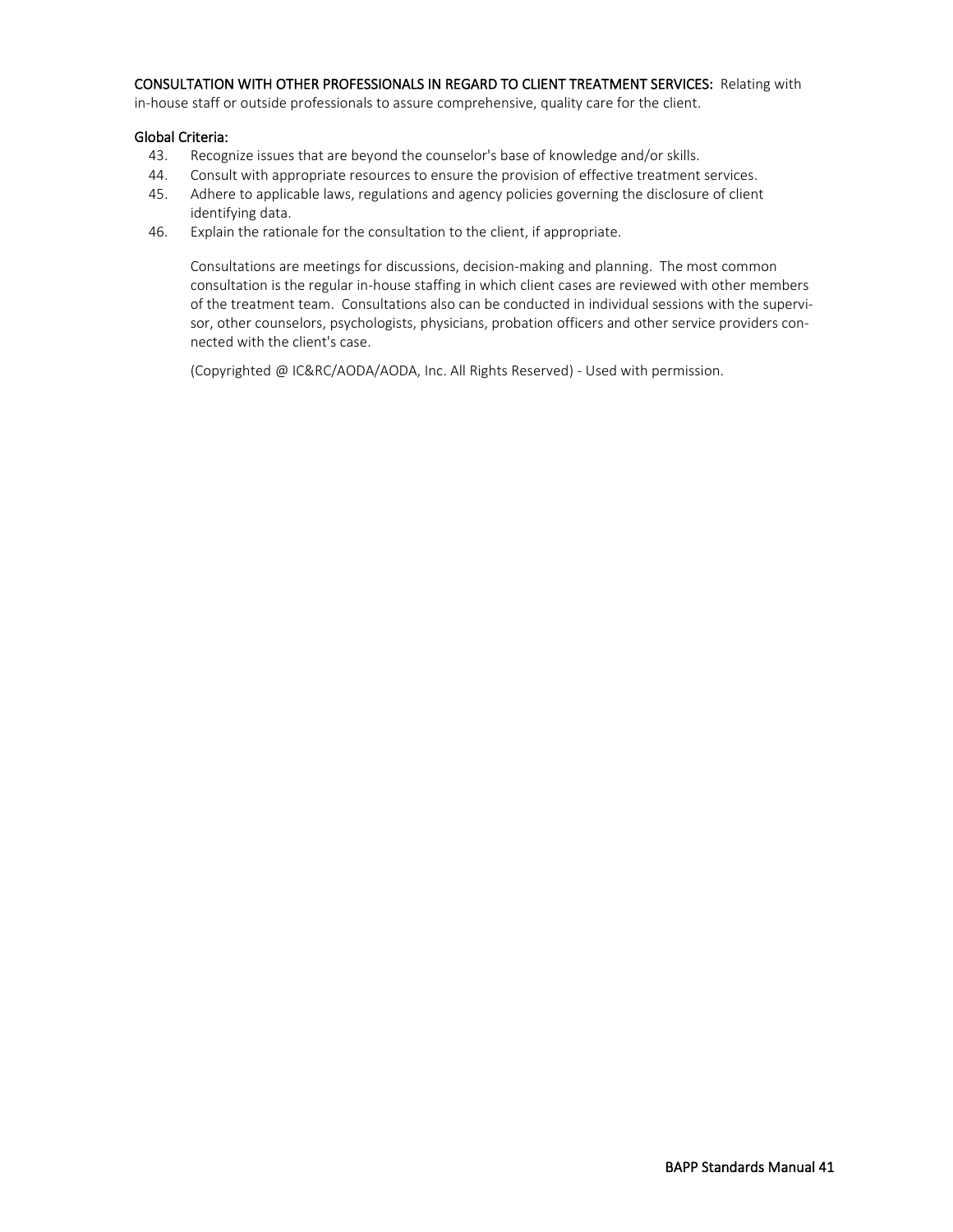**CONSULTATION WITH OTHER PROFESSIONALS IN REGARD TO CLIENT TREATMENT SERVICES:** Relating with in-house staff or outside professionals to assure comprehensive, quality care for the client.

**Global Criteria:**

43. Recognize issues that are beyond the counselor's base of knowledge and/or skills.
44. Consult with appropriate resources to ensure the provision of effective treatment services.
45. Adhere to applicable laws, regulations and agency policies governing the disclosure of client identifying data.
46. Explain the rationale for the consultation to the client, if appropriate.

Consultations are meetings for discussions, decision-making and planning. The most common consultation is the regular in-house staffing in which client cases are reviewed with other members of the treatment team. Consultations also can be conducted in individual sessions with the supervisor, other counselors, psychologists, physicians, probation officers and other service providers connected with the client's case.

(Copyrighted @ IC&RC/AODA/AODA, Inc. All Rights Reserved) - Used with permission.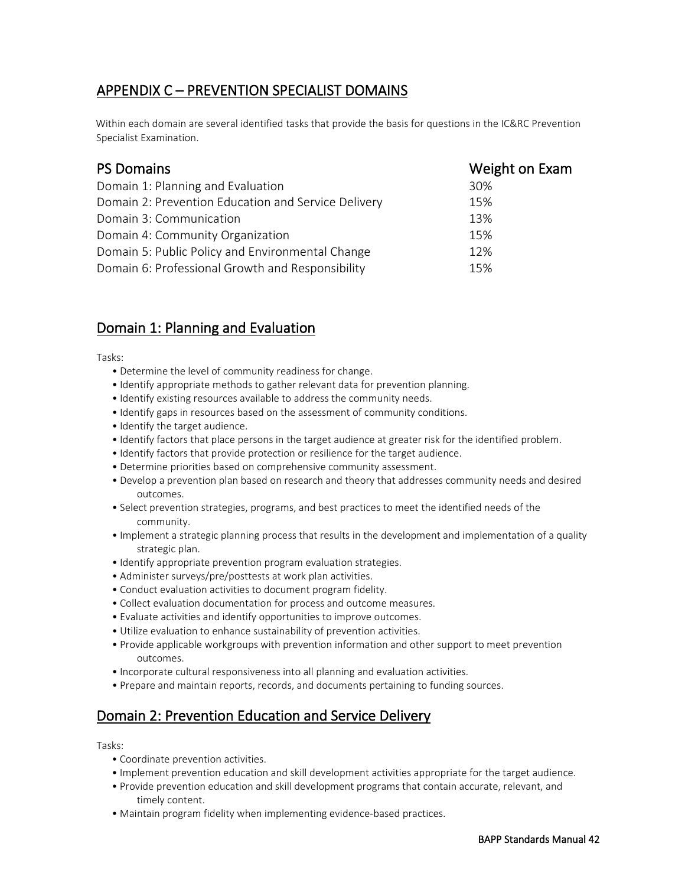## APPENDIX C – PREVENTION SPECIALIST DOMAINS

Within each domain are several identified tasks that provide the basis for questions in the IC&RC Prevention Specialist Examination.

| PS Domains | Weight on Exam |
|---|---|
| Domain 1: Planning and Evaluation | 30% |
| Domain 2: Prevention Education and Service Delivery | 15% |
| Domain 3: Communication | 13% |
| Domain 4: Community Organization | 15% |
| Domain 5: Public Policy and Environmental Change | 12% |
| Domain 6: Professional Growth and Responsibility | 15% |

## Domain 1: Planning and Evaluation

Tasks:

- Determine the level of community readiness for change.
- Identify appropriate methods to gather relevant data for prevention planning.
- Identify existing resources available to address the community needs.
- Identify gaps in resources based on the assessment of community conditions.
- Identify the target audience.
- Identify factors that place persons in the target audience at greater risk for the identified problem.
- Identify factors that provide protection or resilience for the target audience.
- Determine priorities based on comprehensive community assessment.
- Develop a prevention plan based on research and theory that addresses community needs and desired outcomes.
- Select prevention strategies, programs, and best practices to meet the identified needs of the community.
- Implement a strategic planning process that results in the development and implementation of a quality strategic plan.
- Identify appropriate prevention program evaluation strategies.
- Administer surveys/pre/posttests at work plan activities.
- Conduct evaluation activities to document program fidelity.
- Collect evaluation documentation for process and outcome measures.
- Evaluate activities and identify opportunities to improve outcomes.
- Utilize evaluation to enhance sustainability of prevention activities.
- Provide applicable workgroups with prevention information and other support to meet prevention outcomes.
- Incorporate cultural responsiveness into all planning and evaluation activities.
- Prepare and maintain reports, records, and documents pertaining to funding sources.

## Domain 2: Prevention Education and Service Delivery

Tasks:

- Coordinate prevention activities.
- Implement prevention education and skill development activities appropriate for the target audience.
- Provide prevention education and skill development programs that contain accurate, relevant, and timely content.
- Maintain program fidelity when implementing evidence-based practices.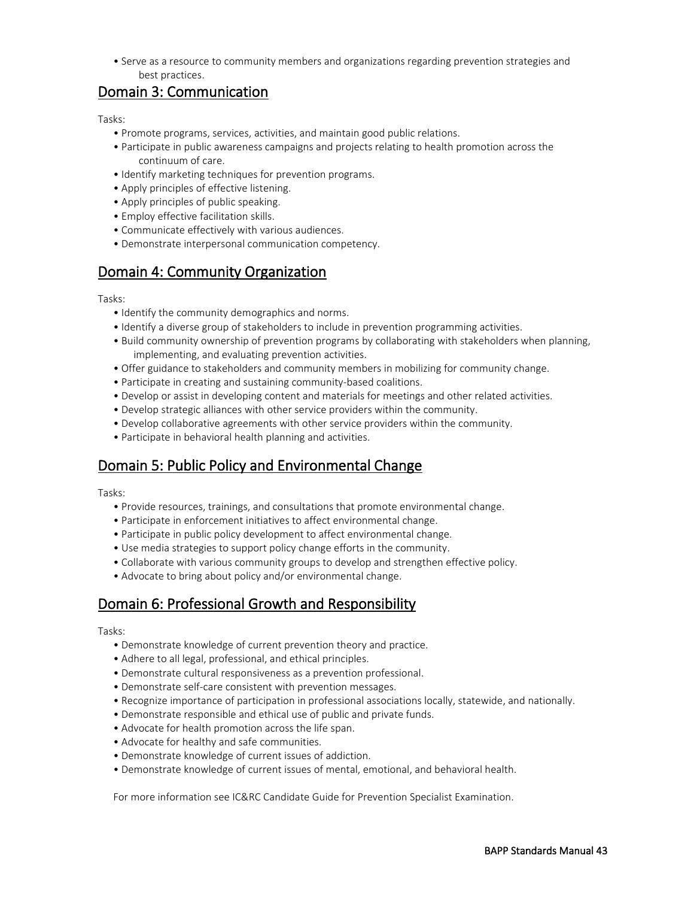- Serve as a resource to community members and organizations regarding prevention strategies and best practices.

## Domain 3: Communication

Tasks:

- Promote programs, services, activities, and maintain good public relations.
- Participate in public awareness campaigns and projects relating to health promotion across the continuum of care.
- Identify marketing techniques for prevention programs.
- Apply principles of effective listening.
- Apply principles of public speaking.
- Employ effective facilitation skills.
- Communicate effectively with various audiences.
- Demonstrate interpersonal communication competency.

## Domain 4: Community Organization

Tasks:

- Identify the community demographics and norms.
- Identify a diverse group of stakeholders to include in prevention programming activities.
- Build community ownership of prevention programs by collaborating with stakeholders when planning, implementing, and evaluating prevention activities.
- Offer guidance to stakeholders and community members in mobilizing for community change.
- Participate in creating and sustaining community-based coalitions.
- Develop or assist in developing content and materials for meetings and other related activities.
- Develop strategic alliances with other service providers within the community.
- Develop collaborative agreements with other service providers within the community.
- Participate in behavioral health planning and activities.

## Domain 5: Public Policy and Environmental Change

Tasks:

- Provide resources, trainings, and consultations that promote environmental change.
- Participate in enforcement initiatives to affect environmental change.
- Participate in public policy development to affect environmental change.
- Use media strategies to support policy change efforts in the community.
- Collaborate with various community groups to develop and strengthen effective policy.
- Advocate to bring about policy and/or environmental change.

## Domain 6: Professional Growth and Responsibility

Tasks:

- Demonstrate knowledge of current prevention theory and practice.
- Adhere to all legal, professional, and ethical principles.
- Demonstrate cultural responsiveness as a prevention professional.
- Demonstrate self-care consistent with prevention messages.
- Recognize importance of participation in professional associations locally, statewide, and nationally.
- Demonstrate responsible and ethical use of public and private funds.
- Advocate for health promotion across the life span.
- Advocate for healthy and safe communities.
- Demonstrate knowledge of current issues of addiction.
- Demonstrate knowledge of current issues of mental, emotional, and behavioral health.

For more information see IC&RC Candidate Guide for Prevention Specialist Examination.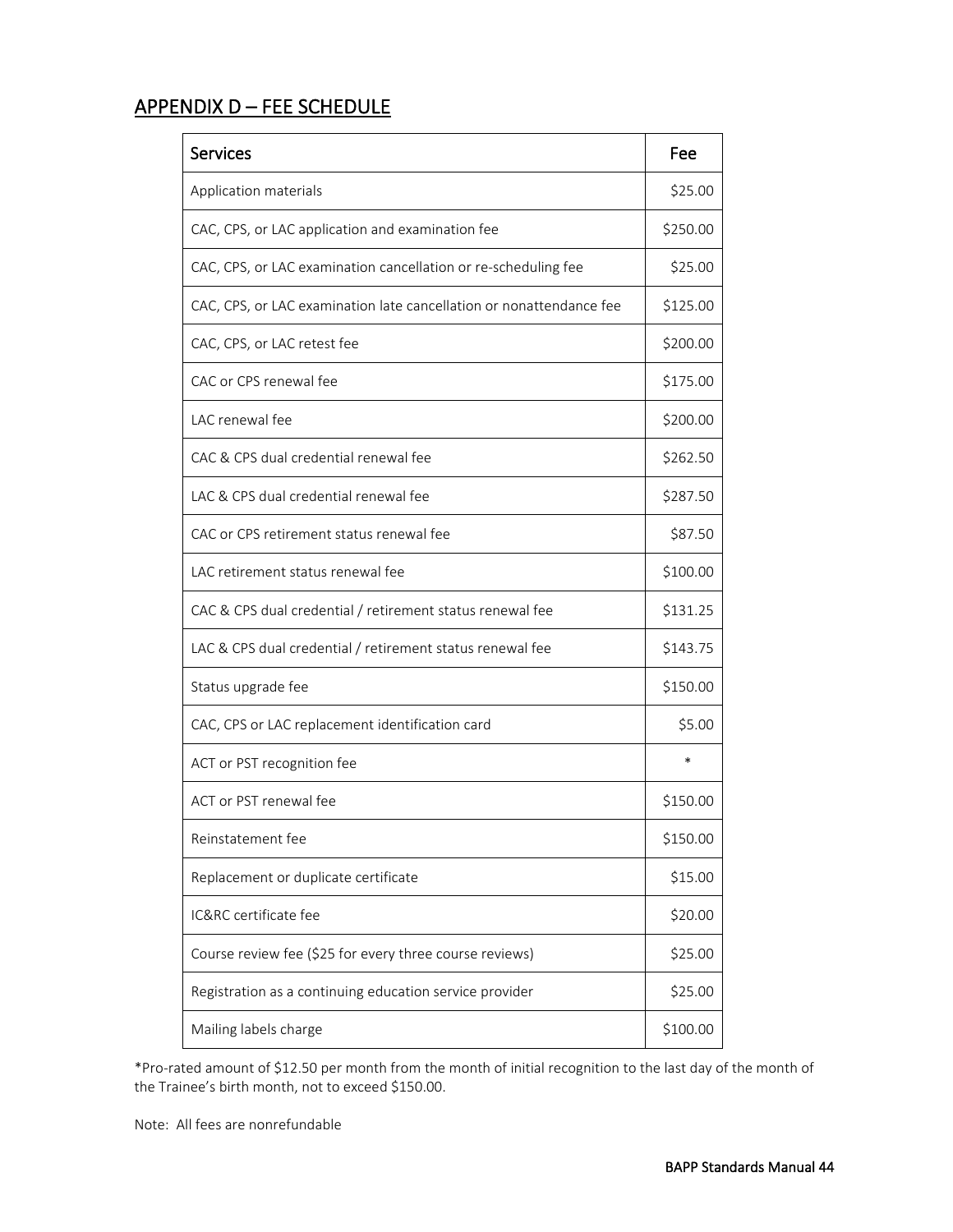## APPENDIX D – FEE SCHEDULE

| Services | Fee |
|---|---|
| Application materials | $25.00 |
| CAC, CPS, or LAC application and examination fee | $250.00 |
| CAC, CPS, or LAC examination cancellation or re-scheduling fee | $25.00 |
| CAC, CPS, or LAC examination late cancellation or nonattendance fee | $125.00 |
| CAC, CPS, or LAC retest fee | $200.00 |
| CAC or CPS renewal fee | $175.00 |
| LAC renewal fee | $200.00 |
| CAC & CPS dual credential renewal fee | $262.50 |
| LAC & CPS dual credential renewal fee | $287.50 |
| CAC or CPS retirement status renewal fee | $87.50 |
| LAC retirement status renewal fee | $100.00 |
| CAC & CPS dual credential / retirement status renewal fee | $131.25 |
| LAC & CPS dual credential / retirement status renewal fee | $143.75 |
| Status upgrade fee | $150.00 |
| CAC, CPS or LAC replacement identification card | $5.00 |
| ACT or PST recognition fee | * |
| ACT or PST renewal fee | $150.00 |
| Reinstatement fee | $150.00 |
| Replacement or duplicate certificate | $15.00 |
| IC&RC certificate fee | $20.00 |
| Course review fee ($25 for every three course reviews) | $25.00 |
| Registration as a continuing education service provider | $25.00 |
| Mailing labels charge | $100.00 |

*Pro-rated amount of $12.50 per month from the month of initial recognition to the last day of the month of the Trainee's birth month, not to exceed $150.00.

Note: All fees are nonrefundable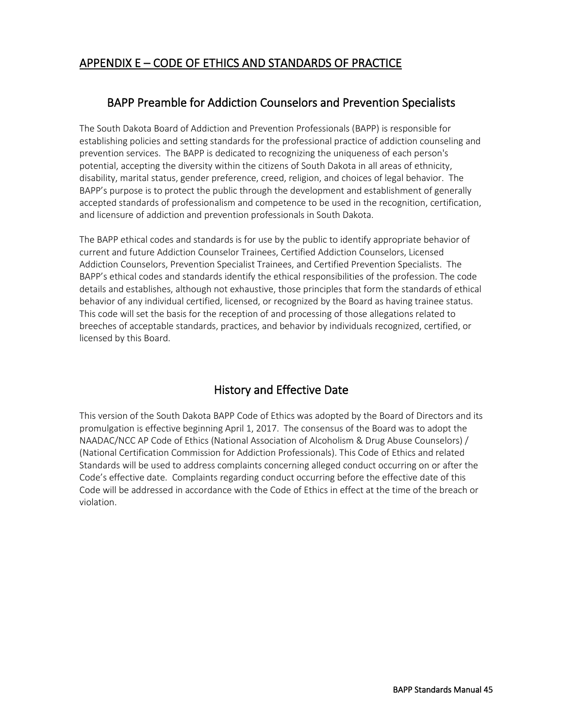## APPENDIX E – CODE OF ETHICS AND STANDARDS OF PRACTICE

### BAPP Preamble for Addiction Counselors and Prevention Specialists

The South Dakota Board of Addiction and Prevention Professionals (BAPP) is responsible for establishing policies and setting standards for the professional practice of addiction counseling and prevention services. The BAPP is dedicated to recognizing the uniqueness of each person's potential, accepting the diversity within the citizens of South Dakota in all areas of ethnicity, disability, marital status, gender preference, creed, religion, and choices of legal behavior. The BAPP's purpose is to protect the public through the development and establishment of generally accepted standards of professionalism and competence to be used in the recognition, certification, and licensure of addiction and prevention professionals in South Dakota.

The BAPP ethical codes and standards is for use by the public to identify appropriate behavior of current and future Addiction Counselor Trainees, Certified Addiction Counselors, Licensed Addiction Counselors, Prevention Specialist Trainees, and Certified Prevention Specialists. The BAPP's ethical codes and standards identify the ethical responsibilities of the profession. The code details and establishes, although not exhaustive, those principles that form the standards of ethical behavior of any individual certified, licensed, or recognized by the Board as having trainee status. This code will set the basis for the reception of and processing of those allegations related to breeches of acceptable standards, practices, and behavior by individuals recognized, certified, or licensed by this Board.

### History and Effective Date

This version of the South Dakota BAPP Code of Ethics was adopted by the Board of Directors and its promulgation is effective beginning April 1, 2017. The consensus of the Board was to adopt the NAADAC/NCC AP Code of Ethics (National Association of Alcoholism & Drug Abuse Counselors) / (National Certification Commission for Addiction Professionals). This Code of Ethics and related Standards will be used to address complaints concerning alleged conduct occurring on or after the Code's effective date. Complaints regarding conduct occurring before the effective date of this Code will be addressed in accordance with the Code of Ethics in effect at the time of the breach or violation.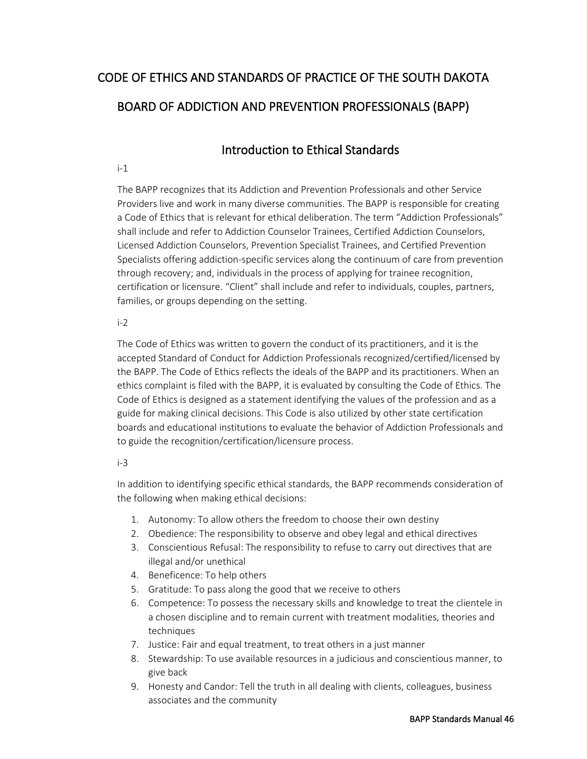# CODE OF ETHICS AND STANDARDS OF PRACTICE OF THE SOUTH DAKOTA BOARD OF ADDICTION AND PREVENTION PROFESSIONALS (BAPP)

## Introduction to Ethical Standards

i-1

The BAPP recognizes that its Addiction and Prevention Professionals and other Service Providers live and work in many diverse communities. The BAPP is responsible for creating a Code of Ethics that is relevant for ethical deliberation. The term "Addiction Professionals" shall include and refer to Addiction Counselor Trainees, Certified Addiction Counselors, Licensed Addiction Counselors, Prevention Specialist Trainees, and Certified Prevention Specialists offering addiction-specific services along the continuum of care from prevention through recovery; and, individuals in the process of applying for trainee recognition, certification or licensure. "Client" shall include and refer to individuals, couples, partners, families, or groups depending on the setting.

i-2

The Code of Ethics was written to govern the conduct of its practitioners, and it is the accepted Standard of Conduct for Addiction Professionals recognized/certified/licensed by the BAPP. The Code of Ethics reflects the ideals of the BAPP and its practitioners. When an ethics complaint is filed with the BAPP, it is evaluated by consulting the Code of Ethics. The Code of Ethics is designed as a statement identifying the values of the profession and as a guide for making clinical decisions. This Code is also utilized by other state certification boards and educational institutions to evaluate the behavior of Addiction Professionals and to guide the recognition/certification/licensure process.

i-3

In addition to identifying specific ethical standards, the BAPP recommends consideration of the following when making ethical decisions:

1. Autonomy: To allow others the freedom to choose their own destiny
2. Obedience: The responsibility to observe and obey legal and ethical directives
3. Conscientious Refusal: The responsibility to refuse to carry out directives that are illegal and/or unethical
4. Beneficence: To help others
5. Gratitude: To pass along the good that we receive to others
6. Competence: To possess the necessary skills and knowledge to treat the clientele in a chosen discipline and to remain current with treatment modalities, theories and techniques
7. Justice: Fair and equal treatment, to treat others in a just manner
8. Stewardship: To use available resources in a judicious and conscientious manner, to give back
9. Honesty and Candor: Tell the truth in all dealing with clients, colleagues, business associates and the community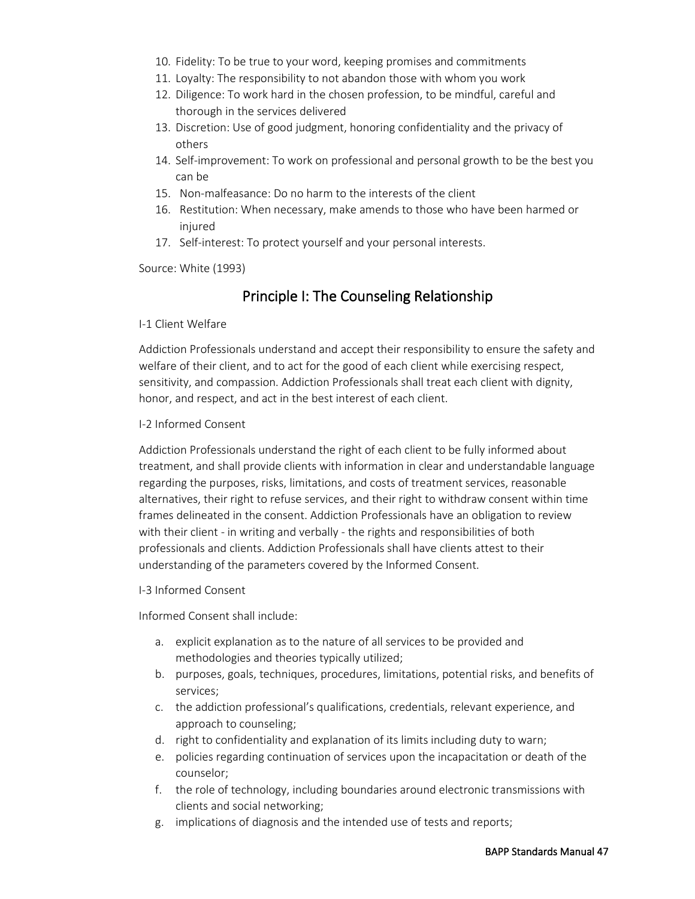10. Fidelity: To be true to your word, keeping promises and commitments
11. Loyalty: The responsibility to not abandon those with whom you work
12. Diligence: To work hard in the chosen profession, to be mindful, careful and thorough in the services delivered
13. Discretion: Use of good judgment, honoring confidentiality and the privacy of others
14. Self-improvement: To work on professional and personal growth to be the best you can be
15. Non-malfeasance: Do no harm to the interests of the client
16. Restitution: When necessary, make amends to those who have been harmed or injured
17. Self-interest: To protect yourself and your personal interests.

Source: White (1993)

## Principle I: The Counseling Relationship

I-1 Client Welfare

Addiction Professionals understand and accept their responsibility to ensure the safety and welfare of their client, and to act for the good of each client while exercising respect, sensitivity, and compassion. Addiction Professionals shall treat each client with dignity, honor, and respect, and act in the best interest of each client.

I-2 Informed Consent

Addiction Professionals understand the right of each client to be fully informed about treatment, and shall provide clients with information in clear and understandable language regarding the purposes, risks, limitations, and costs of treatment services, reasonable alternatives, their right to refuse services, and their right to withdraw consent within time frames delineated in the consent. Addiction Professionals have an obligation to review with their client - in writing and verbally - the rights and responsibilities of both professionals and clients. Addiction Professionals shall have clients attest to their understanding of the parameters covered by the Informed Consent.

I-3 Informed Consent

Informed Consent shall include:

a. explicit explanation as to the nature of all services to be provided and methodologies and theories typically utilized;
b. purposes, goals, techniques, procedures, limitations, potential risks, and benefits of services;
c. the addiction professional's qualifications, credentials, relevant experience, and approach to counseling;
d. right to confidentiality and explanation of its limits including duty to warn;
e. policies regarding continuation of services upon the incapacitation or death of the counselor;
f. the role of technology, including boundaries around electronic transmissions with clients and social networking;
g. implications of diagnosis and the intended use of tests and reports;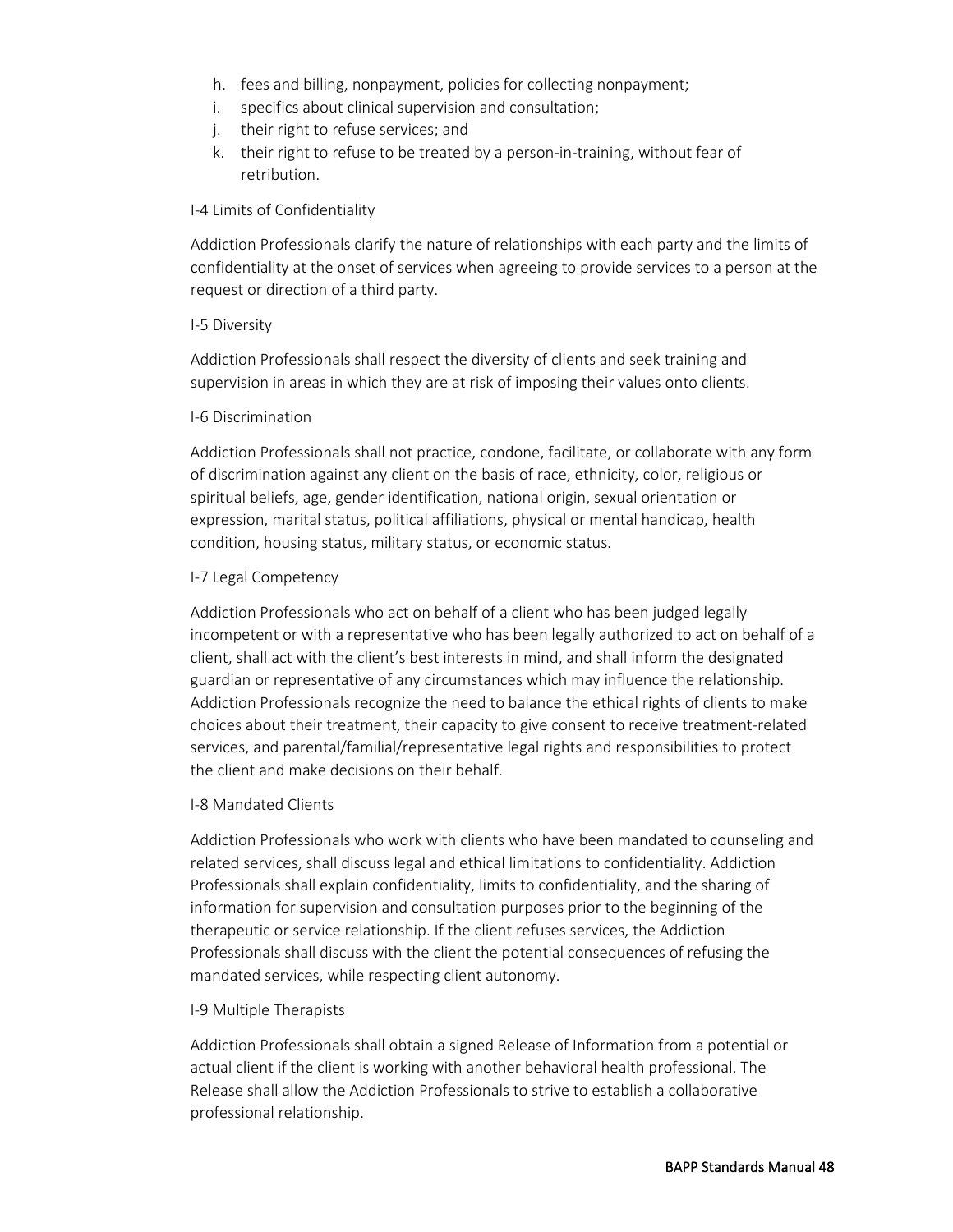h. fees and billing, nonpayment, policies for collecting nonpayment;
i. specifics about clinical supervision and consultation;
j. their right to refuse services; and
k. their right to refuse to be treated by a person-in-training, without fear of retribution.

I-4 Limits of Confidentiality

Addiction Professionals clarify the nature of relationships with each party and the limits of confidentiality at the onset of services when agreeing to provide services to a person at the request or direction of a third party.

I-5 Diversity

Addiction Professionals shall respect the diversity of clients and seek training and supervision in areas in which they are at risk of imposing their values onto clients.

I-6 Discrimination

Addiction Professionals shall not practice, condone, facilitate, or collaborate with any form of discrimination against any client on the basis of race, ethnicity, color, religious or spiritual beliefs, age, gender identification, national origin, sexual orientation or expression, marital status, political affiliations, physical or mental handicap, health condition, housing status, military status, or economic status.

I-7 Legal Competency

Addiction Professionals who act on behalf of a client who has been judged legally incompetent or with a representative who has been legally authorized to act on behalf of a client, shall act with the client's best interests in mind, and shall inform the designated guardian or representative of any circumstances which may influence the relationship. Addiction Professionals recognize the need to balance the ethical rights of clients to make choices about their treatment, their capacity to give consent to receive treatment-related services, and parental/familial/representative legal rights and responsibilities to protect the client and make decisions on their behalf.

I-8 Mandated Clients

Addiction Professionals who work with clients who have been mandated to counseling and related services, shall discuss legal and ethical limitations to confidentiality. Addiction Professionals shall explain confidentiality, limits to confidentiality, and the sharing of information for supervision and consultation purposes prior to the beginning of the therapeutic or service relationship. If the client refuses services, the Addiction Professionals shall discuss with the client the potential consequences of refusing the mandated services, while respecting client autonomy.

I-9 Multiple Therapists

Addiction Professionals shall obtain a signed Release of Information from a potential or actual client if the client is working with another behavioral health professional. The Release shall allow the Addiction Professionals to strive to establish a collaborative professional relationship.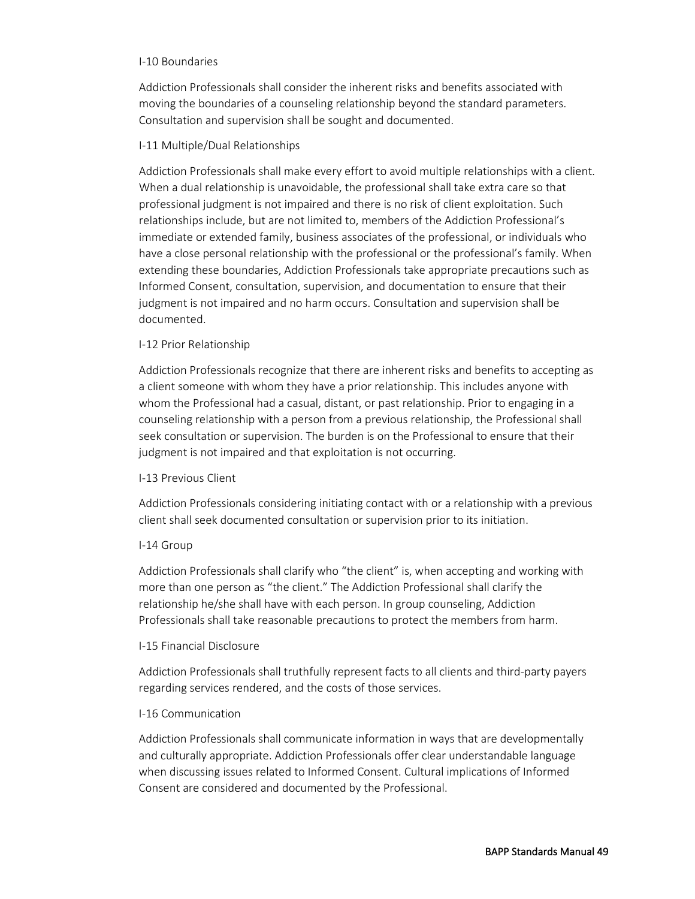I-10 Boundaries

Addiction Professionals shall consider the inherent risks and benefits associated with moving the boundaries of a counseling relationship beyond the standard parameters. Consultation and supervision shall be sought and documented.

I-11 Multiple/Dual Relationships

Addiction Professionals shall make every effort to avoid multiple relationships with a client. When a dual relationship is unavoidable, the professional shall take extra care so that professional judgment is not impaired and there is no risk of client exploitation. Such relationships include, but are not limited to, members of the Addiction Professional's immediate or extended family, business associates of the professional, or individuals who have a close personal relationship with the professional or the professional's family. When extending these boundaries, Addiction Professionals take appropriate precautions such as Informed Consent, consultation, supervision, and documentation to ensure that their judgment is not impaired and no harm occurs. Consultation and supervision shall be documented.

I-12 Prior Relationship

Addiction Professionals recognize that there are inherent risks and benefits to accepting as a client someone with whom they have a prior relationship. This includes anyone with whom the Professional had a casual, distant, or past relationship. Prior to engaging in a counseling relationship with a person from a previous relationship, the Professional shall seek consultation or supervision. The burden is on the Professional to ensure that their judgment is not impaired and that exploitation is not occurring.

I-13 Previous Client

Addiction Professionals considering initiating contact with or a relationship with a previous client shall seek documented consultation or supervision prior to its initiation.

I-14 Group

Addiction Professionals shall clarify who "the client" is, when accepting and working with more than one person as "the client." The Addiction Professional shall clarify the relationship he/she shall have with each person. In group counseling, Addiction Professionals shall take reasonable precautions to protect the members from harm.

I-15 Financial Disclosure

Addiction Professionals shall truthfully represent facts to all clients and third-party payers regarding services rendered, and the costs of those services.

I-16 Communication

Addiction Professionals shall communicate information in ways that are developmentally and culturally appropriate. Addiction Professionals offer clear understandable language when discussing issues related to Informed Consent. Cultural implications of Informed Consent are considered and documented by the Professional.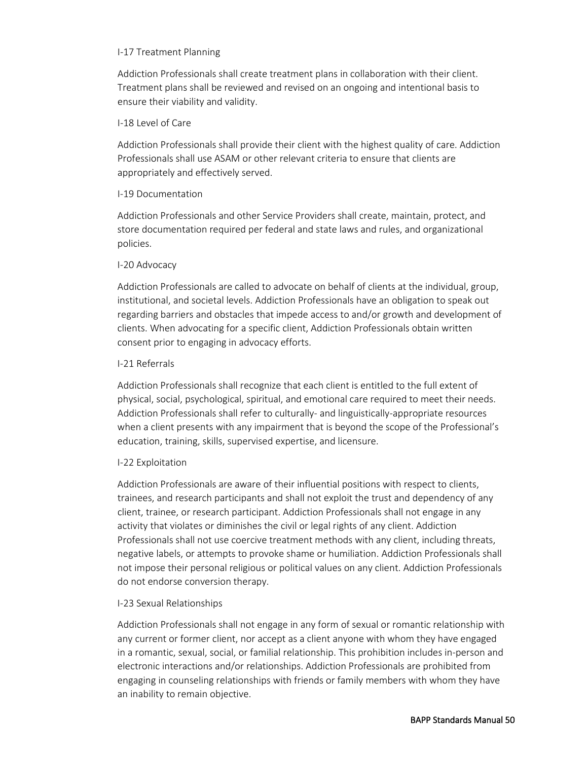### I-17 Treatment Planning

Addiction Professionals shall create treatment plans in collaboration with their client. Treatment plans shall be reviewed and revised on an ongoing and intentional basis to ensure their viability and validity.

### I-18 Level of Care

Addiction Professionals shall provide their client with the highest quality of care. Addiction Professionals shall use ASAM or other relevant criteria to ensure that clients are appropriately and effectively served.

### I-19 Documentation

Addiction Professionals and other Service Providers shall create, maintain, protect, and store documentation required per federal and state laws and rules, and organizational policies.

### I-20 Advocacy

Addiction Professionals are called to advocate on behalf of clients at the individual, group, institutional, and societal levels. Addiction Professionals have an obligation to speak out regarding barriers and obstacles that impede access to and/or growth and development of clients. When advocating for a specific client, Addiction Professionals obtain written consent prior to engaging in advocacy efforts.

### I-21 Referrals

Addiction Professionals shall recognize that each client is entitled to the full extent of physical, social, psychological, spiritual, and emotional care required to meet their needs. Addiction Professionals shall refer to culturally- and linguistically-appropriate resources when a client presents with any impairment that is beyond the scope of the Professional's education, training, skills, supervised expertise, and licensure.

### I-22 Exploitation

Addiction Professionals are aware of their influential positions with respect to clients, trainees, and research participants and shall not exploit the trust and dependency of any client, trainee, or research participant. Addiction Professionals shall not engage in any activity that violates or diminishes the civil or legal rights of any client. Addiction Professionals shall not use coercive treatment methods with any client, including threats, negative labels, or attempts to provoke shame or humiliation. Addiction Professionals shall not impose their personal religious or political values on any client. Addiction Professionals do not endorse conversion therapy.

### I-23 Sexual Relationships

Addiction Professionals shall not engage in any form of sexual or romantic relationship with any current or former client, nor accept as a client anyone with whom they have engaged in a romantic, sexual, social, or familial relationship. This prohibition includes in-person and electronic interactions and/or relationships. Addiction Professionals are prohibited from engaging in counseling relationships with friends or family members with whom they have an inability to remain objective.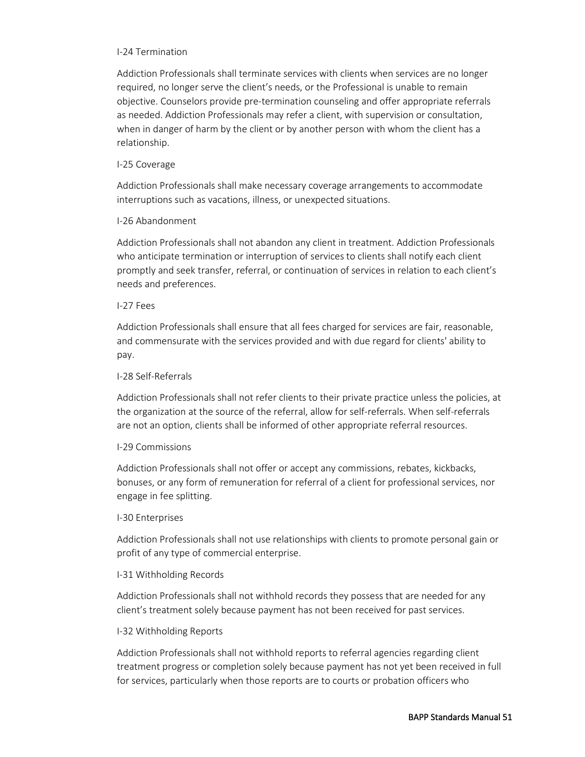I-24 Termination

Addiction Professionals shall terminate services with clients when services are no longer required, no longer serve the client's needs, or the Professional is unable to remain objective. Counselors provide pre-termination counseling and offer appropriate referrals as needed. Addiction Professionals may refer a client, with supervision or consultation, when in danger of harm by the client or by another person with whom the client has a relationship.

I-25 Coverage

Addiction Professionals shall make necessary coverage arrangements to accommodate interruptions such as vacations, illness, or unexpected situations.

I-26 Abandonment

Addiction Professionals shall not abandon any client in treatment. Addiction Professionals who anticipate termination or interruption of services to clients shall notify each client promptly and seek transfer, referral, or continuation of services in relation to each client's needs and preferences.

I-27 Fees

Addiction Professionals shall ensure that all fees charged for services are fair, reasonable, and commensurate with the services provided and with due regard for clients' ability to pay.

I-28 Self-Referrals

Addiction Professionals shall not refer clients to their private practice unless the policies, at the organization at the source of the referral, allow for self-referrals. When self-referrals are not an option, clients shall be informed of other appropriate referral resources.

I-29 Commissions

Addiction Professionals shall not offer or accept any commissions, rebates, kickbacks, bonuses, or any form of remuneration for referral of a client for professional services, nor engage in fee splitting.

I-30 Enterprises

Addiction Professionals shall not use relationships with clients to promote personal gain or profit of any type of commercial enterprise.

I-31 Withholding Records

Addiction Professionals shall not withhold records they possess that are needed for any client's treatment solely because payment has not been received for past services.

I-32 Withholding Reports

Addiction Professionals shall not withhold reports to referral agencies regarding client treatment progress or completion solely because payment has not yet been received in full for services, particularly when those reports are to courts or probation officers who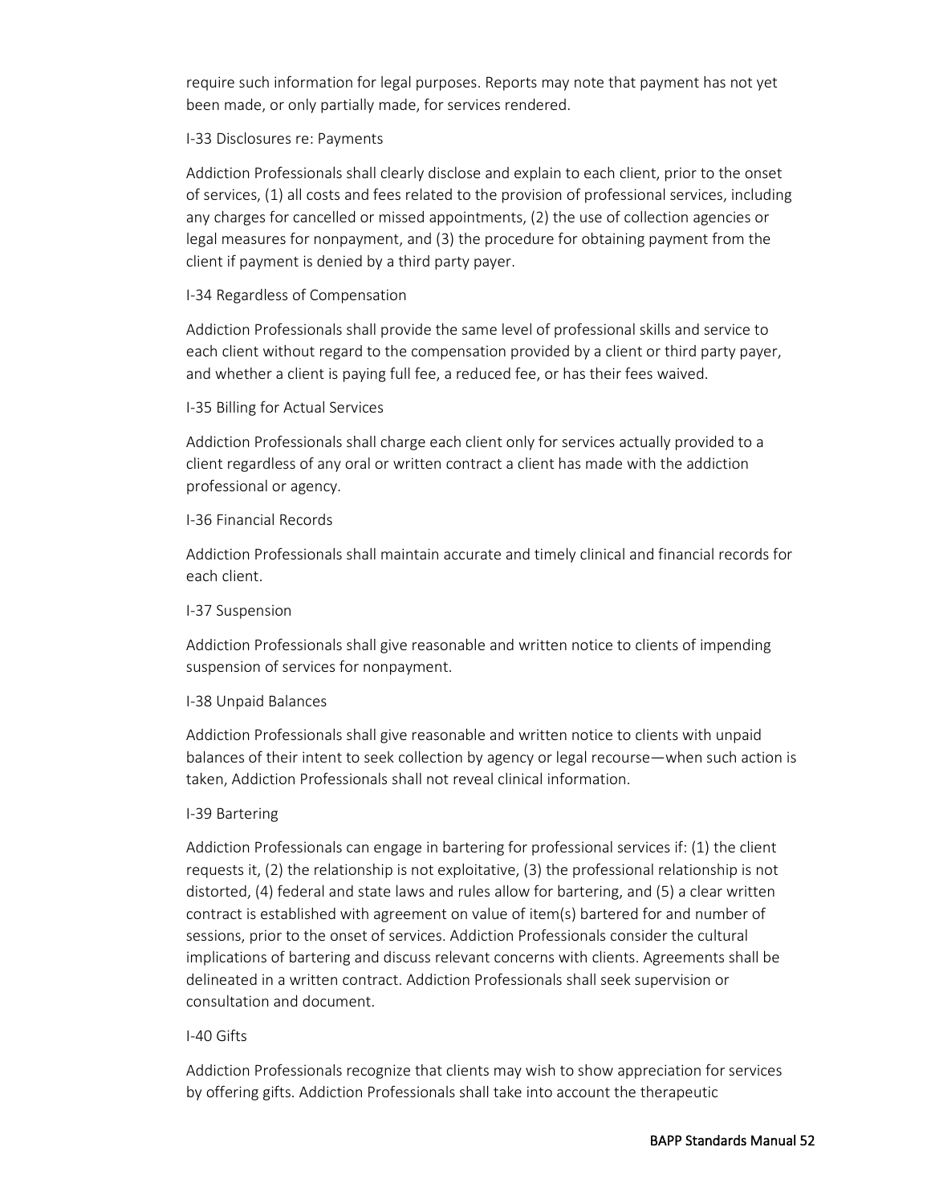require such information for legal purposes. Reports may note that payment has not yet been made, or only partially made, for services rendered.

I-33 Disclosures re: Payments

Addiction Professionals shall clearly disclose and explain to each client, prior to the onset of services, (1) all costs and fees related to the provision of professional services, including any charges for cancelled or missed appointments, (2) the use of collection agencies or legal measures for nonpayment, and (3) the procedure for obtaining payment from the client if payment is denied by a third party payer.

I-34 Regardless of Compensation

Addiction Professionals shall provide the same level of professional skills and service to each client without regard to the compensation provided by a client or third party payer, and whether a client is paying full fee, a reduced fee, or has their fees waived.

I-35 Billing for Actual Services

Addiction Professionals shall charge each client only for services actually provided to a client regardless of any oral or written contract a client has made with the addiction professional or agency.

I-36 Financial Records

Addiction Professionals shall maintain accurate and timely clinical and financial records for each client.

I-37 Suspension

Addiction Professionals shall give reasonable and written notice to clients of impending suspension of services for nonpayment.

I-38 Unpaid Balances

Addiction Professionals shall give reasonable and written notice to clients with unpaid balances of their intent to seek collection by agency or legal recourse—when such action is taken, Addiction Professionals shall not reveal clinical information.

I-39 Bartering

Addiction Professionals can engage in bartering for professional services if: (1) the client requests it, (2) the relationship is not exploitative, (3) the professional relationship is not distorted, (4) federal and state laws and rules allow for bartering, and (5) a clear written contract is established with agreement on value of item(s) bartered for and number of sessions, prior to the onset of services. Addiction Professionals consider the cultural implications of bartering and discuss relevant concerns with clients. Agreements shall be delineated in a written contract. Addiction Professionals shall seek supervision or consultation and document.

I-40 Gifts

Addiction Professionals recognize that clients may wish to show appreciation for services by offering gifts. Addiction Professionals shall take into account the therapeutic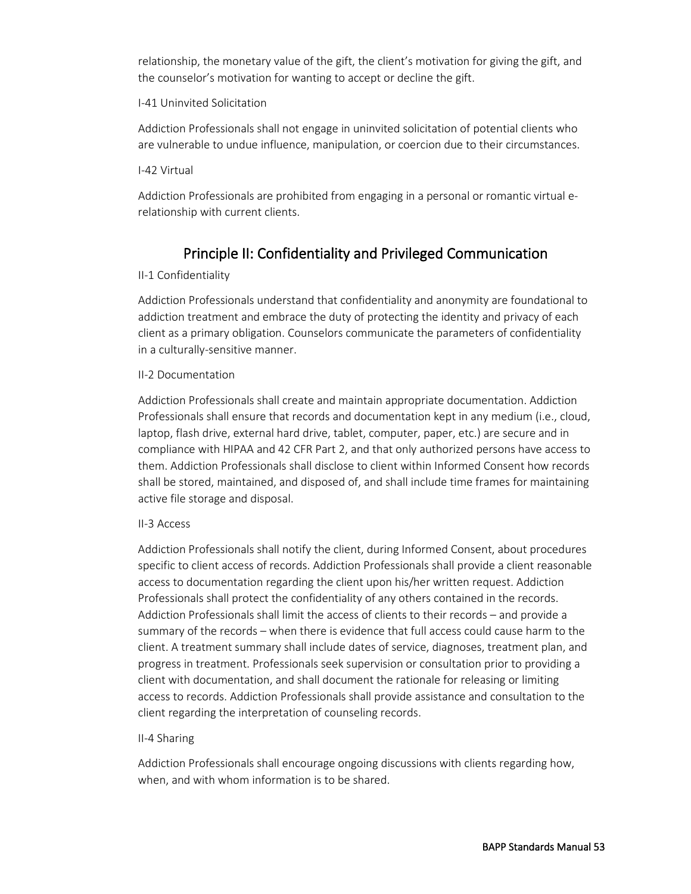relationship, the monetary value of the gift, the client's motivation for giving the gift, and the counselor's motivation for wanting to accept or decline the gift.

I-41 Uninvited Solicitation

Addiction Professionals shall not engage in uninvited solicitation of potential clients who are vulnerable to undue influence, manipulation, or coercion due to their circumstances.

I-42 Virtual

Addiction Professionals are prohibited from engaging in a personal or romantic virtual e-relationship with current clients.

## Principle II: Confidentiality and Privileged Communication

II-1 Confidentiality

Addiction Professionals understand that confidentiality and anonymity are foundational to addiction treatment and embrace the duty of protecting the identity and privacy of each client as a primary obligation. Counselors communicate the parameters of confidentiality in a culturally-sensitive manner.

II-2 Documentation

Addiction Professionals shall create and maintain appropriate documentation. Addiction Professionals shall ensure that records and documentation kept in any medium (i.e., cloud, laptop, flash drive, external hard drive, tablet, computer, paper, etc.) are secure and in compliance with HIPAA and 42 CFR Part 2, and that only authorized persons have access to them. Addiction Professionals shall disclose to client within Informed Consent how records shall be stored, maintained, and disposed of, and shall include time frames for maintaining active file storage and disposal.

II-3 Access

Addiction Professionals shall notify the client, during Informed Consent, about procedures specific to client access of records. Addiction Professionals shall provide a client reasonable access to documentation regarding the client upon his/her written request. Addiction Professionals shall protect the confidentiality of any others contained in the records. Addiction Professionals shall limit the access of clients to their records – and provide a summary of the records – when there is evidence that full access could cause harm to the client. A treatment summary shall include dates of service, diagnoses, treatment plan, and progress in treatment. Professionals seek supervision or consultation prior to providing a client with documentation, and shall document the rationale for releasing or limiting access to records. Addiction Professionals shall provide assistance and consultation to the client regarding the interpretation of counseling records.

II-4 Sharing

Addiction Professionals shall encourage ongoing discussions with clients regarding how, when, and with whom information is to be shared.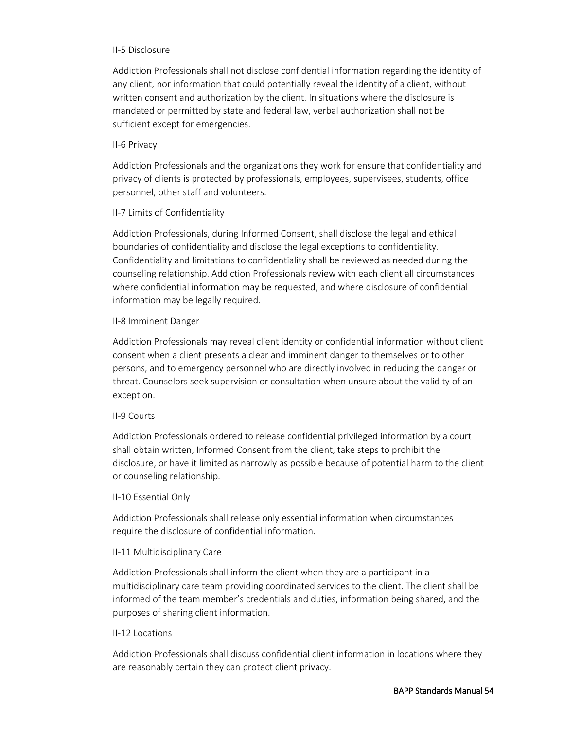### II-5 Disclosure

Addiction Professionals shall not disclose confidential information regarding the identity of any client, nor information that could potentially reveal the identity of a client, without written consent and authorization by the client. In situations where the disclosure is mandated or permitted by state and federal law, verbal authorization shall not be sufficient except for emergencies.

### II-6 Privacy

Addiction Professionals and the organizations they work for ensure that confidentiality and privacy of clients is protected by professionals, employees, supervisees, students, office personnel, other staff and volunteers.

### II-7 Limits of Confidentiality

Addiction Professionals, during Informed Consent, shall disclose the legal and ethical boundaries of confidentiality and disclose the legal exceptions to confidentiality. Confidentiality and limitations to confidentiality shall be reviewed as needed during the counseling relationship. Addiction Professionals review with each client all circumstances where confidential information may be requested, and where disclosure of confidential information may be legally required.

### II-8 Imminent Danger

Addiction Professionals may reveal client identity or confidential information without client consent when a client presents a clear and imminent danger to themselves or to other persons, and to emergency personnel who are directly involved in reducing the danger or threat. Counselors seek supervision or consultation when unsure about the validity of an exception.

### II-9 Courts

Addiction Professionals ordered to release confidential privileged information by a court shall obtain written, Informed Consent from the client, take steps to prohibit the disclosure, or have it limited as narrowly as possible because of potential harm to the client or counseling relationship.

### II-10 Essential Only

Addiction Professionals shall release only essential information when circumstances require the disclosure of confidential information.

### II-11 Multidisciplinary Care

Addiction Professionals shall inform the client when they are a participant in a multidisciplinary care team providing coordinated services to the client. The client shall be informed of the team member's credentials and duties, information being shared, and the purposes of sharing client information.

### II-12 Locations

Addiction Professionals shall discuss confidential client information in locations where they are reasonably certain they can protect client privacy.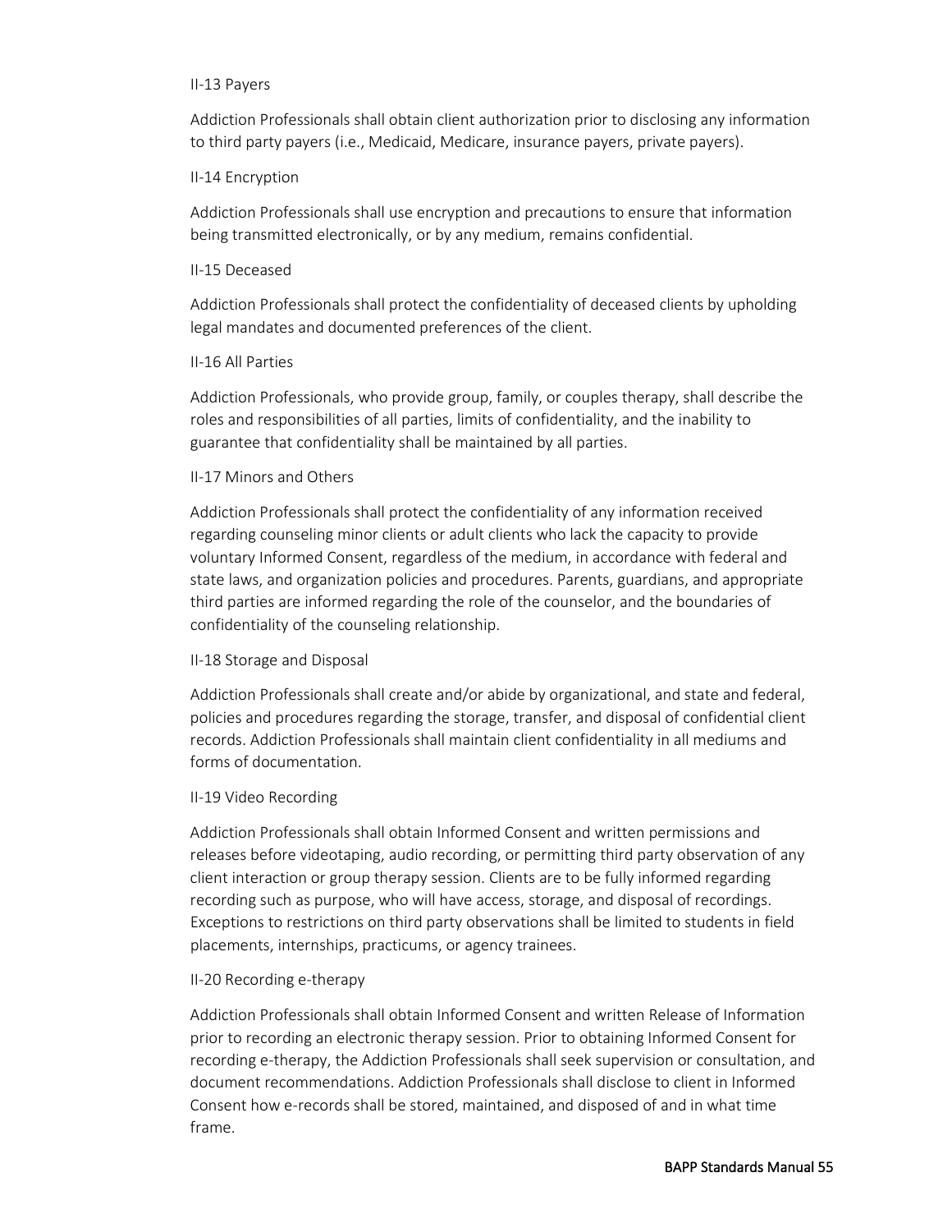### II-13 Payers

Addiction Professionals shall obtain client authorization prior to disclosing any information to third party payers (i.e., Medicaid, Medicare, insurance payers, private payers).

### II-14 Encryption

Addiction Professionals shall use encryption and precautions to ensure that information being transmitted electronically, or by any medium, remains confidential.

### II-15 Deceased

Addiction Professionals shall protect the confidentiality of deceased clients by upholding legal mandates and documented preferences of the client.

### II-16 All Parties

Addiction Professionals, who provide group, family, or couples therapy, shall describe the roles and responsibilities of all parties, limits of confidentiality, and the inability to guarantee that confidentiality shall be maintained by all parties.

### II-17 Minors and Others

Addiction Professionals shall protect the confidentiality of any information received regarding counseling minor clients or adult clients who lack the capacity to provide voluntary Informed Consent, regardless of the medium, in accordance with federal and state laws, and organization policies and procedures. Parents, guardians, and appropriate third parties are informed regarding the role of the counselor, and the boundaries of confidentiality of the counseling relationship.

### II-18 Storage and Disposal

Addiction Professionals shall create and/or abide by organizational, and state and federal, policies and procedures regarding the storage, transfer, and disposal of confidential client records. Addiction Professionals shall maintain client confidentiality in all mediums and forms of documentation.

### II-19 Video Recording

Addiction Professionals shall obtain Informed Consent and written permissions and releases before videotaping, audio recording, or permitting third party observation of any client interaction or group therapy session. Clients are to be fully informed regarding recording such as purpose, who will have access, storage, and disposal of recordings. Exceptions to restrictions on third party observations shall be limited to students in field placements, internships, practicums, or agency trainees.

### II-20 Recording e-therapy

Addiction Professionals shall obtain Informed Consent and written Release of Information prior to recording an electronic therapy session. Prior to obtaining Informed Consent for recording e-therapy, the Addiction Professionals shall seek supervision or consultation, and document recommendations. Addiction Professionals shall disclose to client in Informed Consent how e-records shall be stored, maintained, and disposed of and in what time frame.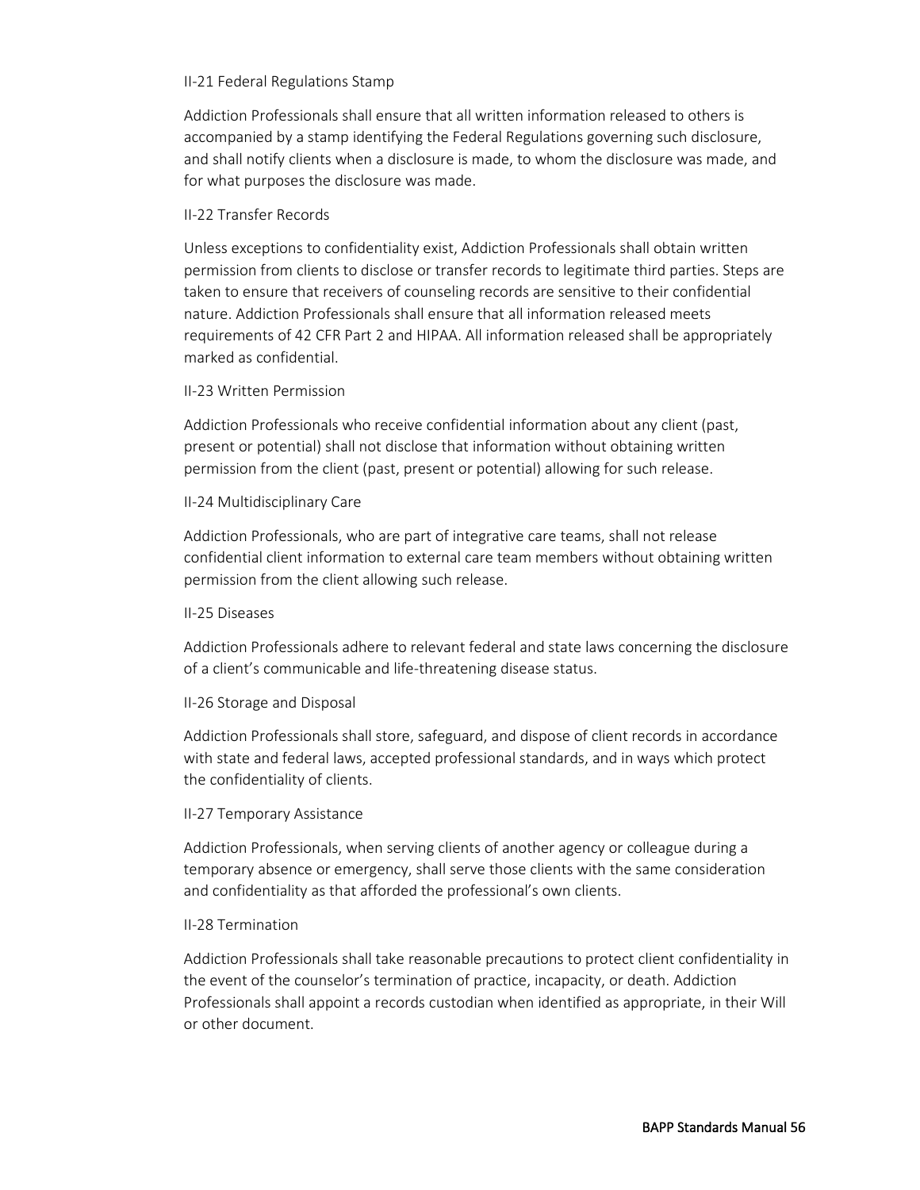II-21 Federal Regulations Stamp

Addiction Professionals shall ensure that all written information released to others is accompanied by a stamp identifying the Federal Regulations governing such disclosure, and shall notify clients when a disclosure is made, to whom the disclosure was made, and for what purposes the disclosure was made.

II-22 Transfer Records

Unless exceptions to confidentiality exist, Addiction Professionals shall obtain written permission from clients to disclose or transfer records to legitimate third parties. Steps are taken to ensure that receivers of counseling records are sensitive to their confidential nature. Addiction Professionals shall ensure that all information released meets requirements of 42 CFR Part 2 and HIPAA. All information released shall be appropriately marked as confidential.

II-23 Written Permission

Addiction Professionals who receive confidential information about any client (past, present or potential) shall not disclose that information without obtaining written permission from the client (past, present or potential) allowing for such release.

II-24 Multidisciplinary Care

Addiction Professionals, who are part of integrative care teams, shall not release confidential client information to external care team members without obtaining written permission from the client allowing such release.

II-25 Diseases

Addiction Professionals adhere to relevant federal and state laws concerning the disclosure of a client's communicable and life-threatening disease status.

II-26 Storage and Disposal

Addiction Professionals shall store, safeguard, and dispose of client records in accordance with state and federal laws, accepted professional standards, and in ways which protect the confidentiality of clients.

II-27 Temporary Assistance

Addiction Professionals, when serving clients of another agency or colleague during a temporary absence or emergency, shall serve those clients with the same consideration and confidentiality as that afforded the professional's own clients.

II-28 Termination

Addiction Professionals shall take reasonable precautions to protect client confidentiality in the event of the counselor's termination of practice, incapacity, or death. Addiction Professionals shall appoint a records custodian when identified as appropriate, in their Will or other document.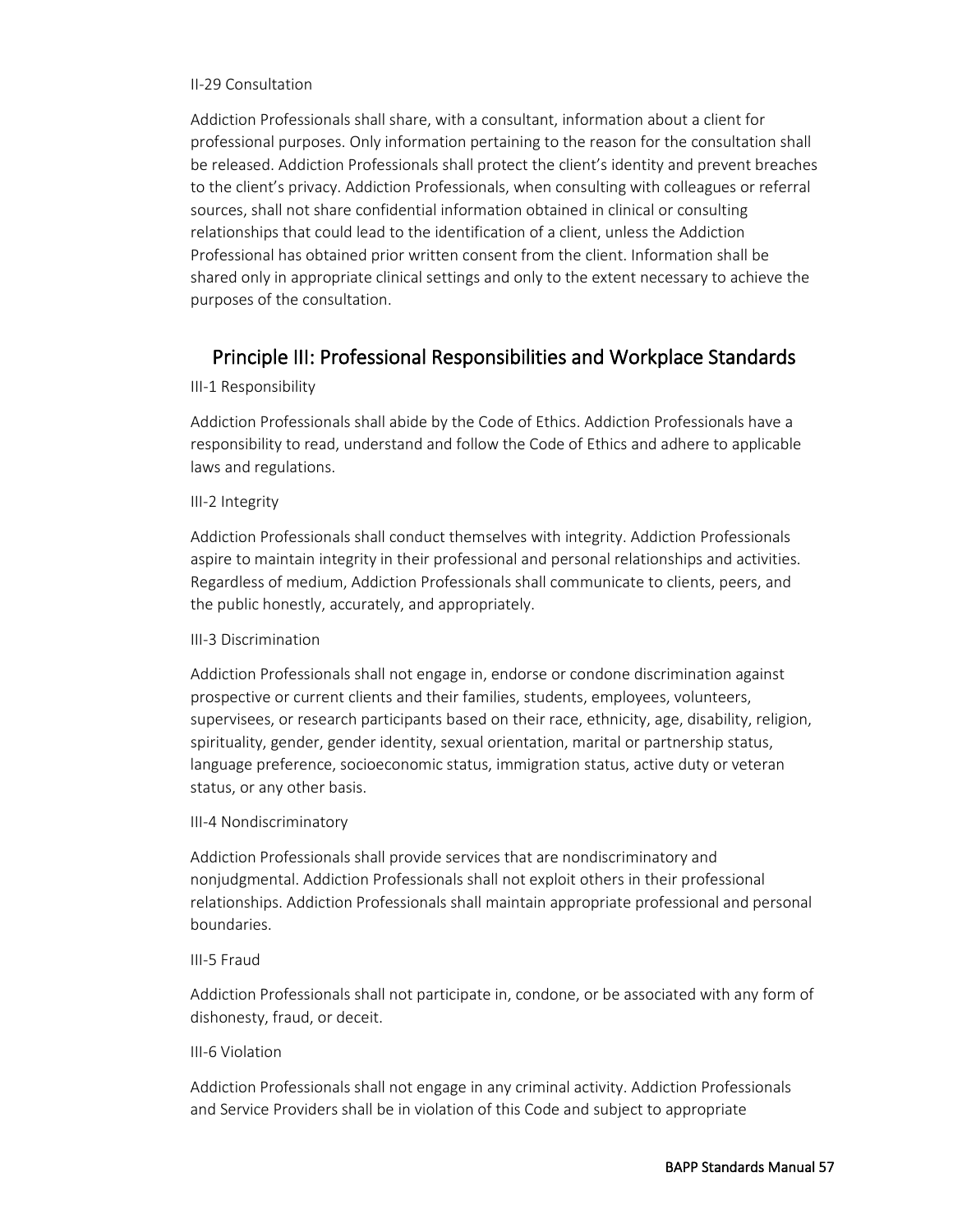II-29 Consultation

Addiction Professionals shall share, with a consultant, information about a client for professional purposes. Only information pertaining to the reason for the consultation shall be released. Addiction Professionals shall protect the client's identity and prevent breaches to the client's privacy. Addiction Professionals, when consulting with colleagues or referral sources, shall not share confidential information obtained in clinical or consulting relationships that could lead to the identification of a client, unless the Addiction Professional has obtained prior written consent from the client. Information shall be shared only in appropriate clinical settings and only to the extent necessary to achieve the purposes of the consultation.

## Principle III: Professional Responsibilities and Workplace Standards

III-1 Responsibility

Addiction Professionals shall abide by the Code of Ethics. Addiction Professionals have a responsibility to read, understand and follow the Code of Ethics and adhere to applicable laws and regulations.

III-2 Integrity

Addiction Professionals shall conduct themselves with integrity. Addiction Professionals aspire to maintain integrity in their professional and personal relationships and activities. Regardless of medium, Addiction Professionals shall communicate to clients, peers, and the public honestly, accurately, and appropriately.

III-3 Discrimination

Addiction Professionals shall not engage in, endorse or condone discrimination against prospective or current clients and their families, students, employees, volunteers, supervisees, or research participants based on their race, ethnicity, age, disability, religion, spirituality, gender, gender identity, sexual orientation, marital or partnership status, language preference, socioeconomic status, immigration status, active duty or veteran status, or any other basis.

III-4 Nondiscriminatory

Addiction Professionals shall provide services that are nondiscriminatory and nonjudgmental. Addiction Professionals shall not exploit others in their professional relationships. Addiction Professionals shall maintain appropriate professional and personal boundaries.

III-5 Fraud

Addiction Professionals shall not participate in, condone, or be associated with any form of dishonesty, fraud, or deceit.

III-6 Violation

Addiction Professionals shall not engage in any criminal activity. Addiction Professionals and Service Providers shall be in violation of this Code and subject to appropriate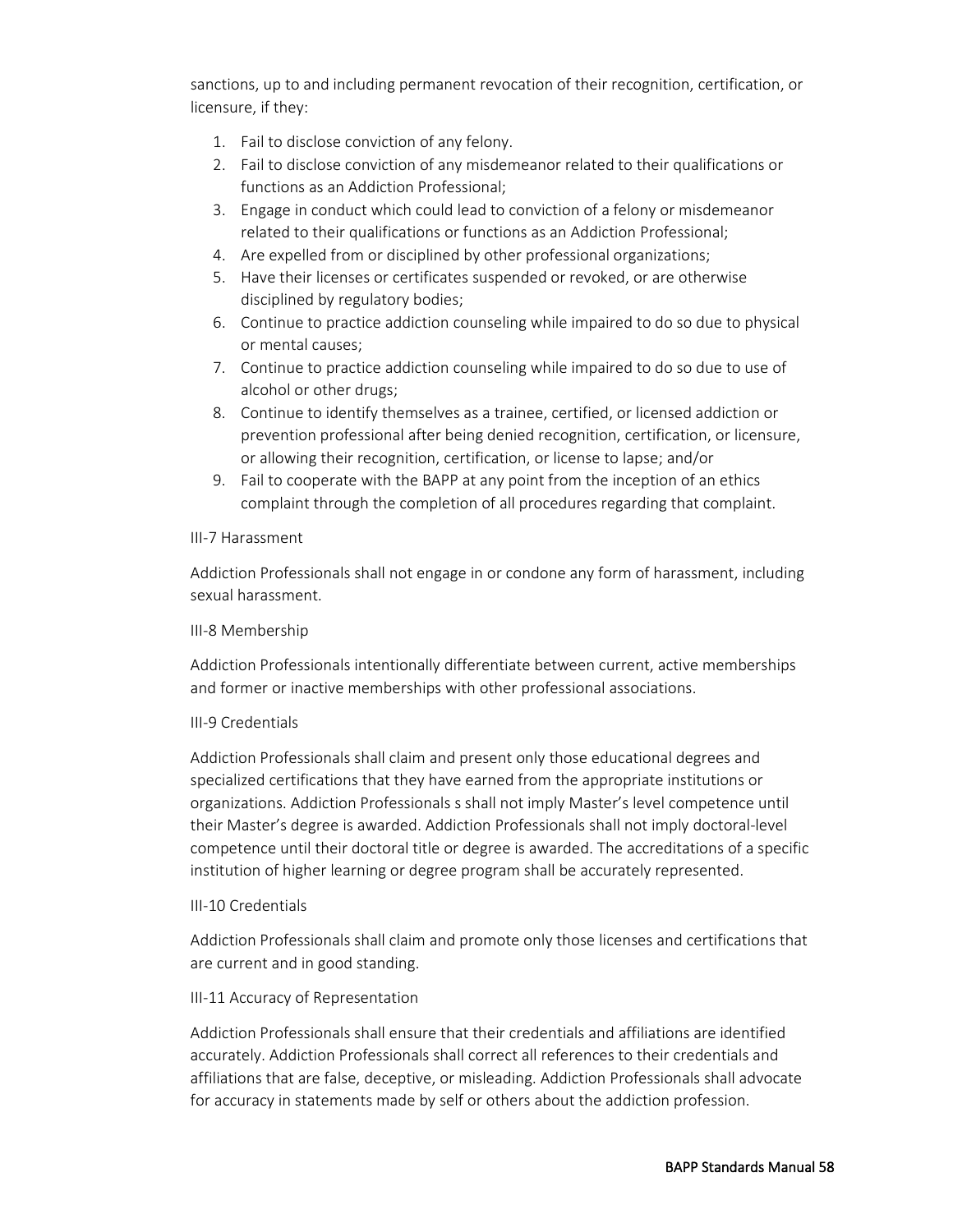sanctions, up to and including permanent revocation of their recognition, certification, or licensure, if they:

1. Fail to disclose conviction of any felony.
2. Fail to disclose conviction of any misdemeanor related to their qualifications or functions as an Addiction Professional;
3. Engage in conduct which could lead to conviction of a felony or misdemeanor related to their qualifications or functions as an Addiction Professional;
4. Are expelled from or disciplined by other professional organizations;
5. Have their licenses or certificates suspended or revoked, or are otherwise disciplined by regulatory bodies;
6. Continue to practice addiction counseling while impaired to do so due to physical or mental causes;
7. Continue to practice addiction counseling while impaired to do so due to use of alcohol or other drugs;
8. Continue to identify themselves as a trainee, certified, or licensed addiction or prevention professional after being denied recognition, certification, or licensure, or allowing their recognition, certification, or license to lapse; and/or
9. Fail to cooperate with the BAPP at any point from the inception of an ethics complaint through the completion of all procedures regarding that complaint.

III-7 Harassment

Addiction Professionals shall not engage in or condone any form of harassment, including sexual harassment.

III-8 Membership

Addiction Professionals intentionally differentiate between current, active memberships and former or inactive memberships with other professional associations.

III-9 Credentials

Addiction Professionals shall claim and present only those educational degrees and specialized certifications that they have earned from the appropriate institutions or organizations. Addiction Professionals s shall not imply Master's level competence until their Master's degree is awarded. Addiction Professionals shall not imply doctoral-level competence until their doctoral title or degree is awarded. The accreditations of a specific institution of higher learning or degree program shall be accurately represented.

III-10 Credentials

Addiction Professionals shall claim and promote only those licenses and certifications that are current and in good standing.

III-11 Accuracy of Representation

Addiction Professionals shall ensure that their credentials and affiliations are identified accurately. Addiction Professionals shall correct all references to their credentials and affiliations that are false, deceptive, or misleading. Addiction Professionals shall advocate for accuracy in statements made by self or others about the addiction profession.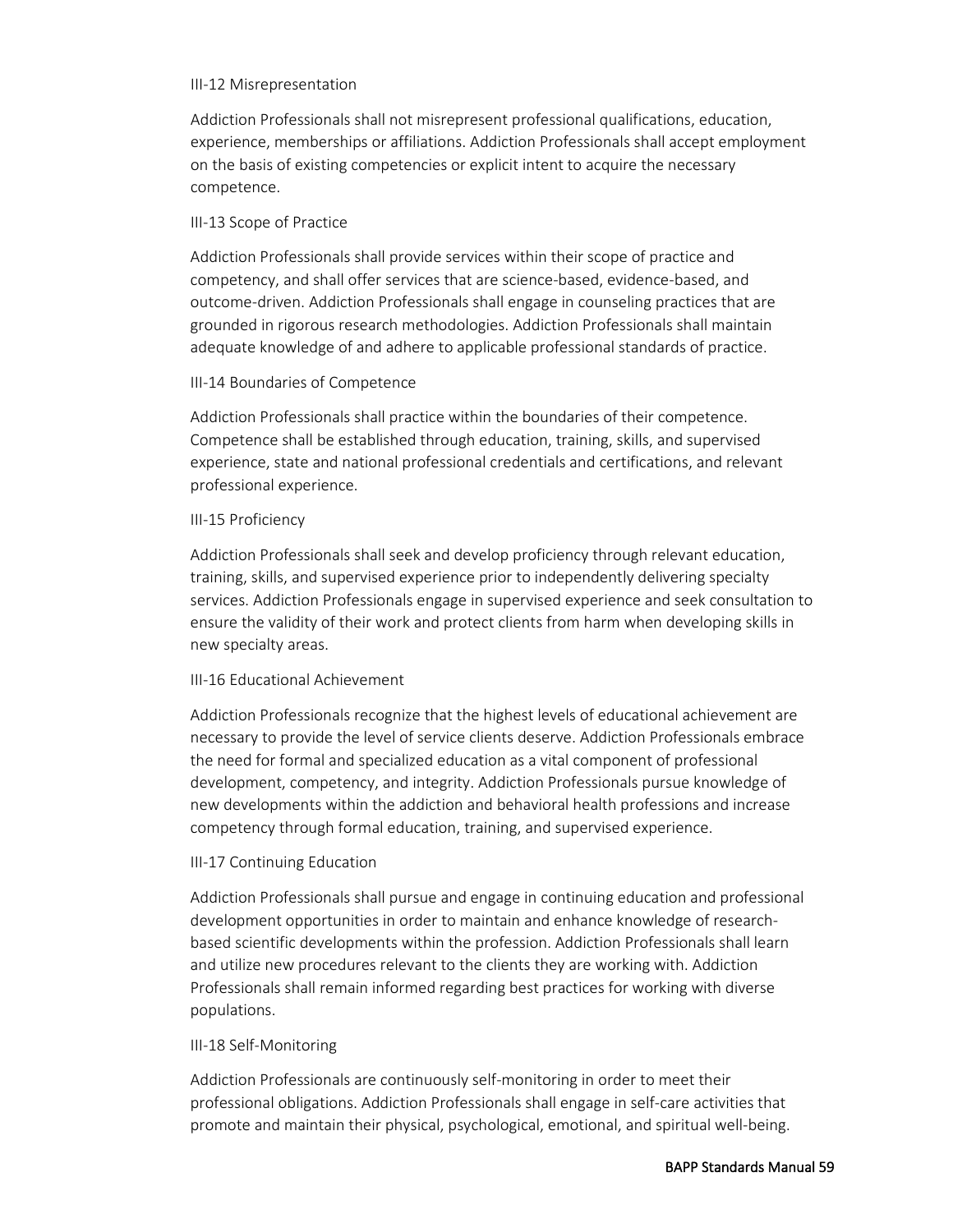III-12 Misrepresentation

Addiction Professionals shall not misrepresent professional qualifications, education, experience, memberships or affiliations. Addiction Professionals shall accept employment on the basis of existing competencies or explicit intent to acquire the necessary competence.

III-13 Scope of Practice

Addiction Professionals shall provide services within their scope of practice and competency, and shall offer services that are science-based, evidence-based, and outcome-driven. Addiction Professionals shall engage in counseling practices that are grounded in rigorous research methodologies. Addiction Professionals shall maintain adequate knowledge of and adhere to applicable professional standards of practice.

III-14 Boundaries of Competence

Addiction Professionals shall practice within the boundaries of their competence. Competence shall be established through education, training, skills, and supervised experience, state and national professional credentials and certifications, and relevant professional experience.

III-15 Proficiency

Addiction Professionals shall seek and develop proficiency through relevant education, training, skills, and supervised experience prior to independently delivering specialty services. Addiction Professionals engage in supervised experience and seek consultation to ensure the validity of their work and protect clients from harm when developing skills in new specialty areas.

III-16 Educational Achievement

Addiction Professionals recognize that the highest levels of educational achievement are necessary to provide the level of service clients deserve. Addiction Professionals embrace the need for formal and specialized education as a vital component of professional development, competency, and integrity. Addiction Professionals pursue knowledge of new developments within the addiction and behavioral health professions and increase competency through formal education, training, and supervised experience.

III-17 Continuing Education

Addiction Professionals shall pursue and engage in continuing education and professional development opportunities in order to maintain and enhance knowledge of research-based scientific developments within the profession. Addiction Professionals shall learn and utilize new procedures relevant to the clients they are working with. Addiction Professionals shall remain informed regarding best practices for working with diverse populations.

III-18 Self-Monitoring

Addiction Professionals are continuously self-monitoring in order to meet their professional obligations. Addiction Professionals shall engage in self-care activities that promote and maintain their physical, psychological, emotional, and spiritual well-being.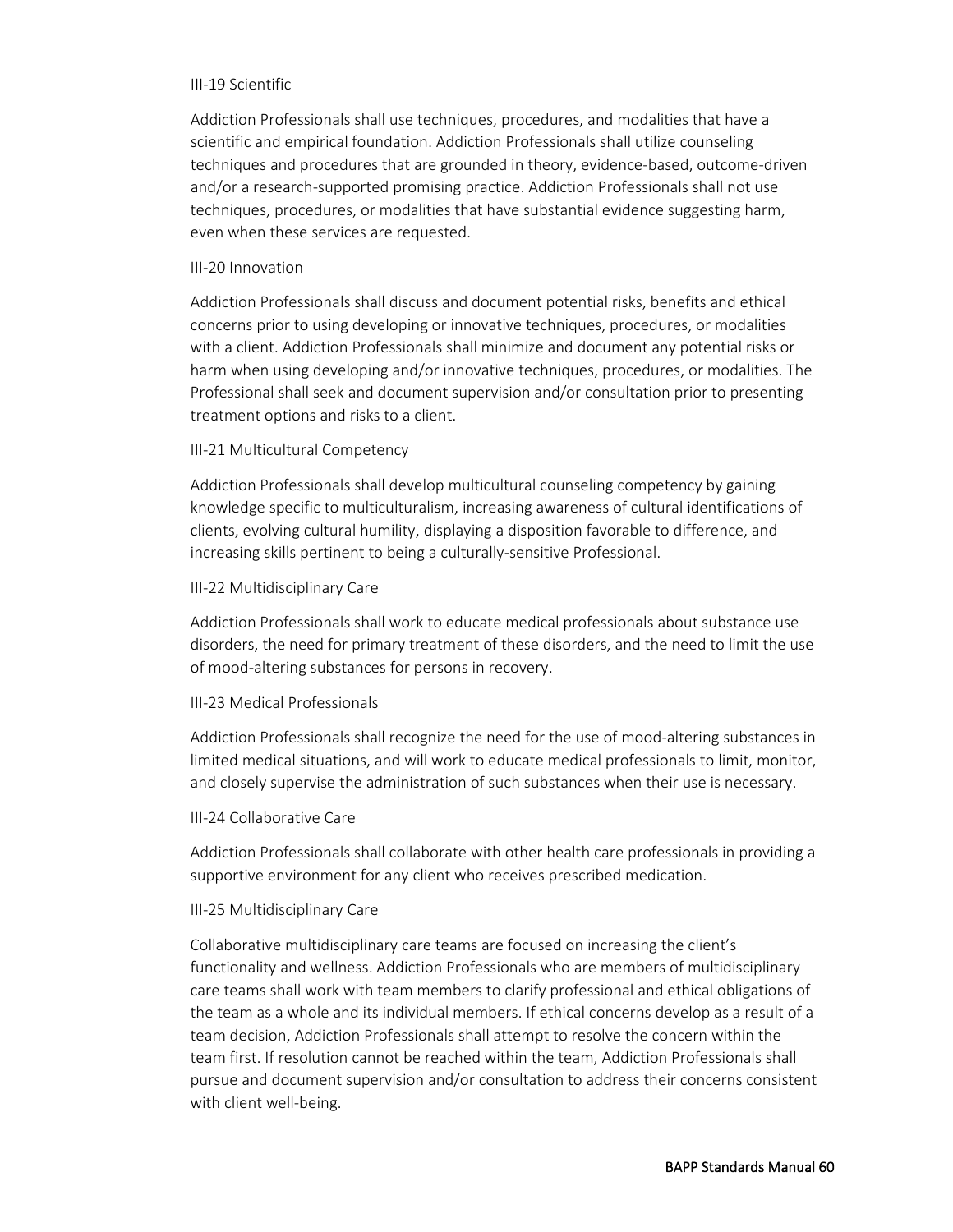III-19 Scientific

Addiction Professionals shall use techniques, procedures, and modalities that have a scientific and empirical foundation. Addiction Professionals shall utilize counseling techniques and procedures that are grounded in theory, evidence-based, outcome-driven and/or a research-supported promising practice. Addiction Professionals shall not use techniques, procedures, or modalities that have substantial evidence suggesting harm, even when these services are requested.

III-20 Innovation

Addiction Professionals shall discuss and document potential risks, benefits and ethical concerns prior to using developing or innovative techniques, procedures, or modalities with a client. Addiction Professionals shall minimize and document any potential risks or harm when using developing and/or innovative techniques, procedures, or modalities. The Professional shall seek and document supervision and/or consultation prior to presenting treatment options and risks to a client.

III-21 Multicultural Competency

Addiction Professionals shall develop multicultural counseling competency by gaining knowledge specific to multiculturalism, increasing awareness of cultural identifications of clients, evolving cultural humility, displaying a disposition favorable to difference, and increasing skills pertinent to being a culturally-sensitive Professional.

III-22 Multidisciplinary Care

Addiction Professionals shall work to educate medical professionals about substance use disorders, the need for primary treatment of these disorders, and the need to limit the use of mood-altering substances for persons in recovery.

III-23 Medical Professionals

Addiction Professionals shall recognize the need for the use of mood-altering substances in limited medical situations, and will work to educate medical professionals to limit, monitor, and closely supervise the administration of such substances when their use is necessary.

III-24 Collaborative Care

Addiction Professionals shall collaborate with other health care professionals in providing a supportive environment for any client who receives prescribed medication.

III-25 Multidisciplinary Care

Collaborative multidisciplinary care teams are focused on increasing the client's functionality and wellness. Addiction Professionals who are members of multidisciplinary care teams shall work with team members to clarify professional and ethical obligations of the team as a whole and its individual members. If ethical concerns develop as a result of a team decision, Addiction Professionals shall attempt to resolve the concern within the team first. If resolution cannot be reached within the team, Addiction Professionals shall pursue and document supervision and/or consultation to address their concerns consistent with client well-being.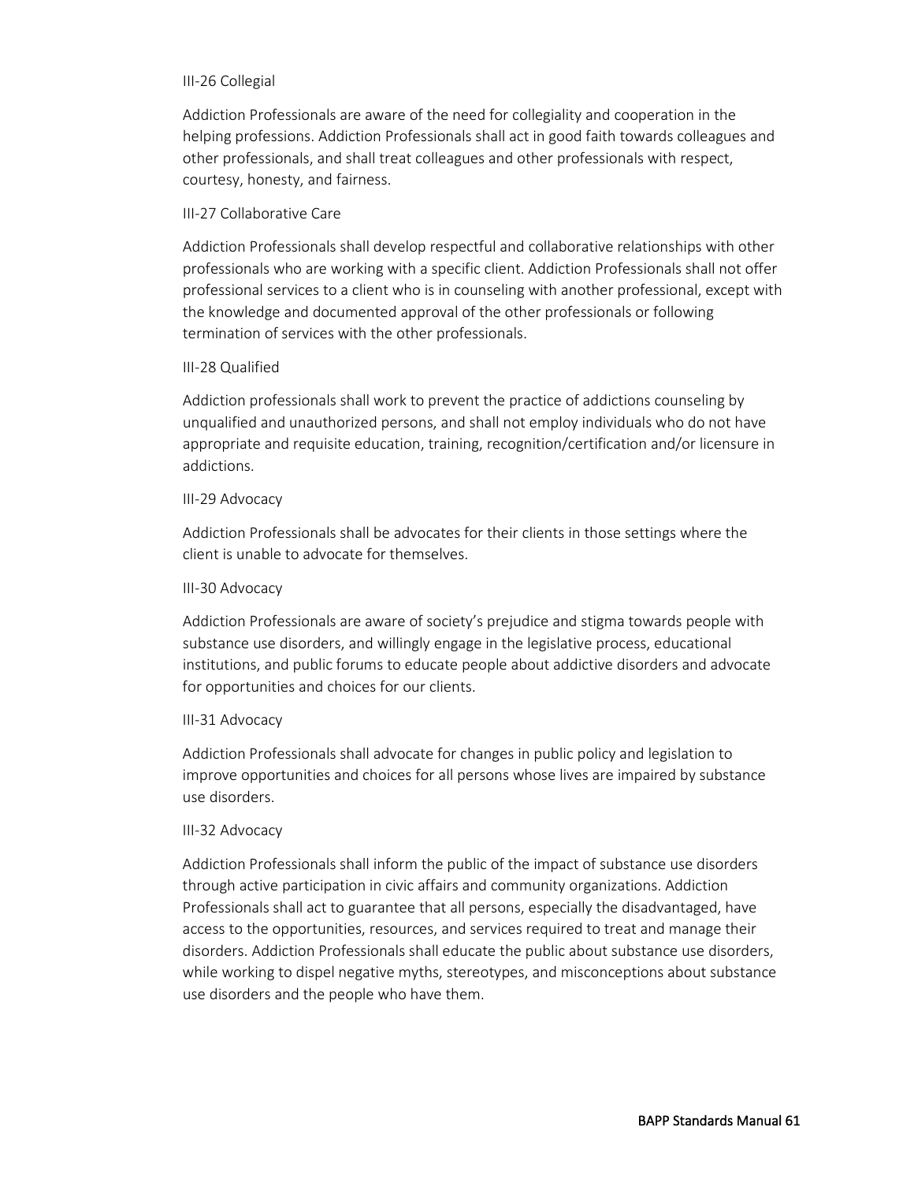III-26 Collegial

Addiction Professionals are aware of the need for collegiality and cooperation in the helping professions. Addiction Professionals shall act in good faith towards colleagues and other professionals, and shall treat colleagues and other professionals with respect, courtesy, honesty, and fairness.

III-27 Collaborative Care

Addiction Professionals shall develop respectful and collaborative relationships with other professionals who are working with a specific client. Addiction Professionals shall not offer professional services to a client who is in counseling with another professional, except with the knowledge and documented approval of the other professionals or following termination of services with the other professionals.

III-28 Qualified

Addiction professionals shall work to prevent the practice of addictions counseling by unqualified and unauthorized persons, and shall not employ individuals who do not have appropriate and requisite education, training, recognition/certification and/or licensure in addictions.

III-29 Advocacy

Addiction Professionals shall be advocates for their clients in those settings where the client is unable to advocate for themselves.

III-30 Advocacy

Addiction Professionals are aware of society's prejudice and stigma towards people with substance use disorders, and willingly engage in the legislative process, educational institutions, and public forums to educate people about addictive disorders and advocate for opportunities and choices for our clients.

III-31 Advocacy

Addiction Professionals shall advocate for changes in public policy and legislation to improve opportunities and choices for all persons whose lives are impaired by substance use disorders.

III-32 Advocacy

Addiction Professionals shall inform the public of the impact of substance use disorders through active participation in civic affairs and community organizations. Addiction Professionals shall act to guarantee that all persons, especially the disadvantaged, have access to the opportunities, resources, and services required to treat and manage their disorders. Addiction Professionals shall educate the public about substance use disorders, while working to dispel negative myths, stereotypes, and misconceptions about substance use disorders and the people who have them.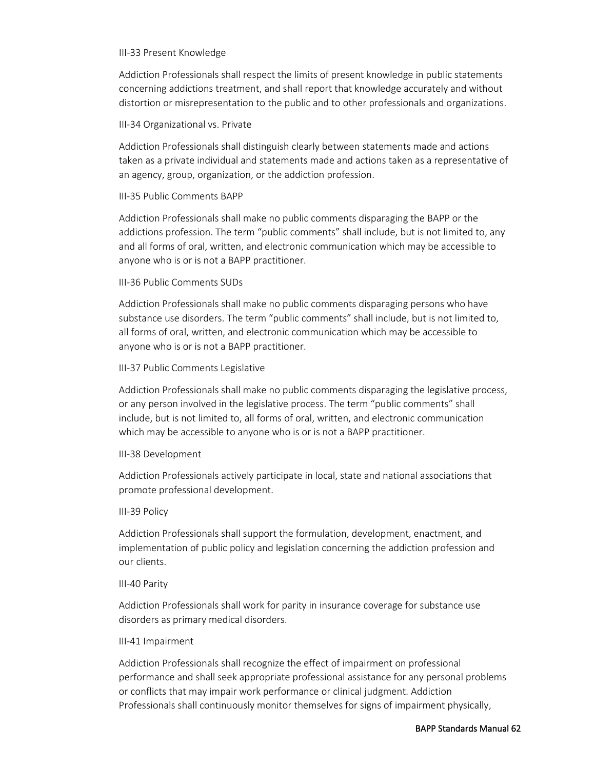III-33 Present Knowledge

Addiction Professionals shall respect the limits of present knowledge in public statements concerning addictions treatment, and shall report that knowledge accurately and without distortion or misrepresentation to the public and to other professionals and organizations.

III-34 Organizational vs. Private

Addiction Professionals shall distinguish clearly between statements made and actions taken as a private individual and statements made and actions taken as a representative of an agency, group, organization, or the addiction profession.

III-35 Public Comments BAPP

Addiction Professionals shall make no public comments disparaging the BAPP or the addictions profession. The term "public comments" shall include, but is not limited to, any and all forms of oral, written, and electronic communication which may be accessible to anyone who is or is not a BAPP practitioner.

III-36 Public Comments SUDs

Addiction Professionals shall make no public comments disparaging persons who have substance use disorders. The term "public comments" shall include, but is not limited to, all forms of oral, written, and electronic communication which may be accessible to anyone who is or is not a BAPP practitioner.

III-37 Public Comments Legislative

Addiction Professionals shall make no public comments disparaging the legislative process, or any person involved in the legislative process. The term "public comments" shall include, but is not limited to, all forms of oral, written, and electronic communication which may be accessible to anyone who is or is not a BAPP practitioner.

III-38 Development

Addiction Professionals actively participate in local, state and national associations that promote professional development.

III-39 Policy

Addiction Professionals shall support the formulation, development, enactment, and implementation of public policy and legislation concerning the addiction profession and our clients.

III-40 Parity

Addiction Professionals shall work for parity in insurance coverage for substance use disorders as primary medical disorders.

III-41 Impairment

Addiction Professionals shall recognize the effect of impairment on professional performance and shall seek appropriate professional assistance for any personal problems or conflicts that may impair work performance or clinical judgment. Addiction Professionals shall continuously monitor themselves for signs of impairment physically,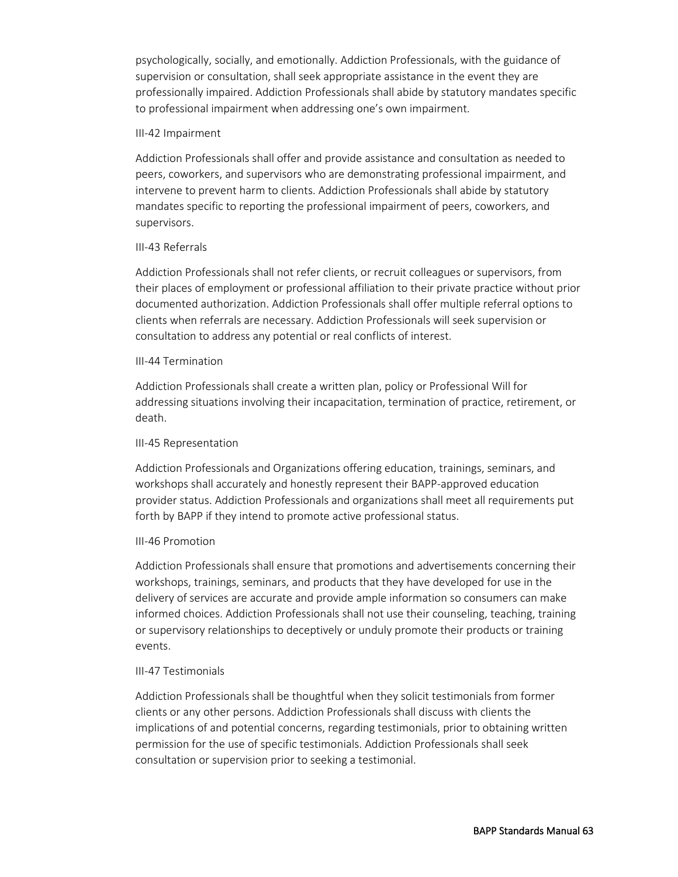psychologically, socially, and emotionally. Addiction Professionals, with the guidance of supervision or consultation, shall seek appropriate assistance in the event they are professionally impaired. Addiction Professionals shall abide by statutory mandates specific to professional impairment when addressing one's own impairment.

III-42 Impairment

Addiction Professionals shall offer and provide assistance and consultation as needed to peers, coworkers, and supervisors who are demonstrating professional impairment, and intervene to prevent harm to clients. Addiction Professionals shall abide by statutory mandates specific to reporting the professional impairment of peers, coworkers, and supervisors.

III-43 Referrals

Addiction Professionals shall not refer clients, or recruit colleagues or supervisors, from their places of employment or professional affiliation to their private practice without prior documented authorization. Addiction Professionals shall offer multiple referral options to clients when referrals are necessary. Addiction Professionals will seek supervision or consultation to address any potential or real conflicts of interest.

III-44 Termination

Addiction Professionals shall create a written plan, policy or Professional Will for addressing situations involving their incapacitation, termination of practice, retirement, or death.

III-45 Representation

Addiction Professionals and Organizations offering education, trainings, seminars, and workshops shall accurately and honestly represent their BAPP-approved education provider status. Addiction Professionals and organizations shall meet all requirements put forth by BAPP if they intend to promote active professional status.

III-46 Promotion

Addiction Professionals shall ensure that promotions and advertisements concerning their workshops, trainings, seminars, and products that they have developed for use in the delivery of services are accurate and provide ample information so consumers can make informed choices. Addiction Professionals shall not use their counseling, teaching, training or supervisory relationships to deceptively or unduly promote their products or training events.

III-47 Testimonials

Addiction Professionals shall be thoughtful when they solicit testimonials from former clients or any other persons. Addiction Professionals shall discuss with clients the implications of and potential concerns, regarding testimonials, prior to obtaining written permission for the use of specific testimonials. Addiction Professionals shall seek consultation or supervision prior to seeking a testimonial.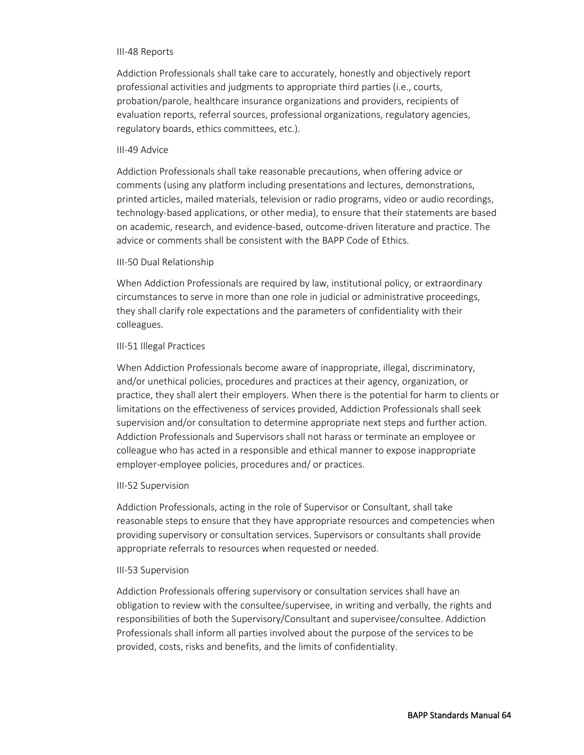III-48 Reports

Addiction Professionals shall take care to accurately, honestly and objectively report professional activities and judgments to appropriate third parties (i.e., courts, probation/parole, healthcare insurance organizations and providers, recipients of evaluation reports, referral sources, professional organizations, regulatory agencies, regulatory boards, ethics committees, etc.).

III-49 Advice

Addiction Professionals shall take reasonable precautions, when offering advice or comments (using any platform including presentations and lectures, demonstrations, printed articles, mailed materials, television or radio programs, video or audio recordings, technology-based applications, or other media), to ensure that their statements are based on academic, research, and evidence-based, outcome-driven literature and practice. The advice or comments shall be consistent with the BAPP Code of Ethics.

III-50 Dual Relationship

When Addiction Professionals are required by law, institutional policy, or extraordinary circumstances to serve in more than one role in judicial or administrative proceedings, they shall clarify role expectations and the parameters of confidentiality with their colleagues.

III-51 Illegal Practices

When Addiction Professionals become aware of inappropriate, illegal, discriminatory, and/or unethical policies, procedures and practices at their agency, organization, or practice, they shall alert their employers. When there is the potential for harm to clients or limitations on the effectiveness of services provided, Addiction Professionals shall seek supervision and/or consultation to determine appropriate next steps and further action. Addiction Professionals and Supervisors shall not harass or terminate an employee or colleague who has acted in a responsible and ethical manner to expose inappropriate employer-employee policies, procedures and/ or practices.

III-52 Supervision

Addiction Professionals, acting in the role of Supervisor or Consultant, shall take reasonable steps to ensure that they have appropriate resources and competencies when providing supervisory or consultation services. Supervisors or consultants shall provide appropriate referrals to resources when requested or needed.

III-53 Supervision

Addiction Professionals offering supervisory or consultation services shall have an obligation to review with the consultee/supervisee, in writing and verbally, the rights and responsibilities of both the Supervisory/Consultant and supervisee/consultee. Addiction Professionals shall inform all parties involved about the purpose of the services to be provided, costs, risks and benefits, and the limits of confidentiality.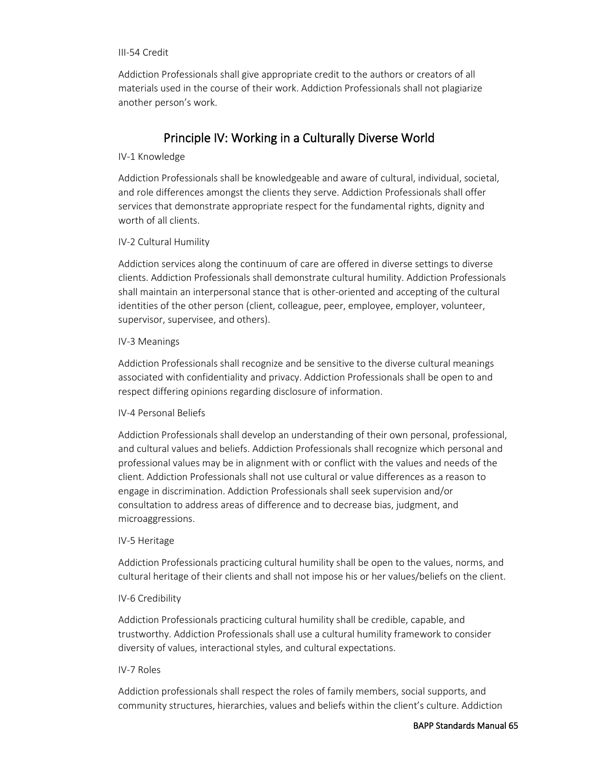III-54 Credit

Addiction Professionals shall give appropriate credit to the authors or creators of all materials used in the course of their work. Addiction Professionals shall not plagiarize another person's work.

## Principle IV: Working in a Culturally Diverse World

IV-1 Knowledge

Addiction Professionals shall be knowledgeable and aware of cultural, individual, societal, and role differences amongst the clients they serve. Addiction Professionals shall offer services that demonstrate appropriate respect for the fundamental rights, dignity and worth of all clients.

IV-2 Cultural Humility

Addiction services along the continuum of care are offered in diverse settings to diverse clients. Addiction Professionals shall demonstrate cultural humility. Addiction Professionals shall maintain an interpersonal stance that is other-oriented and accepting of the cultural identities of the other person (client, colleague, peer, employee, employer, volunteer, supervisor, supervisee, and others).

IV-3 Meanings

Addiction Professionals shall recognize and be sensitive to the diverse cultural meanings associated with confidentiality and privacy. Addiction Professionals shall be open to and respect differing opinions regarding disclosure of information.

IV-4 Personal Beliefs

Addiction Professionals shall develop an understanding of their own personal, professional, and cultural values and beliefs. Addiction Professionals shall recognize which personal and professional values may be in alignment with or conflict with the values and needs of the client. Addiction Professionals shall not use cultural or value differences as a reason to engage in discrimination. Addiction Professionals shall seek supervision and/or consultation to address areas of difference and to decrease bias, judgment, and microaggressions.

IV-5 Heritage

Addiction Professionals practicing cultural humility shall be open to the values, norms, and cultural heritage of their clients and shall not impose his or her values/beliefs on the client.

IV-6 Credibility

Addiction Professionals practicing cultural humility shall be credible, capable, and trustworthy. Addiction Professionals shall use a cultural humility framework to consider diversity of values, interactional styles, and cultural expectations.

IV-7 Roles

Addiction professionals shall respect the roles of family members, social supports, and community structures, hierarchies, values and beliefs within the client's culture. Addiction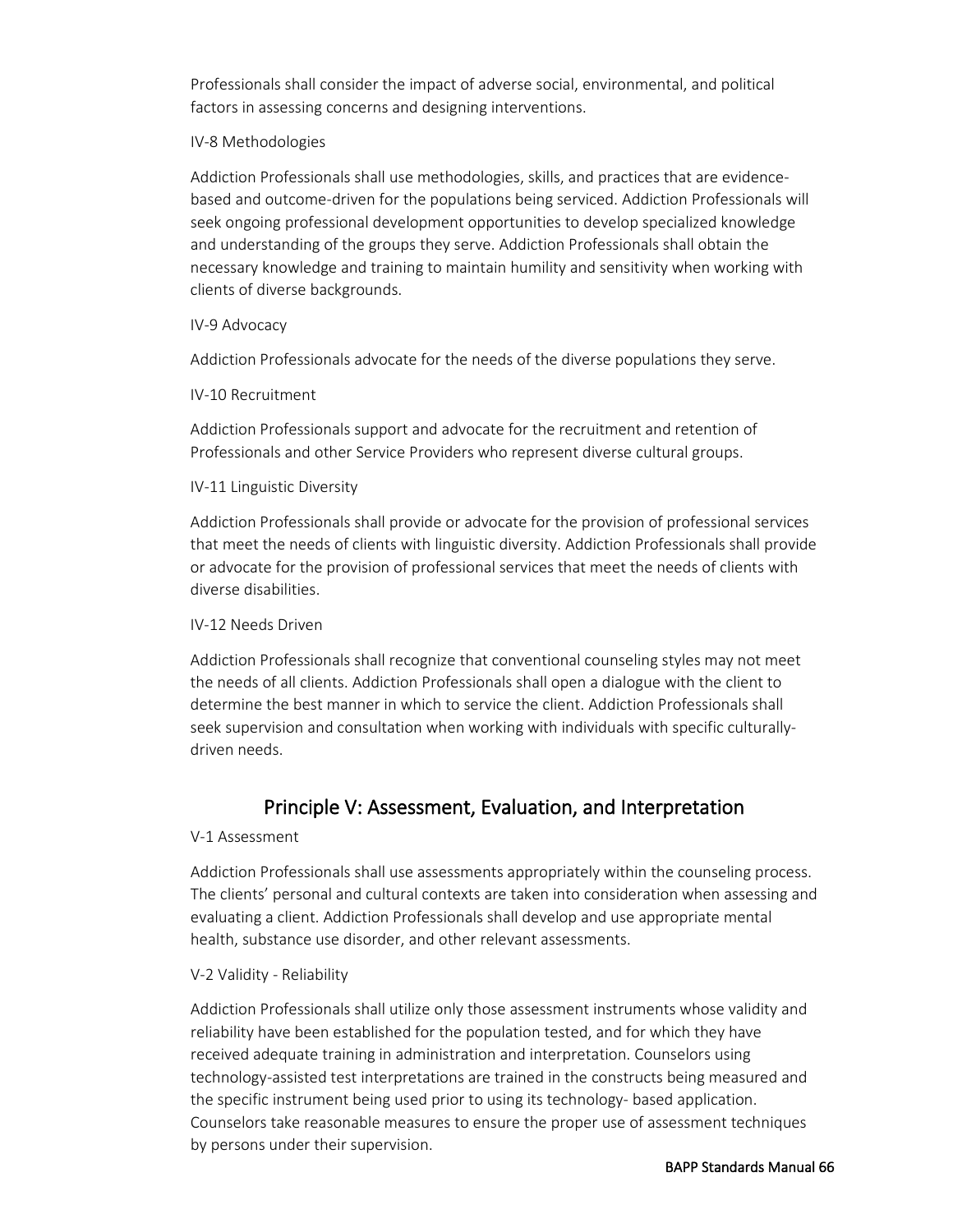Professionals shall consider the impact of adverse social, environmental, and political factors in assessing concerns and designing interventions.

IV-8 Methodologies

Addiction Professionals shall use methodologies, skills, and practices that are evidence-based and outcome-driven for the populations being serviced. Addiction Professionals will seek ongoing professional development opportunities to develop specialized knowledge and understanding of the groups they serve. Addiction Professionals shall obtain the necessary knowledge and training to maintain humility and sensitivity when working with clients of diverse backgrounds.

IV-9 Advocacy

Addiction Professionals advocate for the needs of the diverse populations they serve.

IV-10 Recruitment

Addiction Professionals support and advocate for the recruitment and retention of Professionals and other Service Providers who represent diverse cultural groups.

IV-11 Linguistic Diversity

Addiction Professionals shall provide or advocate for the provision of professional services that meet the needs of clients with linguistic diversity. Addiction Professionals shall provide or advocate for the provision of professional services that meet the needs of clients with diverse disabilities.

IV-12 Needs Driven

Addiction Professionals shall recognize that conventional counseling styles may not meet the needs of all clients. Addiction Professionals shall open a dialogue with the client to determine the best manner in which to service the client. Addiction Professionals shall seek supervision and consultation when working with individuals with specific culturally-driven needs.

## Principle V: Assessment, Evaluation, and Interpretation

V-1 Assessment

Addiction Professionals shall use assessments appropriately within the counseling process. The clients' personal and cultural contexts are taken into consideration when assessing and evaluating a client. Addiction Professionals shall develop and use appropriate mental health, substance use disorder, and other relevant assessments.

V-2 Validity - Reliability

Addiction Professionals shall utilize only those assessment instruments whose validity and reliability have been established for the population tested, and for which they have received adequate training in administration and interpretation. Counselors using technology-assisted test interpretations are trained in the constructs being measured and the specific instrument being used prior to using its technology- based application. Counselors take reasonable measures to ensure the proper use of assessment techniques by persons under their supervision.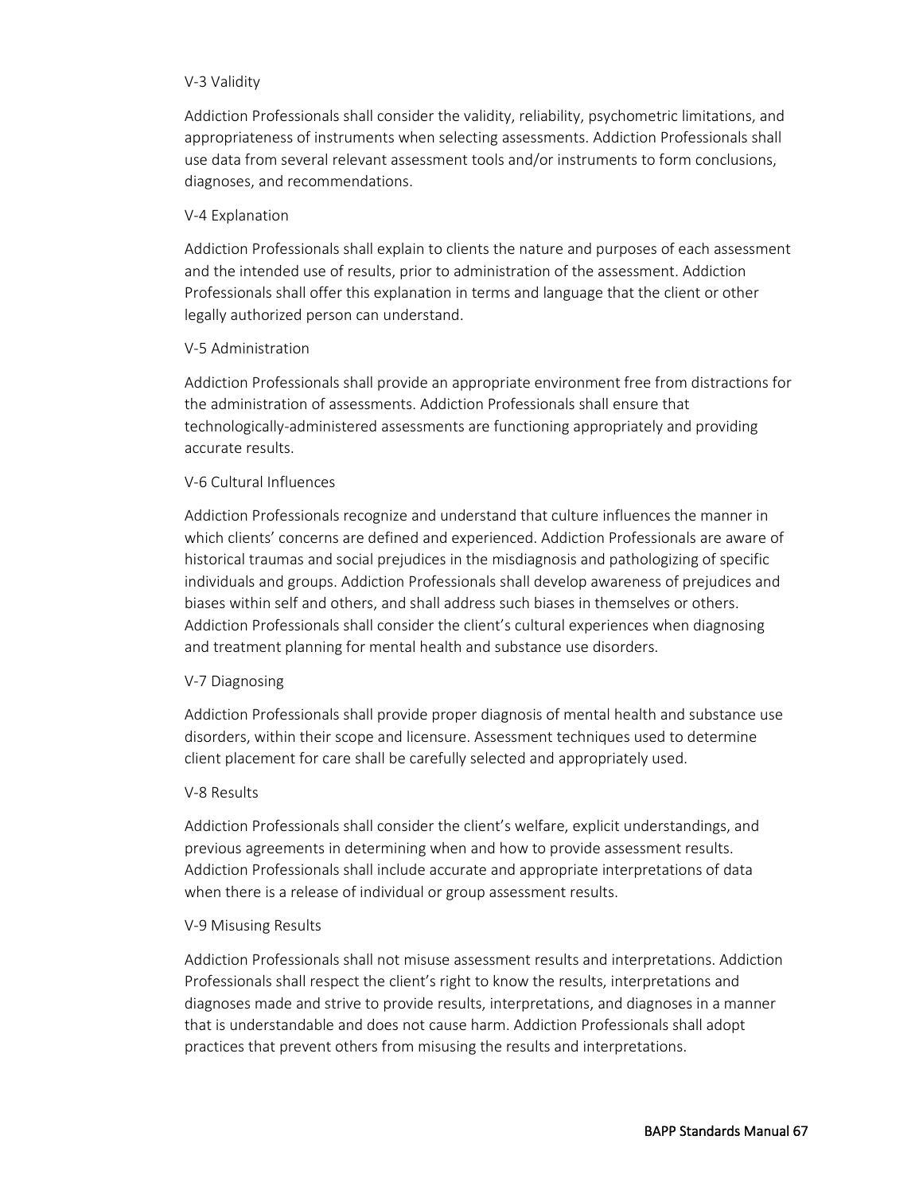### V-3 Validity

Addiction Professionals shall consider the validity, reliability, psychometric limitations, and appropriateness of instruments when selecting assessments. Addiction Professionals shall use data from several relevant assessment tools and/or instruments to form conclusions, diagnoses, and recommendations.

### V-4 Explanation

Addiction Professionals shall explain to clients the nature and purposes of each assessment and the intended use of results, prior to administration of the assessment. Addiction Professionals shall offer this explanation in terms and language that the client or other legally authorized person can understand.

### V-5 Administration

Addiction Professionals shall provide an appropriate environment free from distractions for the administration of assessments. Addiction Professionals shall ensure that technologically-administered assessments are functioning appropriately and providing accurate results.

### V-6 Cultural Influences

Addiction Professionals recognize and understand that culture influences the manner in which clients' concerns are defined and experienced. Addiction Professionals are aware of historical traumas and social prejudices in the misdiagnosis and pathologizing of specific individuals and groups. Addiction Professionals shall develop awareness of prejudices and biases within self and others, and shall address such biases in themselves or others. Addiction Professionals shall consider the client's cultural experiences when diagnosing and treatment planning for mental health and substance use disorders.

### V-7 Diagnosing

Addiction Professionals shall provide proper diagnosis of mental health and substance use disorders, within their scope and licensure. Assessment techniques used to determine client placement for care shall be carefully selected and appropriately used.

### V-8 Results

Addiction Professionals shall consider the client's welfare, explicit understandings, and previous agreements in determining when and how to provide assessment results. Addiction Professionals shall include accurate and appropriate interpretations of data when there is a release of individual or group assessment results.

### V-9 Misusing Results

Addiction Professionals shall not misuse assessment results and interpretations. Addiction Professionals shall respect the client's right to know the results, interpretations and diagnoses made and strive to provide results, interpretations, and diagnoses in a manner that is understandable and does not cause harm. Addiction Professionals shall adopt practices that prevent others from misusing the results and interpretations.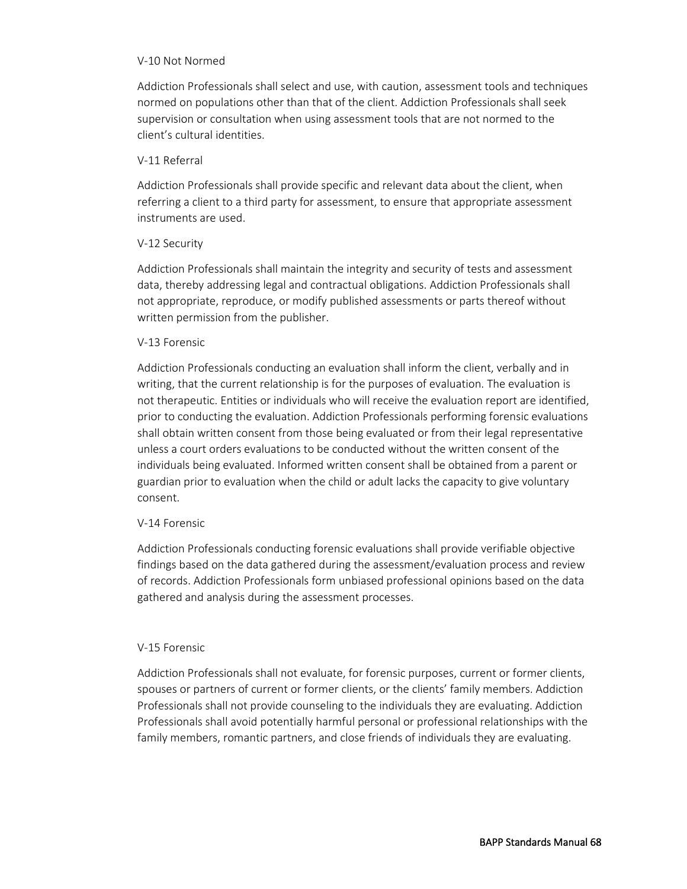V-10 Not Normed

Addiction Professionals shall select and use, with caution, assessment tools and techniques normed on populations other than that of the client. Addiction Professionals shall seek supervision or consultation when using assessment tools that are not normed to the client's cultural identities.

V-11 Referral

Addiction Professionals shall provide specific and relevant data about the client, when referring a client to a third party for assessment, to ensure that appropriate assessment instruments are used.

V-12 Security

Addiction Professionals shall maintain the integrity and security of tests and assessment data, thereby addressing legal and contractual obligations. Addiction Professionals shall not appropriate, reproduce, or modify published assessments or parts thereof without written permission from the publisher.

V-13 Forensic

Addiction Professionals conducting an evaluation shall inform the client, verbally and in writing, that the current relationship is for the purposes of evaluation. The evaluation is not therapeutic. Entities or individuals who will receive the evaluation report are identified, prior to conducting the evaluation. Addiction Professionals performing forensic evaluations shall obtain written consent from those being evaluated or from their legal representative unless a court orders evaluations to be conducted without the written consent of the individuals being evaluated. Informed written consent shall be obtained from a parent or guardian prior to evaluation when the child or adult lacks the capacity to give voluntary consent.

V-14 Forensic

Addiction Professionals conducting forensic evaluations shall provide verifiable objective findings based on the data gathered during the assessment/evaluation process and review of records. Addiction Professionals form unbiased professional opinions based on the data gathered and analysis during the assessment processes.

V-15 Forensic

Addiction Professionals shall not evaluate, for forensic purposes, current or former clients, spouses or partners of current or former clients, or the clients' family members. Addiction Professionals shall not provide counseling to the individuals they are evaluating. Addiction Professionals shall avoid potentially harmful personal or professional relationships with the family members, romantic partners, and close friends of individuals they are evaluating.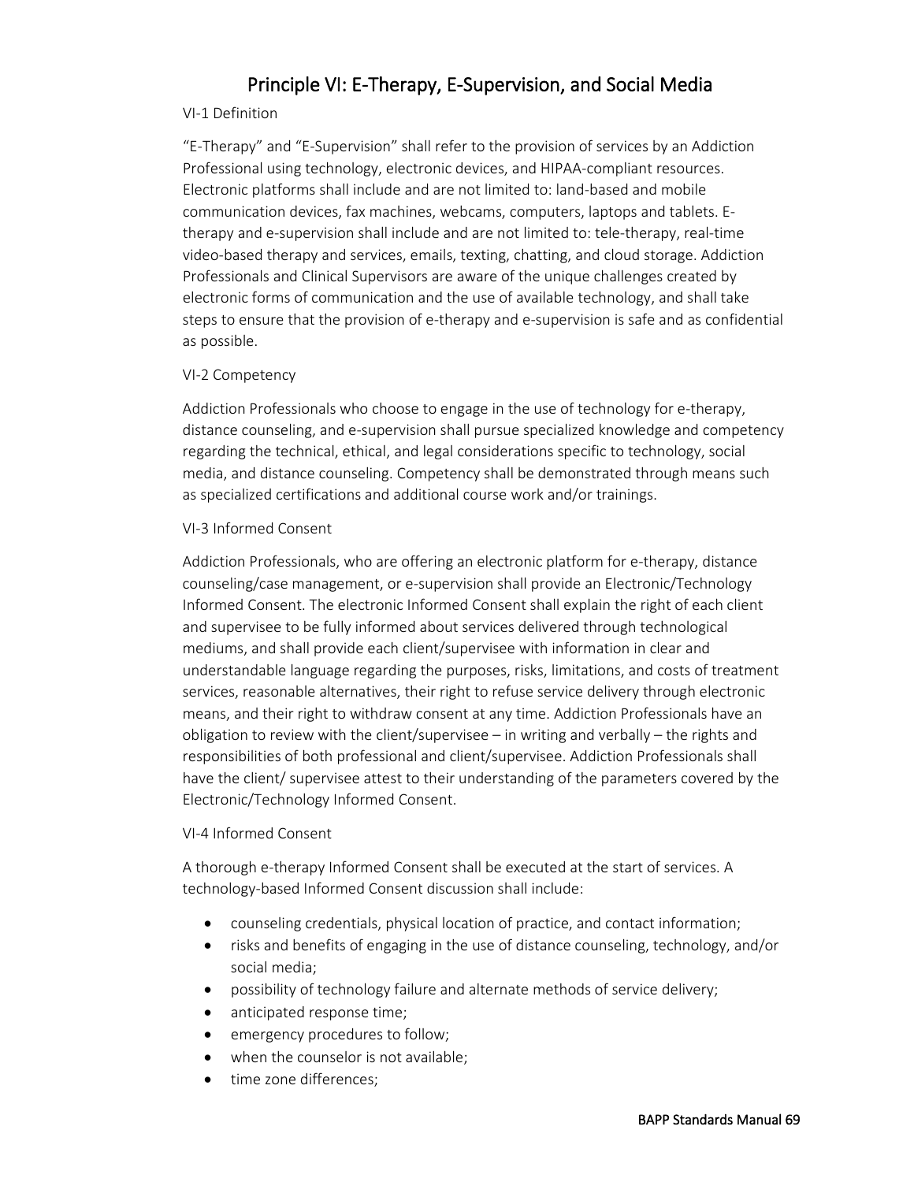# Principle VI: E-Therapy, E-Supervision, and Social Media

VI-1 Definition

"E-Therapy" and "E-Supervision" shall refer to the provision of services by an Addiction Professional using technology, electronic devices, and HIPAA-compliant resources. Electronic platforms shall include and are not limited to: land-based and mobile communication devices, fax machines, webcams, computers, laptops and tablets. E-therapy and e-supervision shall include and are not limited to: tele-therapy, real-time video-based therapy and services, emails, texting, chatting, and cloud storage. Addiction Professionals and Clinical Supervisors are aware of the unique challenges created by electronic forms of communication and the use of available technology, and shall take steps to ensure that the provision of e-therapy and e-supervision is safe and as confidential as possible.

VI-2 Competency

Addiction Professionals who choose to engage in the use of technology for e-therapy, distance counseling, and e-supervision shall pursue specialized knowledge and competency regarding the technical, ethical, and legal considerations specific to technology, social media, and distance counseling. Competency shall be demonstrated through means such as specialized certifications and additional course work and/or trainings.

VI-3 Informed Consent

Addiction Professionals, who are offering an electronic platform for e-therapy, distance counseling/case management, or e-supervision shall provide an Electronic/Technology Informed Consent. The electronic Informed Consent shall explain the right of each client and supervisee to be fully informed about services delivered through technological mediums, and shall provide each client/supervisee with information in clear and understandable language regarding the purposes, risks, limitations, and costs of treatment services, reasonable alternatives, their right to refuse service delivery through electronic means, and their right to withdraw consent at any time. Addiction Professionals have an obligation to review with the client/supervisee – in writing and verbally – the rights and responsibilities of both professional and client/supervisee. Addiction Professionals shall have the client/ supervisee attest to their understanding of the parameters covered by the Electronic/Technology Informed Consent.

VI-4 Informed Consent

A thorough e-therapy Informed Consent shall be executed at the start of services. A technology-based Informed Consent discussion shall include:

- counseling credentials, physical location of practice, and contact information;
- risks and benefits of engaging in the use of distance counseling, technology, and/or social media;
- possibility of technology failure and alternate methods of service delivery;
- anticipated response time;
- emergency procedures to follow;
- when the counselor is not available;
- time zone differences;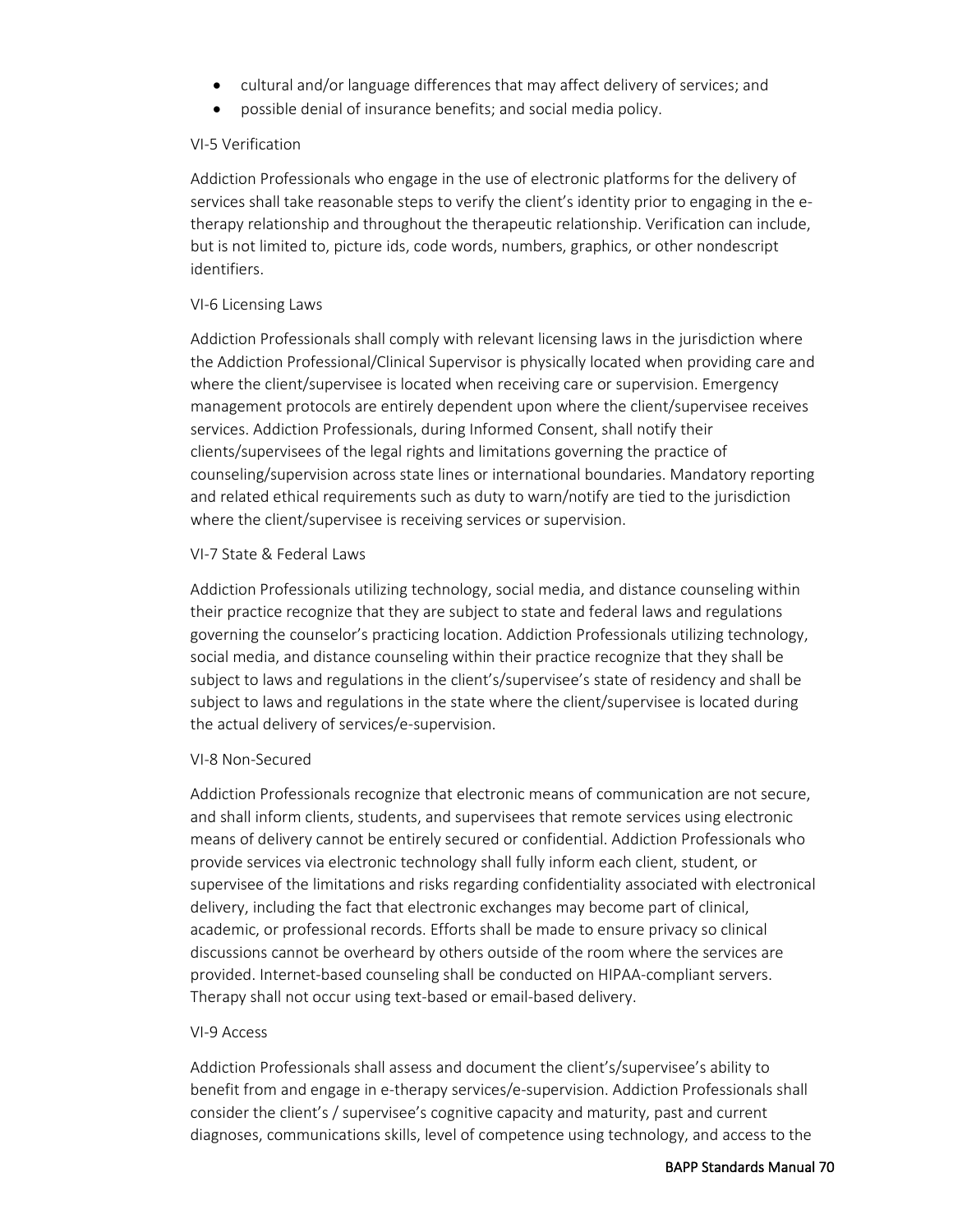- cultural and/or language differences that may affect delivery of services; and
- possible denial of insurance benefits; and social media policy.

VI-5 Verification

Addiction Professionals who engage in the use of electronic platforms for the delivery of services shall take reasonable steps to verify the client's identity prior to engaging in the e-therapy relationship and throughout the therapeutic relationship. Verification can include, but is not limited to, picture ids, code words, numbers, graphics, or other nondescript identifiers.

VI-6 Licensing Laws

Addiction Professionals shall comply with relevant licensing laws in the jurisdiction where the Addiction Professional/Clinical Supervisor is physically located when providing care and where the client/supervisee is located when receiving care or supervision. Emergency management protocols are entirely dependent upon where the client/supervisee receives services. Addiction Professionals, during Informed Consent, shall notify their clients/supervisees of the legal rights and limitations governing the practice of counseling/supervision across state lines or international boundaries. Mandatory reporting and related ethical requirements such as duty to warn/notify are tied to the jurisdiction where the client/supervisee is receiving services or supervision.

VI-7 State & Federal Laws

Addiction Professionals utilizing technology, social media, and distance counseling within their practice recognize that they are subject to state and federal laws and regulations governing the counselor's practicing location. Addiction Professionals utilizing technology, social media, and distance counseling within their practice recognize that they shall be subject to laws and regulations in the client's/supervisee's state of residency and shall be subject to laws and regulations in the state where the client/supervisee is located during the actual delivery of services/e-supervision.

VI-8 Non-Secured

Addiction Professionals recognize that electronic means of communication are not secure, and shall inform clients, students, and supervisees that remote services using electronic means of delivery cannot be entirely secured or confidential. Addiction Professionals who provide services via electronic technology shall fully inform each client, student, or supervisee of the limitations and risks regarding confidentiality associated with electronical delivery, including the fact that electronic exchanges may become part of clinical, academic, or professional records. Efforts shall be made to ensure privacy so clinical discussions cannot be overheard by others outside of the room where the services are provided. Internet-based counseling shall be conducted on HIPAA-compliant servers. Therapy shall not occur using text-based or email-based delivery.

VI-9 Access

Addiction Professionals shall assess and document the client's/supervisee's ability to benefit from and engage in e-therapy services/e-supervision. Addiction Professionals shall consider the client's / supervisee's cognitive capacity and maturity, past and current diagnoses, communications skills, level of competence using technology, and access to the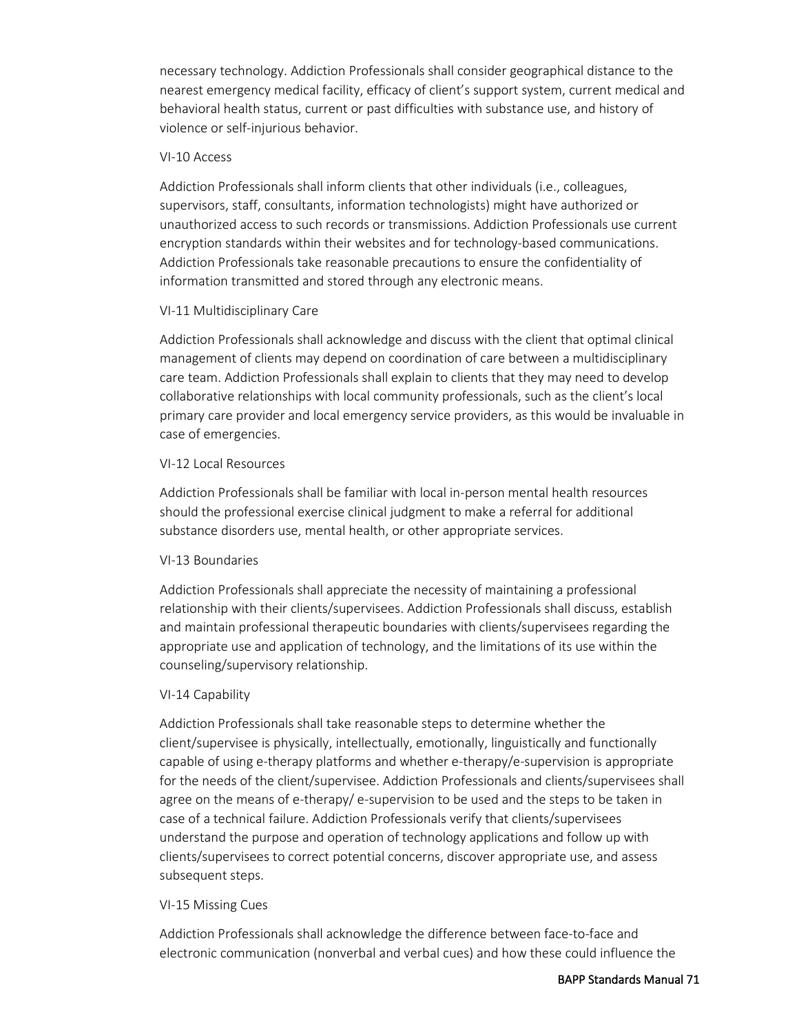necessary technology. Addiction Professionals shall consider geographical distance to the nearest emergency medical facility, efficacy of client's support system, current medical and behavioral health status, current or past difficulties with substance use, and history of violence or self-injurious behavior.

VI-10 Access

Addiction Professionals shall inform clients that other individuals (i.e., colleagues, supervisors, staff, consultants, information technologists) might have authorized or unauthorized access to such records or transmissions. Addiction Professionals use current encryption standards within their websites and for technology-based communications. Addiction Professionals take reasonable precautions to ensure the confidentiality of information transmitted and stored through any electronic means.

VI-11 Multidisciplinary Care

Addiction Professionals shall acknowledge and discuss with the client that optimal clinical management of clients may depend on coordination of care between a multidisciplinary care team. Addiction Professionals shall explain to clients that they may need to develop collaborative relationships with local community professionals, such as the client's local primary care provider and local emergency service providers, as this would be invaluable in case of emergencies.

VI-12 Local Resources

Addiction Professionals shall be familiar with local in-person mental health resources should the professional exercise clinical judgment to make a referral for additional substance disorders use, mental health, or other appropriate services.

VI-13 Boundaries

Addiction Professionals shall appreciate the necessity of maintaining a professional relationship with their clients/supervisees. Addiction Professionals shall discuss, establish and maintain professional therapeutic boundaries with clients/supervisees regarding the appropriate use and application of technology, and the limitations of its use within the counseling/supervisory relationship.

VI-14 Capability

Addiction Professionals shall take reasonable steps to determine whether the client/supervisee is physically, intellectually, emotionally, linguistically and functionally capable of using e-therapy platforms and whether e-therapy/e-supervision is appropriate for the needs of the client/supervisee. Addiction Professionals and clients/supervisees shall agree on the means of e-therapy/ e-supervision to be used and the steps to be taken in case of a technical failure. Addiction Professionals verify that clients/supervisees understand the purpose and operation of technology applications and follow up with clients/supervisees to correct potential concerns, discover appropriate use, and assess subsequent steps.

VI-15 Missing Cues

Addiction Professionals shall acknowledge the difference between face-to-face and electronic communication (nonverbal and verbal cues) and how these could influence the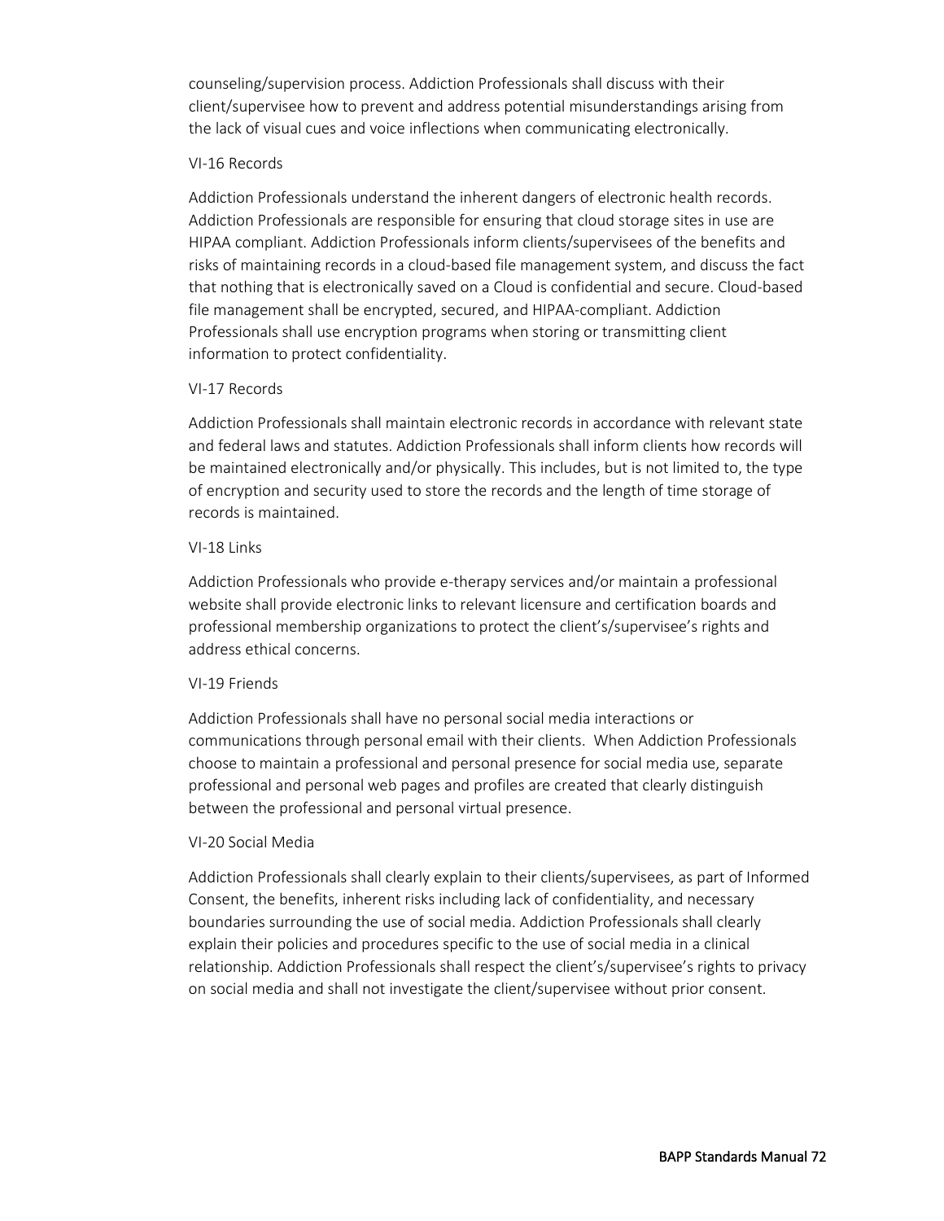counseling/supervision process. Addiction Professionals shall discuss with their client/supervisee how to prevent and address potential misunderstandings arising from the lack of visual cues and voice inflections when communicating electronically.

VI-16 Records

Addiction Professionals understand the inherent dangers of electronic health records. Addiction Professionals are responsible for ensuring that cloud storage sites in use are HIPAA compliant. Addiction Professionals inform clients/supervisees of the benefits and risks of maintaining records in a cloud-based file management system, and discuss the fact that nothing that is electronically saved on a Cloud is confidential and secure. Cloud-based file management shall be encrypted, secured, and HIPAA-compliant. Addiction Professionals shall use encryption programs when storing or transmitting client information to protect confidentiality.

VI-17 Records

Addiction Professionals shall maintain electronic records in accordance with relevant state and federal laws and statutes. Addiction Professionals shall inform clients how records will be maintained electronically and/or physically. This includes, but is not limited to, the type of encryption and security used to store the records and the length of time storage of records is maintained.

VI-18 Links

Addiction Professionals who provide e-therapy services and/or maintain a professional website shall provide electronic links to relevant licensure and certification boards and professional membership organizations to protect the client's/supervisee's rights and address ethical concerns.

VI-19 Friends

Addiction Professionals shall have no personal social media interactions or communications through personal email with their clients. When Addiction Professionals choose to maintain a professional and personal presence for social media use, separate professional and personal web pages and profiles are created that clearly distinguish between the professional and personal virtual presence.

VI-20 Social Media

Addiction Professionals shall clearly explain to their clients/supervisees, as part of Informed Consent, the benefits, inherent risks including lack of confidentiality, and necessary boundaries surrounding the use of social media. Addiction Professionals shall clearly explain their policies and procedures specific to the use of social media in a clinical relationship. Addiction Professionals shall respect the client's/supervisee's rights to privacy on social media and shall not investigate the client/supervisee without prior consent.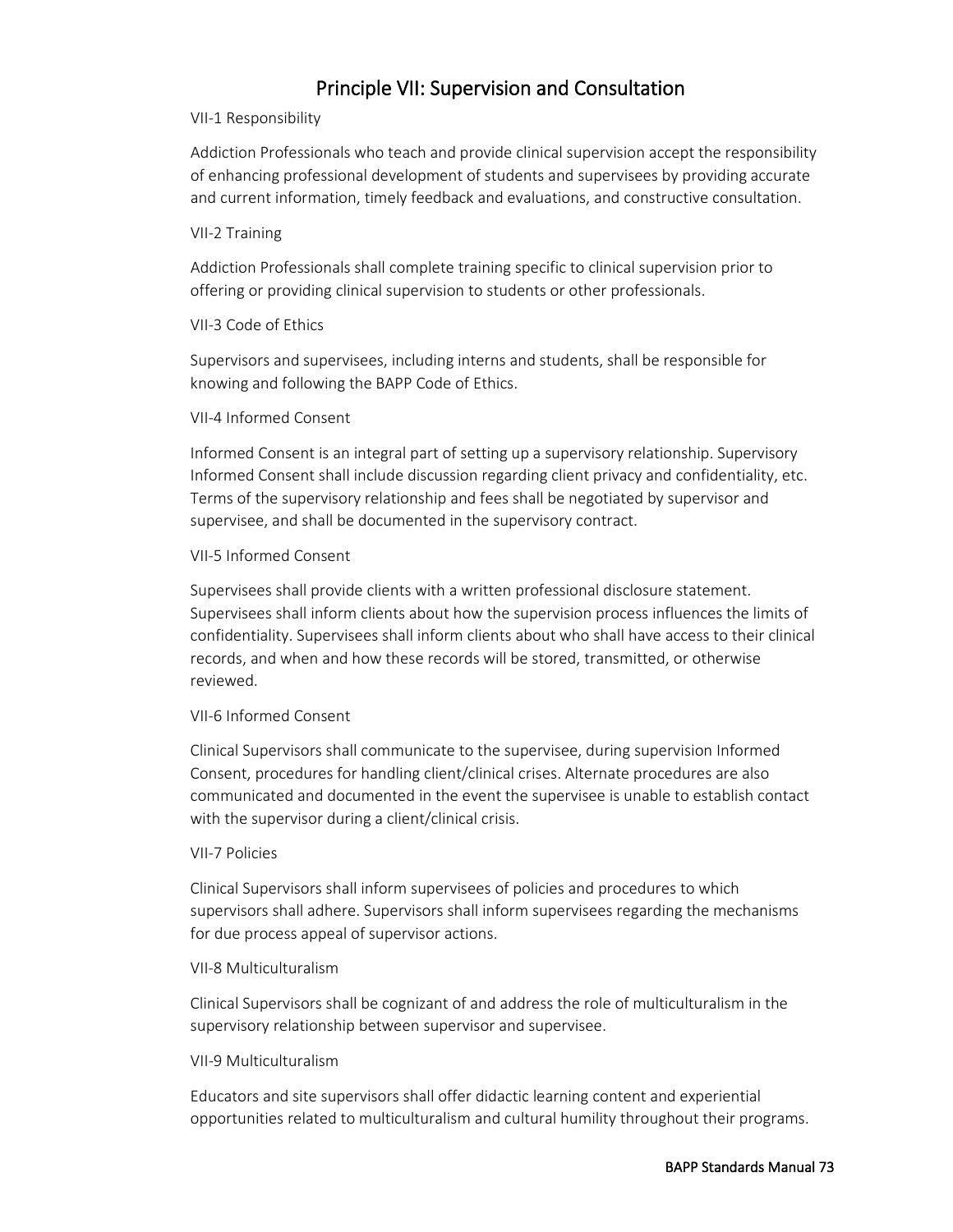## Principle VII: Supervision and Consultation

VII-1 Responsibility

Addiction Professionals who teach and provide clinical supervision accept the responsibility of enhancing professional development of students and supervisees by providing accurate and current information, timely feedback and evaluations, and constructive consultation.

VII-2 Training

Addiction Professionals shall complete training specific to clinical supervision prior to offering or providing clinical supervision to students or other professionals.

VII-3 Code of Ethics

Supervisors and supervisees, including interns and students, shall be responsible for knowing and following the BAPP Code of Ethics.

VII-4 Informed Consent

Informed Consent is an integral part of setting up a supervisory relationship. Supervisory Informed Consent shall include discussion regarding client privacy and confidentiality, etc. Terms of the supervisory relationship and fees shall be negotiated by supervisor and supervisee, and shall be documented in the supervisory contract.

VII-5 Informed Consent

Supervisees shall provide clients with a written professional disclosure statement. Supervisees shall inform clients about how the supervision process influences the limits of confidentiality. Supervisees shall inform clients about who shall have access to their clinical records, and when and how these records will be stored, transmitted, or otherwise reviewed.

VII-6 Informed Consent

Clinical Supervisors shall communicate to the supervisee, during supervision Informed Consent, procedures for handling client/clinical crises. Alternate procedures are also communicated and documented in the event the supervisee is unable to establish contact with the supervisor during a client/clinical crisis.

VII-7 Policies

Clinical Supervisors shall inform supervisees of policies and procedures to which supervisors shall adhere. Supervisors shall inform supervisees regarding the mechanisms for due process appeal of supervisor actions.

VII-8 Multiculturalism

Clinical Supervisors shall be cognizant of and address the role of multiculturalism in the supervisory relationship between supervisor and supervisee.

VII-9 Multiculturalism

Educators and site supervisors shall offer didactic learning content and experiential opportunities related to multiculturalism and cultural humility throughout their programs.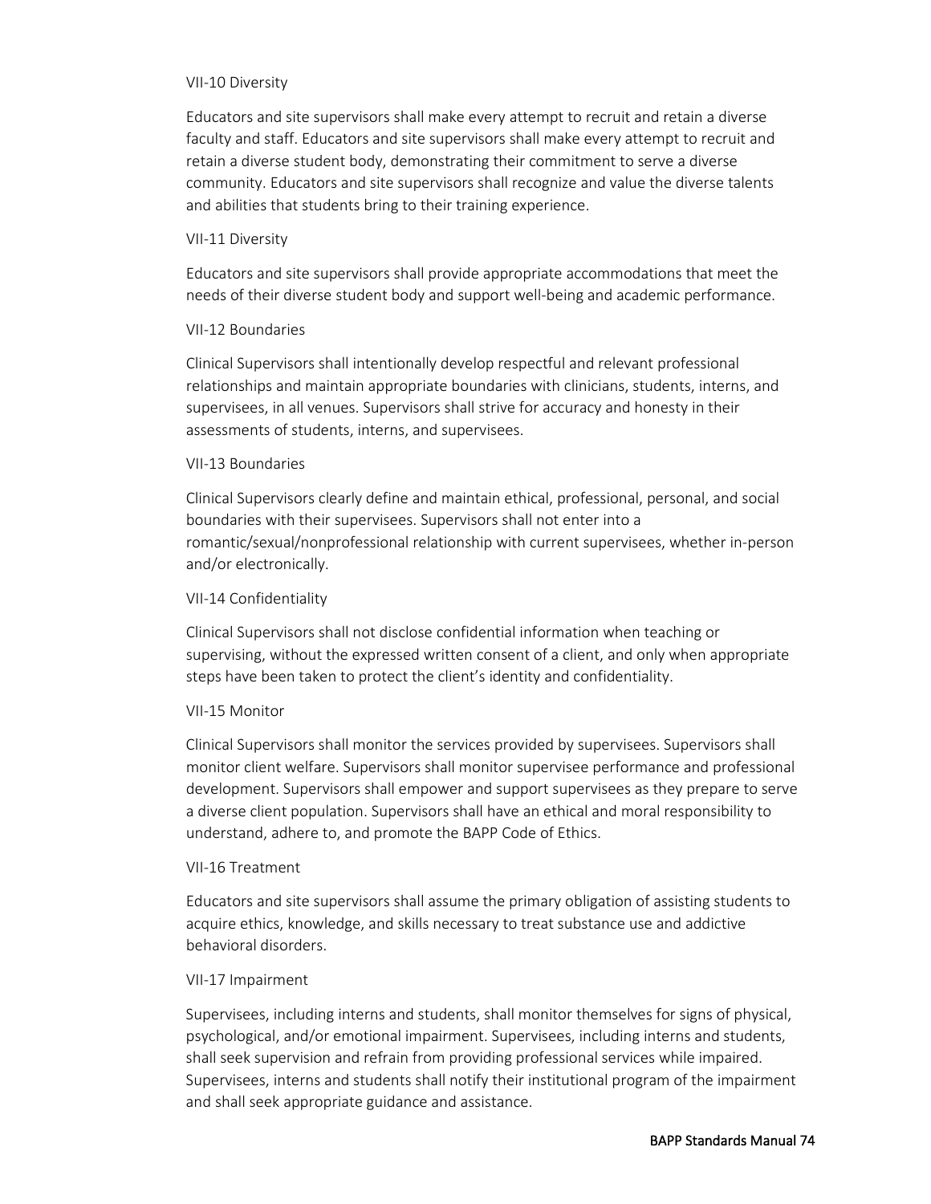VII-10 Diversity

Educators and site supervisors shall make every attempt to recruit and retain a diverse faculty and staff. Educators and site supervisors shall make every attempt to recruit and retain a diverse student body, demonstrating their commitment to serve a diverse community. Educators and site supervisors shall recognize and value the diverse talents and abilities that students bring to their training experience.

VII-11 Diversity

Educators and site supervisors shall provide appropriate accommodations that meet the needs of their diverse student body and support well-being and academic performance.

VII-12 Boundaries

Clinical Supervisors shall intentionally develop respectful and relevant professional relationships and maintain appropriate boundaries with clinicians, students, interns, and supervisees, in all venues. Supervisors shall strive for accuracy and honesty in their assessments of students, interns, and supervisees.

VII-13 Boundaries

Clinical Supervisors clearly define and maintain ethical, professional, personal, and social boundaries with their supervisees. Supervisors shall not enter into a romantic/sexual/nonprofessional relationship with current supervisees, whether in-person and/or electronically.

VII-14 Confidentiality

Clinical Supervisors shall not disclose confidential information when teaching or supervising, without the expressed written consent of a client, and only when appropriate steps have been taken to protect the client's identity and confidentiality.

VII-15 Monitor

Clinical Supervisors shall monitor the services provided by supervisees. Supervisors shall monitor client welfare. Supervisors shall monitor supervisee performance and professional development. Supervisors shall empower and support supervisees as they prepare to serve a diverse client population. Supervisors shall have an ethical and moral responsibility to understand, adhere to, and promote the BAPP Code of Ethics.

VII-16 Treatment

Educators and site supervisors shall assume the primary obligation of assisting students to acquire ethics, knowledge, and skills necessary to treat substance use and addictive behavioral disorders.

VII-17 Impairment

Supervisees, including interns and students, shall monitor themselves for signs of physical, psychological, and/or emotional impairment. Supervisees, including interns and students, shall seek supervision and refrain from providing professional services while impaired. Supervisees, interns and students shall notify their institutional program of the impairment and shall seek appropriate guidance and assistance.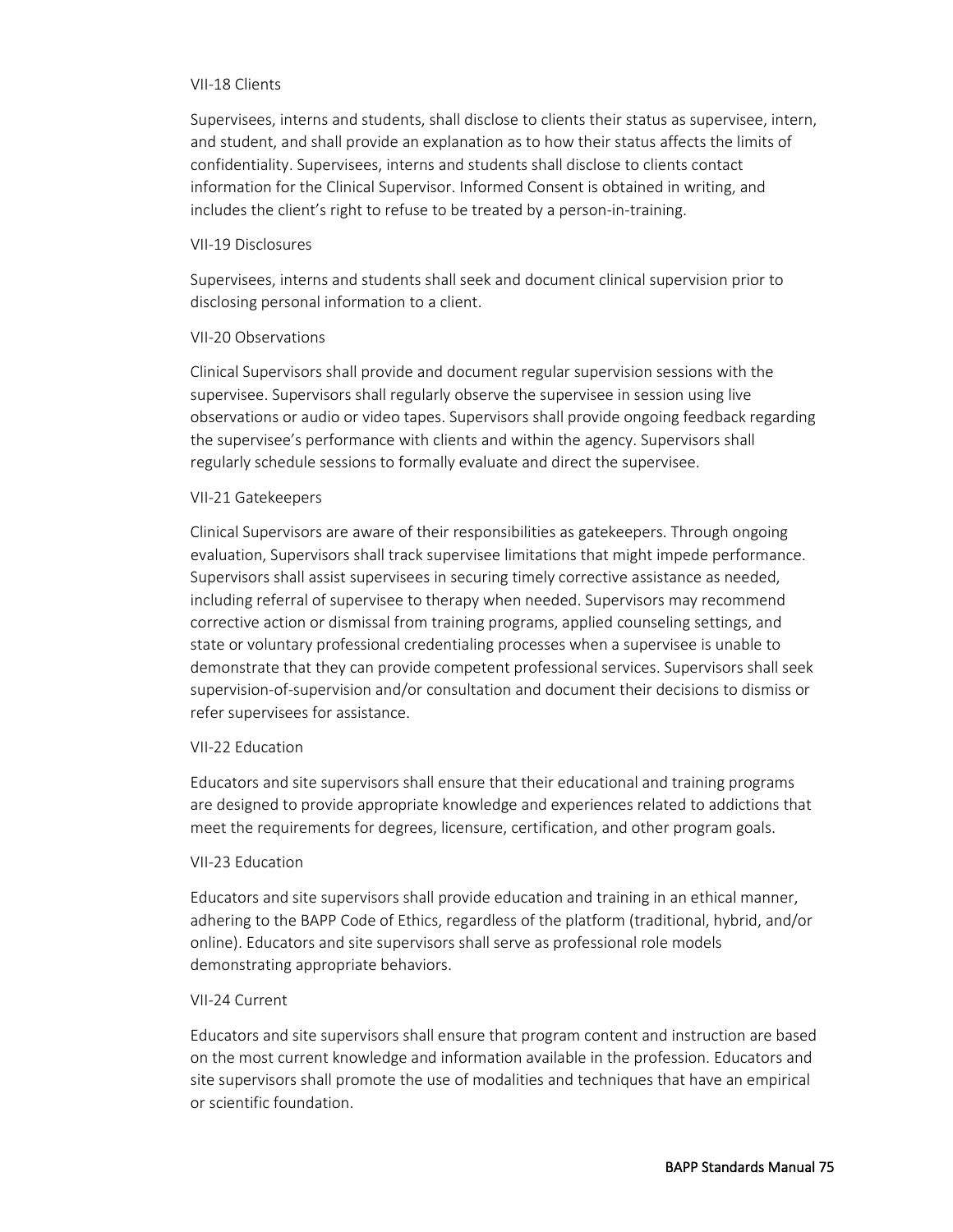VII-18 Clients

Supervisees, interns and students, shall disclose to clients their status as supervisee, intern, and student, and shall provide an explanation as to how their status affects the limits of confidentiality. Supervisees, interns and students shall disclose to clients contact information for the Clinical Supervisor. Informed Consent is obtained in writing, and includes the client's right to refuse to be treated by a person-in-training.

VII-19 Disclosures

Supervisees, interns and students shall seek and document clinical supervision prior to disclosing personal information to a client.

VII-20 Observations

Clinical Supervisors shall provide and document regular supervision sessions with the supervisee. Supervisors shall regularly observe the supervisee in session using live observations or audio or video tapes. Supervisors shall provide ongoing feedback regarding the supervisee's performance with clients and within the agency. Supervisors shall regularly schedule sessions to formally evaluate and direct the supervisee.

VII-21 Gatekeepers

Clinical Supervisors are aware of their responsibilities as gatekeepers. Through ongoing evaluation, Supervisors shall track supervisee limitations that might impede performance. Supervisors shall assist supervisees in securing timely corrective assistance as needed, including referral of supervisee to therapy when needed. Supervisors may recommend corrective action or dismissal from training programs, applied counseling settings, and state or voluntary professional credentialing processes when a supervisee is unable to demonstrate that they can provide competent professional services. Supervisors shall seek supervision-of-supervision and/or consultation and document their decisions to dismiss or refer supervisees for assistance.

VII-22 Education

Educators and site supervisors shall ensure that their educational and training programs are designed to provide appropriate knowledge and experiences related to addictions that meet the requirements for degrees, licensure, certification, and other program goals.

VII-23 Education

Educators and site supervisors shall provide education and training in an ethical manner, adhering to the BAPP Code of Ethics, regardless of the platform (traditional, hybrid, and/or online). Educators and site supervisors shall serve as professional role models demonstrating appropriate behaviors.

VII-24 Current

Educators and site supervisors shall ensure that program content and instruction are based on the most current knowledge and information available in the profession. Educators and site supervisors shall promote the use of modalities and techniques that have an empirical or scientific foundation.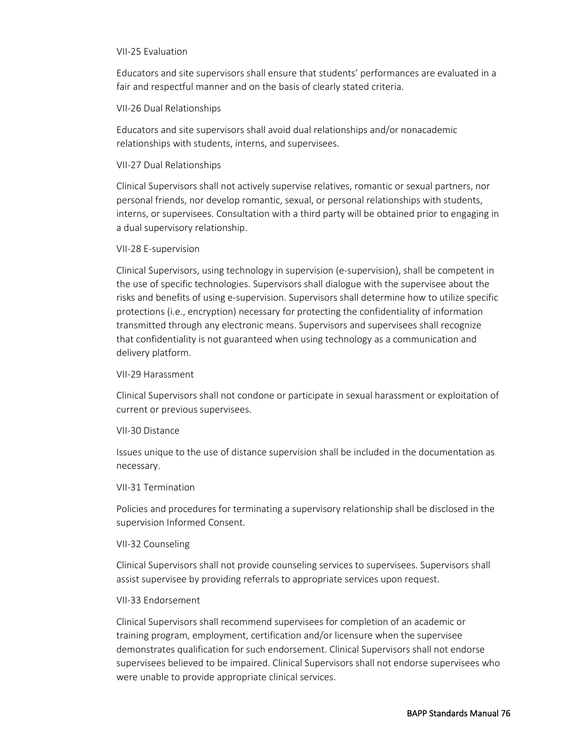VII-25 Evaluation

Educators and site supervisors shall ensure that students' performances are evaluated in a fair and respectful manner and on the basis of clearly stated criteria.

VII-26 Dual Relationships

Educators and site supervisors shall avoid dual relationships and/or nonacademic relationships with students, interns, and supervisees.

VII-27 Dual Relationships

Clinical Supervisors shall not actively supervise relatives, romantic or sexual partners, nor personal friends, nor develop romantic, sexual, or personal relationships with students, interns, or supervisees. Consultation with a third party will be obtained prior to engaging in a dual supervisory relationship.

VII-28 E-supervision

Clinical Supervisors, using technology in supervision (e-supervision), shall be competent in the use of specific technologies. Supervisors shall dialogue with the supervisee about the risks and benefits of using e-supervision. Supervisors shall determine how to utilize specific protections (i.e., encryption) necessary for protecting the confidentiality of information transmitted through any electronic means. Supervisors and supervisees shall recognize that confidentiality is not guaranteed when using technology as a communication and delivery platform.

VII-29 Harassment

Clinical Supervisors shall not condone or participate in sexual harassment or exploitation of current or previous supervisees.

VII-30 Distance

Issues unique to the use of distance supervision shall be included in the documentation as necessary.

VII-31 Termination

Policies and procedures for terminating a supervisory relationship shall be disclosed in the supervision Informed Consent.

VII-32 Counseling

Clinical Supervisors shall not provide counseling services to supervisees. Supervisors shall assist supervisee by providing referrals to appropriate services upon request.

VII-33 Endorsement

Clinical Supervisors shall recommend supervisees for completion of an academic or training program, employment, certification and/or licensure when the supervisee demonstrates qualification for such endorsement. Clinical Supervisors shall not endorse supervisees believed to be impaired. Clinical Supervisors shall not endorse supervisees who were unable to provide appropriate clinical services.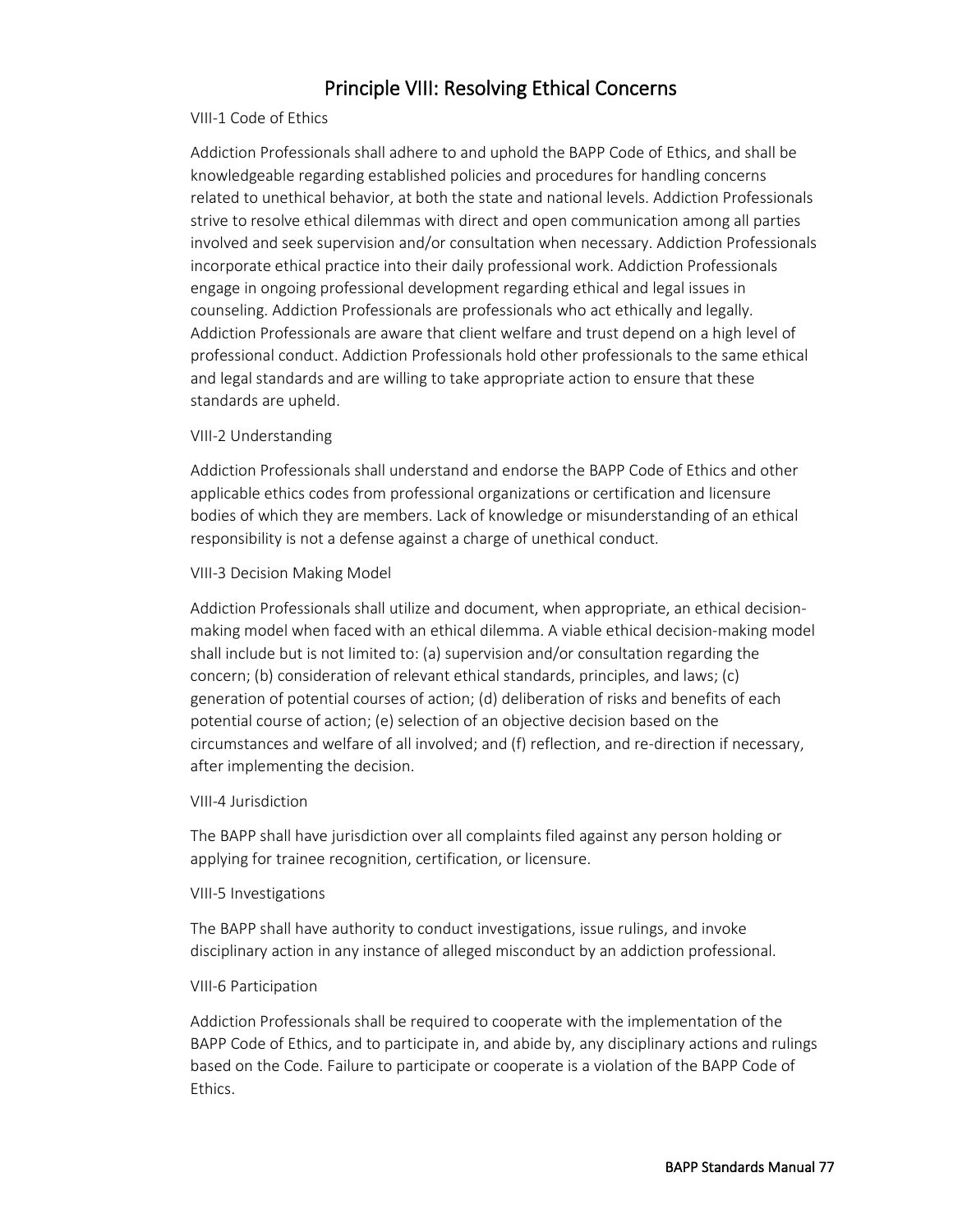# Principle VIII: Resolving Ethical Concerns

VIII-1 Code of Ethics

Addiction Professionals shall adhere to and uphold the BAPP Code of Ethics, and shall be knowledgeable regarding established policies and procedures for handling concerns related to unethical behavior, at both the state and national levels. Addiction Professionals strive to resolve ethical dilemmas with direct and open communication among all parties involved and seek supervision and/or consultation when necessary. Addiction Professionals incorporate ethical practice into their daily professional work. Addiction Professionals engage in ongoing professional development regarding ethical and legal issues in counseling. Addiction Professionals are professionals who act ethically and legally. Addiction Professionals are aware that client welfare and trust depend on a high level of professional conduct. Addiction Professionals hold other professionals to the same ethical and legal standards and are willing to take appropriate action to ensure that these standards are upheld.

VIII-2 Understanding

Addiction Professionals shall understand and endorse the BAPP Code of Ethics and other applicable ethics codes from professional organizations or certification and licensure bodies of which they are members. Lack of knowledge or misunderstanding of an ethical responsibility is not a defense against a charge of unethical conduct.

VIII-3 Decision Making Model

Addiction Professionals shall utilize and document, when appropriate, an ethical decision-making model when faced with an ethical dilemma. A viable ethical decision-making model shall include but is not limited to: (a) supervision and/or consultation regarding the concern; (b) consideration of relevant ethical standards, principles, and laws; (c) generation of potential courses of action; (d) deliberation of risks and benefits of each potential course of action; (e) selection of an objective decision based on the circumstances and welfare of all involved; and (f) reflection, and re-direction if necessary, after implementing the decision.

VIII-4 Jurisdiction

The BAPP shall have jurisdiction over all complaints filed against any person holding or applying for trainee recognition, certification, or licensure.

VIII-5 Investigations

The BAPP shall have authority to conduct investigations, issue rulings, and invoke disciplinary action in any instance of alleged misconduct by an addiction professional.

VIII-6 Participation

Addiction Professionals shall be required to cooperate with the implementation of the BAPP Code of Ethics, and to participate in, and abide by, any disciplinary actions and rulings based on the Code. Failure to participate or cooperate is a violation of the BAPP Code of Ethics.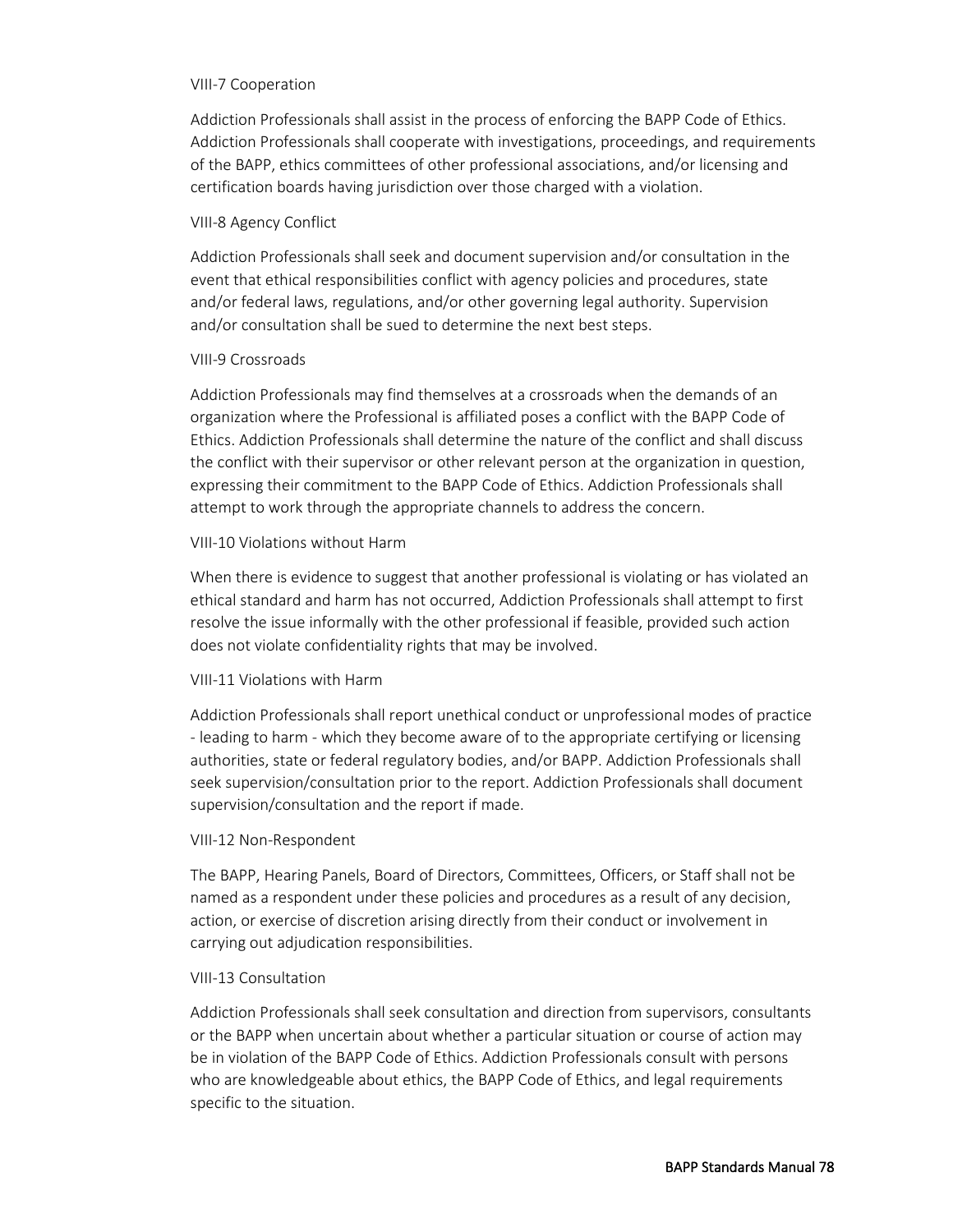VIII-7 Cooperation

Addiction Professionals shall assist in the process of enforcing the BAPP Code of Ethics. Addiction Professionals shall cooperate with investigations, proceedings, and requirements of the BAPP, ethics committees of other professional associations, and/or licensing and certification boards having jurisdiction over those charged with a violation.

VIII-8 Agency Conflict

Addiction Professionals shall seek and document supervision and/or consultation in the event that ethical responsibilities conflict with agency policies and procedures, state and/or federal laws, regulations, and/or other governing legal authority. Supervision and/or consultation shall be sued to determine the next best steps.

VIII-9 Crossroads

Addiction Professionals may find themselves at a crossroads when the demands of an organization where the Professional is affiliated poses a conflict with the BAPP Code of Ethics. Addiction Professionals shall determine the nature of the conflict and shall discuss the conflict with their supervisor or other relevant person at the organization in question, expressing their commitment to the BAPP Code of Ethics. Addiction Professionals shall attempt to work through the appropriate channels to address the concern.

VIII-10 Violations without Harm

When there is evidence to suggest that another professional is violating or has violated an ethical standard and harm has not occurred, Addiction Professionals shall attempt to first resolve the issue informally with the other professional if feasible, provided such action does not violate confidentiality rights that may be involved.

VIII-11 Violations with Harm

Addiction Professionals shall report unethical conduct or unprofessional modes of practice - leading to harm - which they become aware of to the appropriate certifying or licensing authorities, state or federal regulatory bodies, and/or BAPP. Addiction Professionals shall seek supervision/consultation prior to the report. Addiction Professionals shall document supervision/consultation and the report if made.

VIII-12 Non-Respondent

The BAPP, Hearing Panels, Board of Directors, Committees, Officers, or Staff shall not be named as a respondent under these policies and procedures as a result of any decision, action, or exercise of discretion arising directly from their conduct or involvement in carrying out adjudication responsibilities.

VIII-13 Consultation

Addiction Professionals shall seek consultation and direction from supervisors, consultants or the BAPP when uncertain about whether a particular situation or course of action may be in violation of the BAPP Code of Ethics. Addiction Professionals consult with persons who are knowledgeable about ethics, the BAPP Code of Ethics, and legal requirements specific to the situation.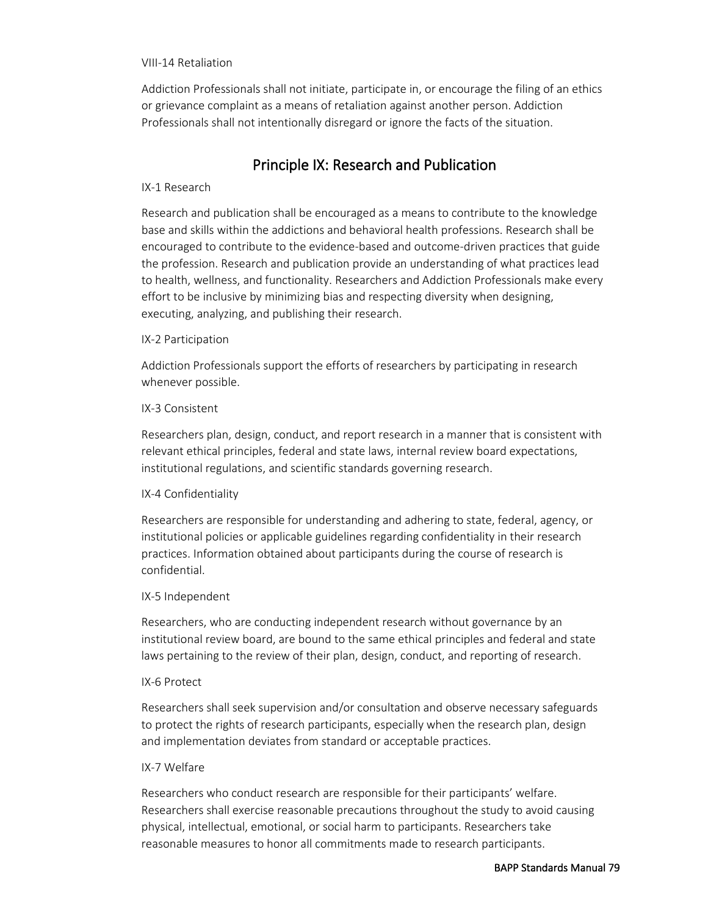VIII-14 Retaliation

Addiction Professionals shall not initiate, participate in, or encourage the filing of an ethics or grievance complaint as a means of retaliation against another person. Addiction Professionals shall not intentionally disregard or ignore the facts of the situation.

## Principle IX: Research and Publication

IX-1 Research

Research and publication shall be encouraged as a means to contribute to the knowledge base and skills within the addictions and behavioral health professions. Research shall be encouraged to contribute to the evidence-based and outcome-driven practices that guide the profession. Research and publication provide an understanding of what practices lead to health, wellness, and functionality. Researchers and Addiction Professionals make every effort to be inclusive by minimizing bias and respecting diversity when designing, executing, analyzing, and publishing their research.

IX-2 Participation

Addiction Professionals support the efforts of researchers by participating in research whenever possible.

IX-3 Consistent

Researchers plan, design, conduct, and report research in a manner that is consistent with relevant ethical principles, federal and state laws, internal review board expectations, institutional regulations, and scientific standards governing research.

IX-4 Confidentiality

Researchers are responsible for understanding and adhering to state, federal, agency, or institutional policies or applicable guidelines regarding confidentiality in their research practices. Information obtained about participants during the course of research is confidential.

IX-5 Independent

Researchers, who are conducting independent research without governance by an institutional review board, are bound to the same ethical principles and federal and state laws pertaining to the review of their plan, design, conduct, and reporting of research.

IX-6 Protect

Researchers shall seek supervision and/or consultation and observe necessary safeguards to protect the rights of research participants, especially when the research plan, design and implementation deviates from standard or acceptable practices.

IX-7 Welfare

Researchers who conduct research are responsible for their participants' welfare. Researchers shall exercise reasonable precautions throughout the study to avoid causing physical, intellectual, emotional, or social harm to participants. Researchers take reasonable measures to honor all commitments made to research participants.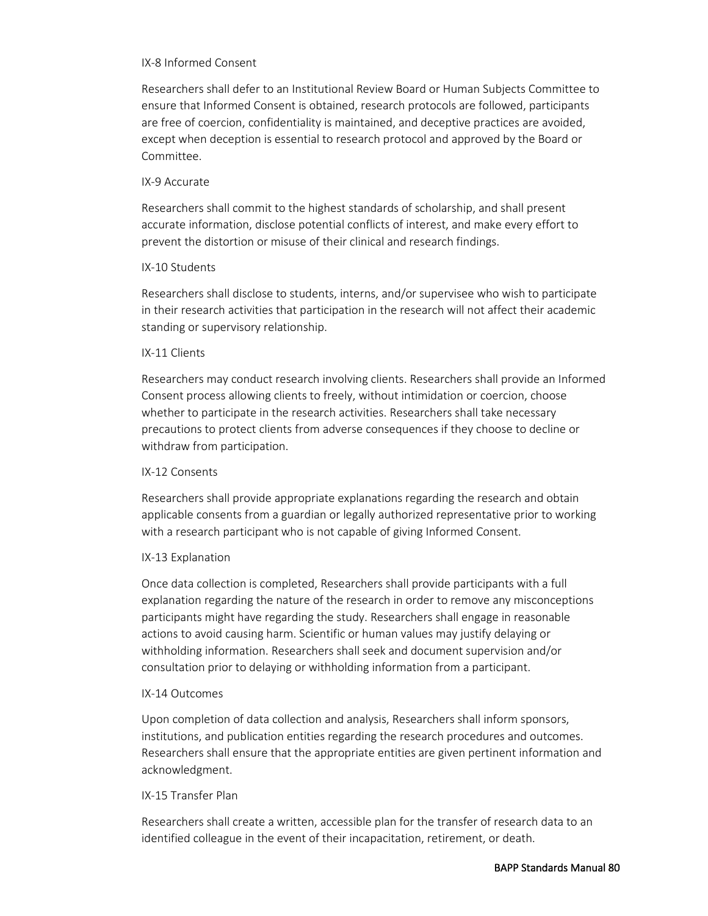### IX-8 Informed Consent

Researchers shall defer to an Institutional Review Board or Human Subjects Committee to ensure that Informed Consent is obtained, research protocols are followed, participants are free of coercion, confidentiality is maintained, and deceptive practices are avoided, except when deception is essential to research protocol and approved by the Board or Committee.

### IX-9 Accurate

Researchers shall commit to the highest standards of scholarship, and shall present accurate information, disclose potential conflicts of interest, and make every effort to prevent the distortion or misuse of their clinical and research findings.

### IX-10 Students

Researchers shall disclose to students, interns, and/or supervisee who wish to participate in their research activities that participation in the research will not affect their academic standing or supervisory relationship.

### IX-11 Clients

Researchers may conduct research involving clients. Researchers shall provide an Informed Consent process allowing clients to freely, without intimidation or coercion, choose whether to participate in the research activities. Researchers shall take necessary precautions to protect clients from adverse consequences if they choose to decline or withdraw from participation.

### IX-12 Consents

Researchers shall provide appropriate explanations regarding the research and obtain applicable consents from a guardian or legally authorized representative prior to working with a research participant who is not capable of giving Informed Consent.

### IX-13 Explanation

Once data collection is completed, Researchers shall provide participants with a full explanation regarding the nature of the research in order to remove any misconceptions participants might have regarding the study. Researchers shall engage in reasonable actions to avoid causing harm. Scientific or human values may justify delaying or withholding information. Researchers shall seek and document supervision and/or consultation prior to delaying or withholding information from a participant.

### IX-14 Outcomes

Upon completion of data collection and analysis, Researchers shall inform sponsors, institutions, and publication entities regarding the research procedures and outcomes. Researchers shall ensure that the appropriate entities are given pertinent information and acknowledgment.

### IX-15 Transfer Plan

Researchers shall create a written, accessible plan for the transfer of research data to an identified colleague in the event of their incapacitation, retirement, or death.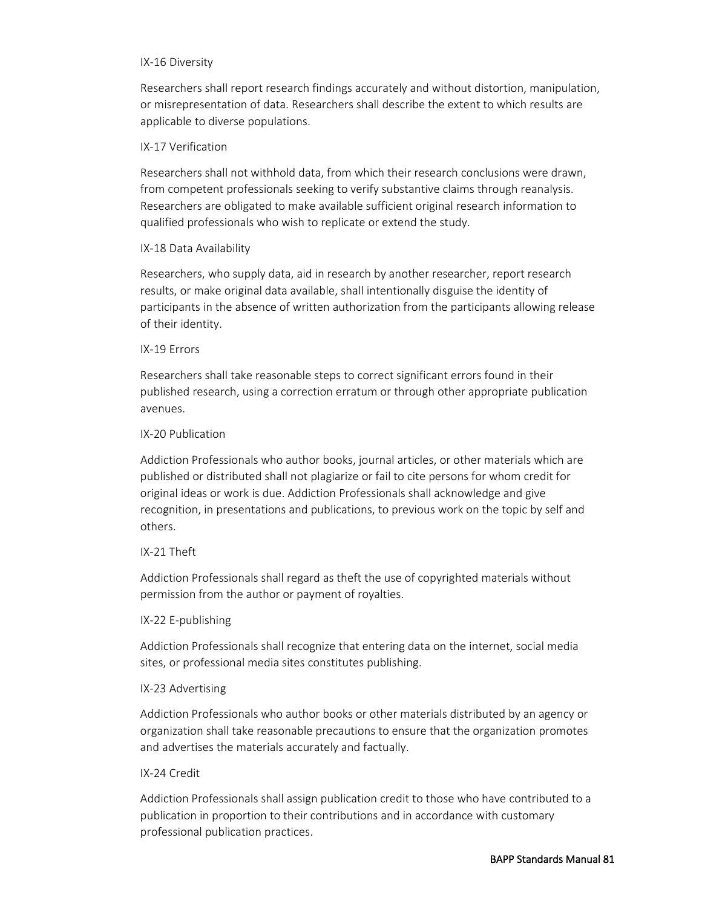IX-16 Diversity

Researchers shall report research findings accurately and without distortion, manipulation, or misrepresentation of data. Researchers shall describe the extent to which results are applicable to diverse populations.

IX-17 Verification

Researchers shall not withhold data, from which their research conclusions were drawn, from competent professionals seeking to verify substantive claims through reanalysis. Researchers are obligated to make available sufficient original research information to qualified professionals who wish to replicate or extend the study.

IX-18 Data Availability

Researchers, who supply data, aid in research by another researcher, report research results, or make original data available, shall intentionally disguise the identity of participants in the absence of written authorization from the participants allowing release of their identity.

IX-19 Errors

Researchers shall take reasonable steps to correct significant errors found in their published research, using a correction erratum or through other appropriate publication avenues.

IX-20 Publication

Addiction Professionals who author books, journal articles, or other materials which are published or distributed shall not plagiarize or fail to cite persons for whom credit for original ideas or work is due. Addiction Professionals shall acknowledge and give recognition, in presentations and publications, to previous work on the topic by self and others.

IX-21 Theft

Addiction Professionals shall regard as theft the use of copyrighted materials without permission from the author or payment of royalties.

IX-22 E-publishing

Addiction Professionals shall recognize that entering data on the internet, social media sites, or professional media sites constitutes publishing.

IX-23 Advertising

Addiction Professionals who author books or other materials distributed by an agency or organization shall take reasonable precautions to ensure that the organization promotes and advertises the materials accurately and factually.

IX-24 Credit

Addiction Professionals shall assign publication credit to those who have contributed to a publication in proportion to their contributions and in accordance with customary professional publication practices.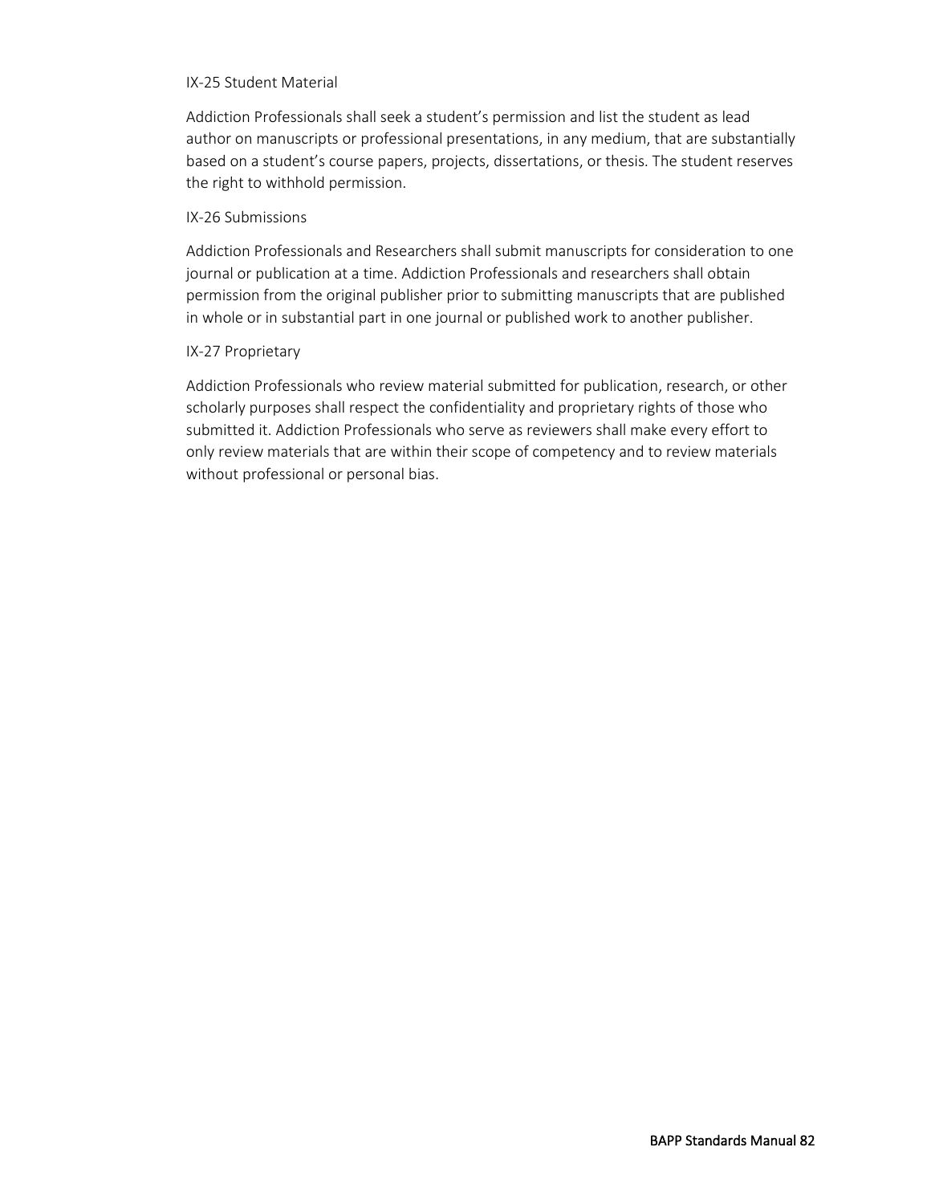IX-25 Student Material

Addiction Professionals shall seek a student's permission and list the student as lead author on manuscripts or professional presentations, in any medium, that are substantially based on a student's course papers, projects, dissertations, or thesis. The student reserves the right to withhold permission.

IX-26 Submissions

Addiction Professionals and Researchers shall submit manuscripts for consideration to one journal or publication at a time. Addiction Professionals and researchers shall obtain permission from the original publisher prior to submitting manuscripts that are published in whole or in substantial part in one journal or published work to another publisher.

IX-27 Proprietary

Addiction Professionals who review material submitted for publication, research, or other scholarly purposes shall respect the confidentiality and proprietary rights of those who submitted it. Addiction Professionals who serve as reviewers shall make every effort to only review materials that are within their scope of competency and to review materials without professional or personal bias.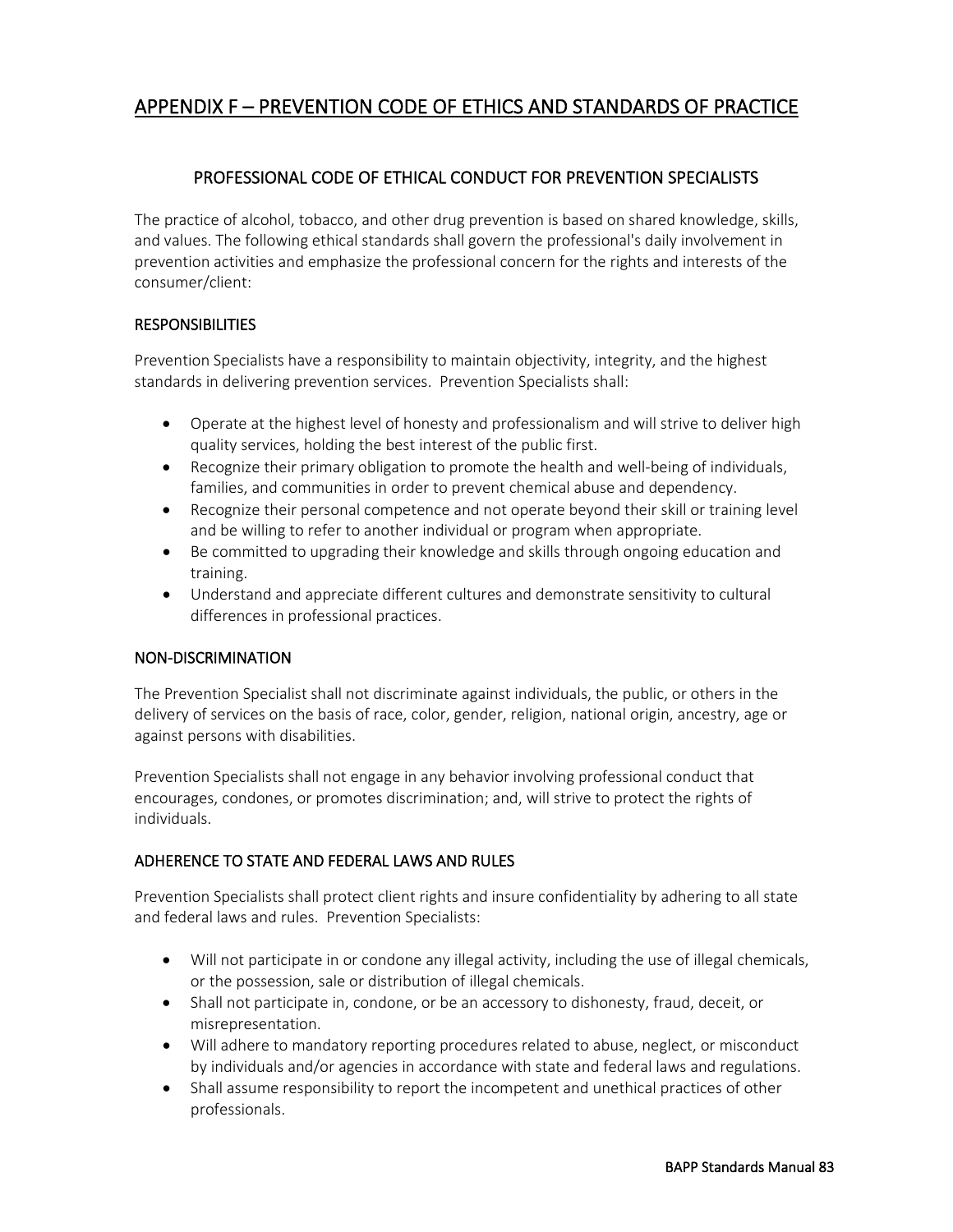# APPENDIX F – PREVENTION CODE OF ETHICS AND STANDARDS OF PRACTICE

## PROFESSIONAL CODE OF ETHICAL CONDUCT FOR PREVENTION SPECIALISTS

The practice of alcohol, tobacco, and other drug prevention is based on shared knowledge, skills, and values. The following ethical standards shall govern the professional's daily involvement in prevention activities and emphasize the professional concern for the rights and interests of the consumer/client:

### RESPONSIBILITIES

Prevention Specialists have a responsibility to maintain objectivity, integrity, and the highest standards in delivering prevention services. Prevention Specialists shall:

- Operate at the highest level of honesty and professionalism and will strive to deliver high quality services, holding the best interest of the public first.
- Recognize their primary obligation to promote the health and well-being of individuals, families, and communities in order to prevent chemical abuse and dependency.
- Recognize their personal competence and not operate beyond their skill or training level and be willing to refer to another individual or program when appropriate.
- Be committed to upgrading their knowledge and skills through ongoing education and training.
- Understand and appreciate different cultures and demonstrate sensitivity to cultural differences in professional practices.

### NON-DISCRIMINATION

The Prevention Specialist shall not discriminate against individuals, the public, or others in the delivery of services on the basis of race, color, gender, religion, national origin, ancestry, age or against persons with disabilities.

Prevention Specialists shall not engage in any behavior involving professional conduct that encourages, condones, or promotes discrimination; and, will strive to protect the rights of individuals.

### ADHERENCE TO STATE AND FEDERAL LAWS AND RULES

Prevention Specialists shall protect client rights and insure confidentiality by adhering to all state and federal laws and rules. Prevention Specialists:

- Will not participate in or condone any illegal activity, including the use of illegal chemicals, or the possession, sale or distribution of illegal chemicals.
- Shall not participate in, condone, or be an accessory to dishonesty, fraud, deceit, or misrepresentation.
- Will adhere to mandatory reporting procedures related to abuse, neglect, or misconduct by individuals and/or agencies in accordance with state and federal laws and regulations.
- Shall assume responsibility to report the incompetent and unethical practices of other professionals.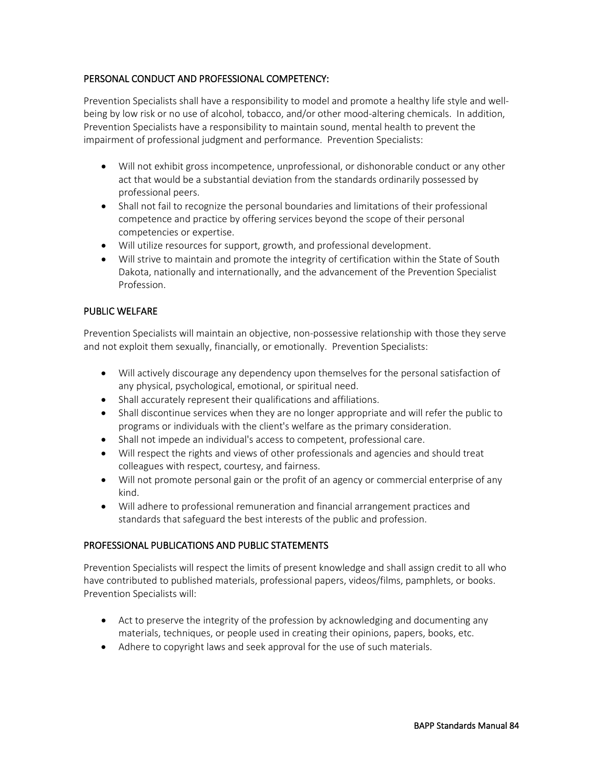## PERSONAL CONDUCT AND PROFESSIONAL COMPETENCY:

Prevention Specialists shall have a responsibility to model and promote a healthy life style and well-being by low risk or no use of alcohol, tobacco, and/or other mood-altering chemicals. In addition, Prevention Specialists have a responsibility to maintain sound, mental health to prevent the impairment of professional judgment and performance. Prevention Specialists:

- Will not exhibit gross incompetence, unprofessional, or dishonorable conduct or any other act that would be a substantial deviation from the standards ordinarily possessed by professional peers.
- Shall not fail to recognize the personal boundaries and limitations of their professional competence and practice by offering services beyond the scope of their personal competencies or expertise.
- Will utilize resources for support, growth, and professional development.
- Will strive to maintain and promote the integrity of certification within the State of South Dakota, nationally and internationally, and the advancement of the Prevention Specialist Profession.

## PUBLIC WELFARE

Prevention Specialists will maintain an objective, non-possessive relationship with those they serve and not exploit them sexually, financially, or emotionally. Prevention Specialists:

- Will actively discourage any dependency upon themselves for the personal satisfaction of any physical, psychological, emotional, or spiritual need.
- Shall accurately represent their qualifications and affiliations.
- Shall discontinue services when they are no longer appropriate and will refer the public to programs or individuals with the client's welfare as the primary consideration.
- Shall not impede an individual's access to competent, professional care.
- Will respect the rights and views of other professionals and agencies and should treat colleagues with respect, courtesy, and fairness.
- Will not promote personal gain or the profit of an agency or commercial enterprise of any kind.
- Will adhere to professional remuneration and financial arrangement practices and standards that safeguard the best interests of the public and profession.

## PROFESSIONAL PUBLICATIONS AND PUBLIC STATEMENTS

Prevention Specialists will respect the limits of present knowledge and shall assign credit to all who have contributed to published materials, professional papers, videos/films, pamphlets, or books. Prevention Specialists will:

- Act to preserve the integrity of the profession by acknowledging and documenting any materials, techniques, or people used in creating their opinions, papers, books, etc.
- Adhere to copyright laws and seek approval for the use of such materials.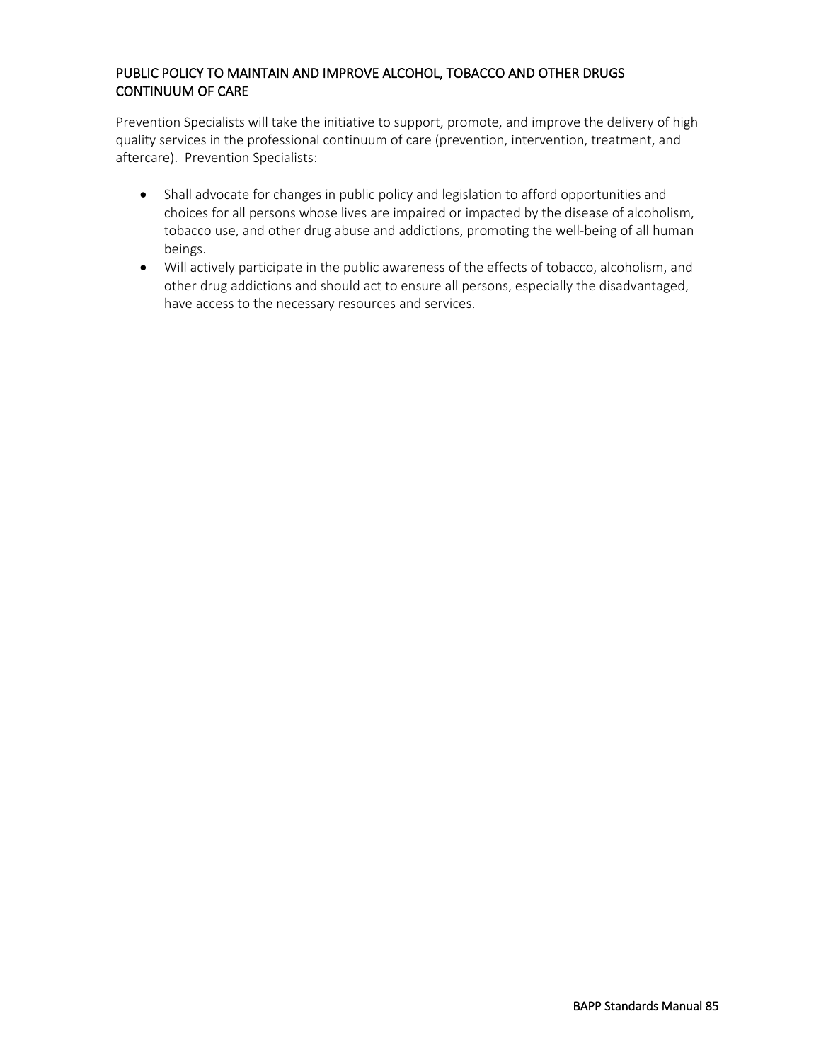## PUBLIC POLICY TO MAINTAIN AND IMPROVE ALCOHOL, TOBACCO AND OTHER DRUGS CONTINUUM OF CARE

Prevention Specialists will take the initiative to support, promote, and improve the delivery of high quality services in the professional continuum of care (prevention, intervention, treatment, and aftercare). Prevention Specialists:

- Shall advocate for changes in public policy and legislation to afford opportunities and choices for all persons whose lives are impaired or impacted by the disease of alcoholism, tobacco use, and other drug abuse and addictions, promoting the well-being of all human beings.
- Will actively participate in the public awareness of the effects of tobacco, alcoholism, and other drug addictions and should act to ensure all persons, especially the disadvantaged, have access to the necessary resources and services.